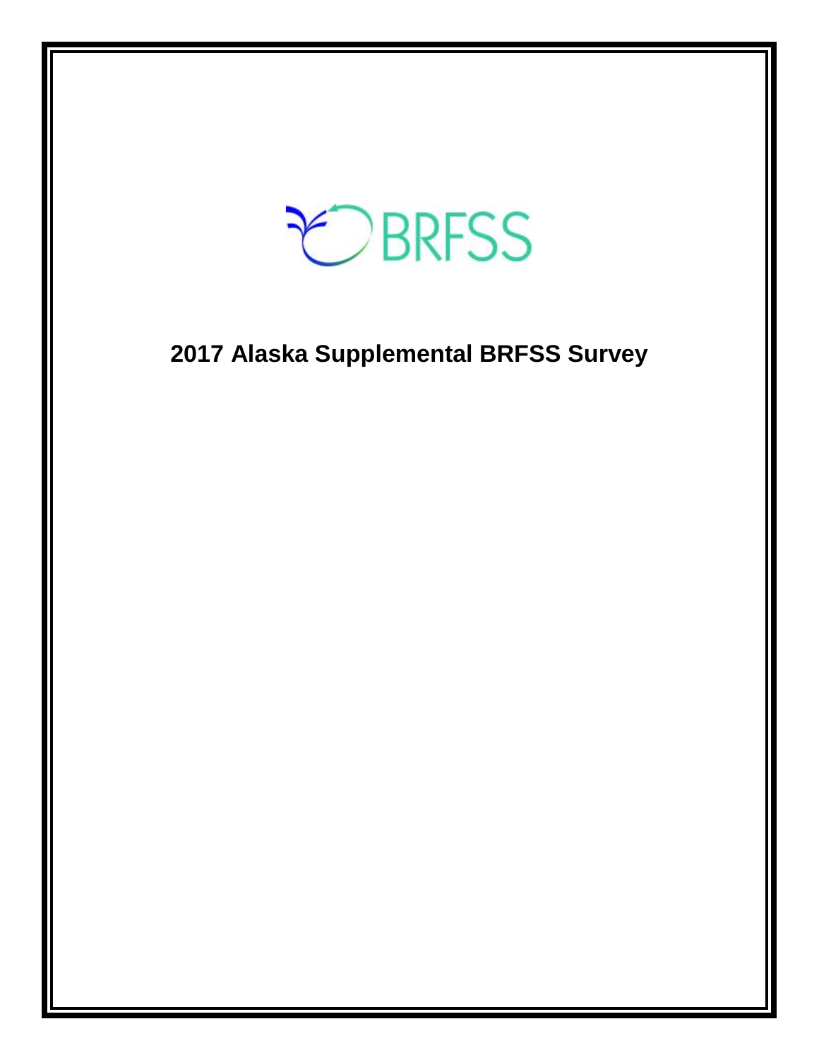BRFSS

# 2017 Alaska Supplemental BRFSS Survey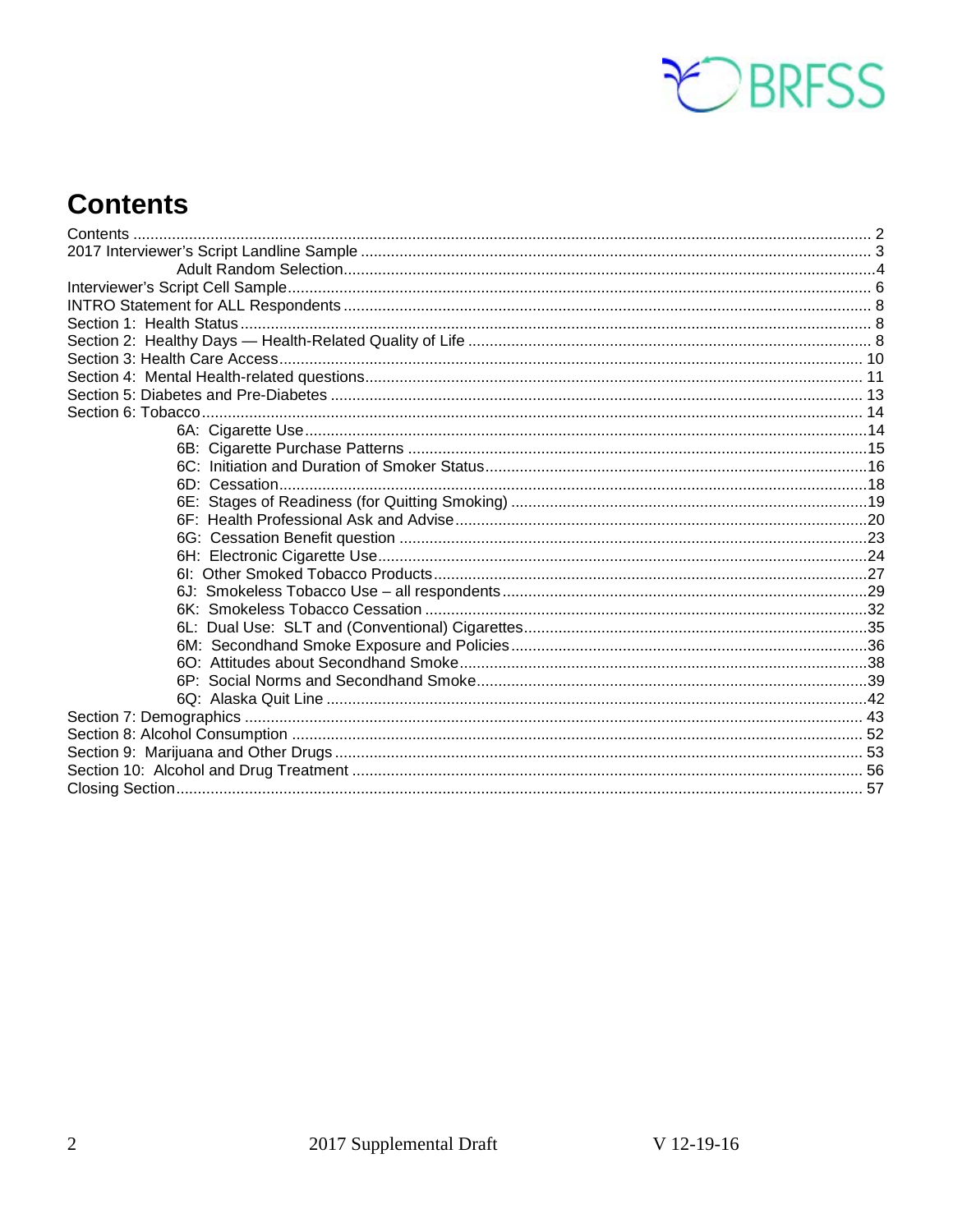# Contents

Contents ........................................................................................................................................................ 2
2017 Interviewer's Script Landline Sample ...................................................................................................... 3
  Adult Random Selection...........................................................................................................................4
Interviewer's Script Cell Sample....................................................................................................................... 6
INTRO Statement for ALL Respondents .......................................................................................................... 8
Section 1: Health Status .................................................................................................................................. 8
Section 2: Healthy Days — Health-Related Quality of Life ............................................................................. 8
Section 3: Health Care Access....................................................................................................................... 10
Section 4: Mental Health-related questions................................................................................................... 11
Section 5: Diabetes and Pre-Diabetes ........................................................................................................... 13
Section 6: Tobacco......................................................................................................................................... 14
  6A: Cigarette Use...................................................................................................................................14
  6B: Cigarette Purchase Patterns ...........................................................................................................15
  6C: Initiation and Duration of Smoker Status.........................................................................................16
  6D: Cessation.........................................................................................................................................18
  6E: Stages of Readiness (for Quitting Smoking) ...................................................................................19
  6F: Health Professional Ask and Advise................................................................................................20
  6G: Cessation Benefit question .............................................................................................................23
  6H: Electronic Cigarette Use..................................................................................................................24
  6I: Other Smoked Tobacco Products.....................................................................................................27
  6J: Smokeless Tobacco Use – all respondents.....................................................................................29
  6K: Smokeless Tobacco Cessation .......................................................................................................32
  6L: Dual Use: SLT and (Conventional) Cigarettes.................................................................................35
  6M: Secondhand Smoke Exposure and Policies...................................................................................36
  6O: Attitudes about Secondhand Smoke...............................................................................................38
  6P: Social Norms and Secondhand Smoke...........................................................................................39
  6Q: Alaska Quit Line .............................................................................................................................42
Section 7: Demographics ............................................................................................................................... 43
Section 8: Alcohol Consumption .................................................................................................................... 52
Section 9: Marijuana and Other Drugs........................................................................................................... 53
Section 10: Alcohol and Drug Treatment ....................................................................................................... 56
Closing Section............................................................................................................................................... 57

2017 Supplemental Draft V 12-19-16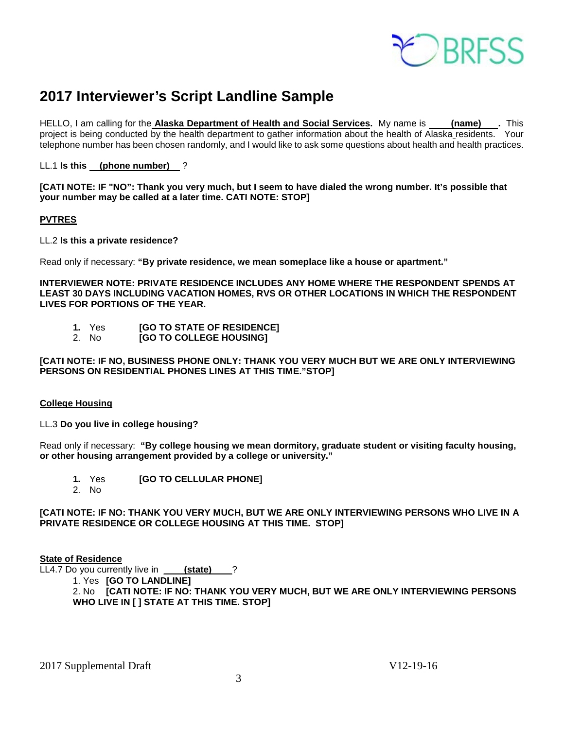# 2017 Interviewer's Script Landline Sample

HELLO, I am calling for the **Alaska Department of Health and Social Services**. My name is **(name)**. This project is being conducted by the health department to gather information about the health of Alaska residents. Your telephone number has been chosen randomly, and I would like to ask some questions about health and health practices.

LL.1 **Is this (phone number) ?**

**[CATI NOTE: IF "NO": Thank you very much, but I seem to have dialed the wrong number. It's possible that your number may be called at a later time. CATI NOTE: STOP]**

**PVTRES**

LL.2 **Is this a private residence?**

Read only if necessary: **"By private residence, we mean someplace like a house or apartment."**

**INTERVIEWER NOTE: PRIVATE RESIDENCE INCLUDES ANY HOME WHERE THE RESPONDENT SPENDS AT LEAST 30 DAYS INCLUDING VACATION HOMES, RVS OR OTHER LOCATIONS IN WHICH THE RESPONDENT LIVES FOR PORTIONS OF THE YEAR.**

1. Yes **[GO TO STATE OF RESIDENCE]**
2. No **[GO TO COLLEGE HOUSING]**

**[CATI NOTE: IF NO, BUSINESS PHONE ONLY: THANK YOU VERY MUCH BUT WE ARE ONLY INTERVIEWING PERSONS ON RESIDENTIAL PHONES LINES AT THIS TIME."STOP]**

**College Housing**

LL.3 **Do you live in college housing?**

Read only if necessary: **"By college housing we mean dormitory, graduate student or visiting faculty housing, or other housing arrangement provided by a college or university."**

1. Yes **[GO TO CELLULAR PHONE]**
2. No

**[CATI NOTE: IF NO: THANK YOU VERY MUCH, BUT WE ARE ONLY INTERVIEWING PERSONS WHO LIVE IN A PRIVATE RESIDENCE OR COLLEGE HOUSING AT THIS TIME. STOP]**

**State of Residence**

LL4.7 Do you currently live in **(state)** ?

1. Yes **[GO TO LANDLINE]**
2. No **[CATI NOTE: IF NO: THANK YOU VERY MUCH, BUT WE ARE ONLY INTERVIEWING PERSONS WHO LIVE IN [ ] STATE AT THIS TIME. STOP]**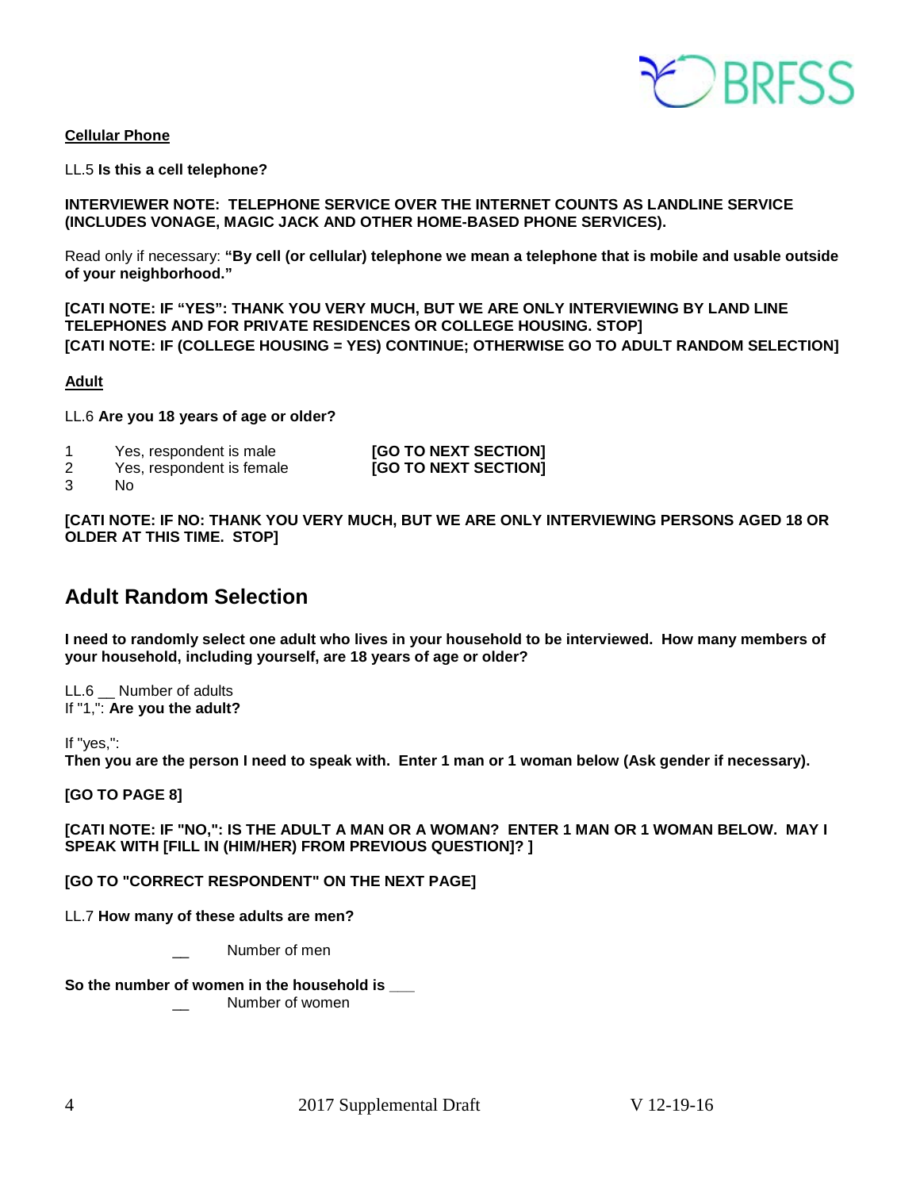**Cellular Phone**

LL.5 **Is this a cell telephone?**

**INTERVIEWER NOTE: TELEPHONE SERVICE OVER THE INTERNET COUNTS AS LANDLINE SERVICE (INCLUDES VONAGE, MAGIC JACK AND OTHER HOME-BASED PHONE SERVICES).**

Read only if necessary: **"By cell (or cellular) telephone we mean a telephone that is mobile and usable outside of your neighborhood."**

**[CATI NOTE: IF "YES": THANK YOU VERY MUCH, BUT WE ARE ONLY INTERVIEWING BY LAND LINE TELEPHONES AND FOR PRIVATE RESIDENCES OR COLLEGE HOUSING. STOP]**
**[CATI NOTE: IF (COLLEGE HOUSING = YES) CONTINUE; OTHERWISE GO TO ADULT RANDOM SELECTION]**

**Adult**

LL.6 **Are you 18 years of age or older?**

1 Yes, respondent is male **[GO TO NEXT SECTION]**
2 Yes, respondent is female **[GO TO NEXT SECTION]**
3 No

**[CATI NOTE: IF NO: THANK YOU VERY MUCH, BUT WE ARE ONLY INTERVIEWING PERSONS AGED 18 OR OLDER AT THIS TIME. STOP]**

## Adult Random Selection

**I need to randomly select one adult who lives in your household to be interviewed. How many members of your household, including yourself, are 18 years of age or older?**

LL.6 __ Number of adults
If "1,": **Are you the adult?**

If "yes,":
**Then you are the person I need to speak with. Enter 1 man or 1 woman below (Ask gender if necessary).**

**[GO TO PAGE 8]**

**[CATI NOTE: IF "NO,": IS THE ADULT A MAN OR A WOMAN? ENTER 1 MAN OR 1 WOMAN BELOW. MAY I SPEAK WITH [FILL IN (HIM/HER) FROM PREVIOUS QUESTION]? ]**

**[GO TO "CORRECT RESPONDENT" ON THE NEXT PAGE]**

LL.7 **How many of these adults are men?**

__ Number of men

**So the number of women in the household is ___**

__ Number of women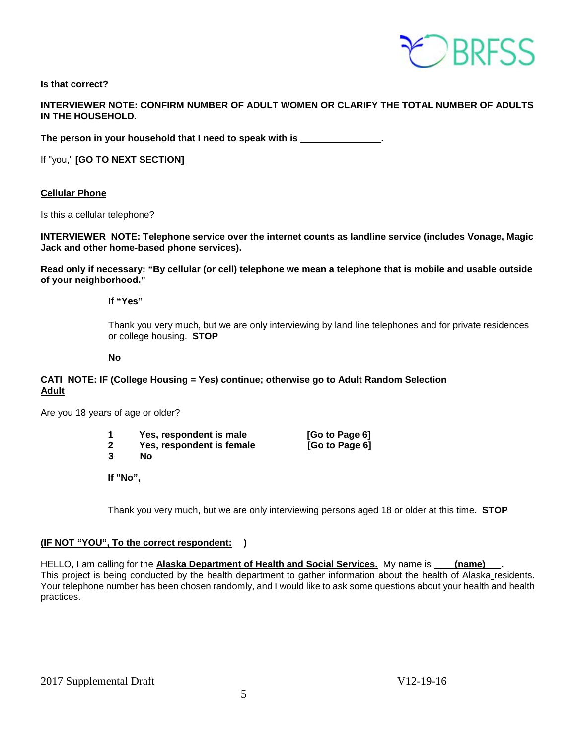**Is that correct?**

**INTERVIEWER NOTE: CONFIRM NUMBER OF ADULT WOMEN OR CLARIFY THE TOTAL NUMBER OF ADULTS IN THE HOUSEHOLD.**

**The person in your household that I need to speak with is _______________.**

If "you," **[GO TO NEXT SECTION]**

**Cellular Phone**

Is this a cellular telephone?

**INTERVIEWER NOTE: Telephone service over the internet counts as landline service (includes Vonage, Magic Jack and other home-based phone services).**

**Read only if necessary: "By cellular (or cell) telephone we mean a telephone that is mobile and usable outside of your neighborhood."**

**If "Yes"**

Thank you very much, but we are only interviewing by land line telephones and for private residences or college housing. **STOP**

**No**

**CATI NOTE: IF (College Housing = Yes) continue; otherwise go to Adult Random Selection**

**Adult**

Are you 18 years of age or older?

| | | |
|---|---|---|
| **1** | **Yes, respondent is male** | **[Go to Page 6]** |
| **2** | **Yes, respondent is female** | **[Go to Page 6]** |
| **3** | **No** | |

**If "No",**

Thank you very much, but we are only interviewing persons aged 18 or older at this time. **STOP**

**(IF NOT "YOU", To the correct respondent: )**

HELLO, I am calling for the **Alaska Department of Health and Social Services.** My name is **(name)**. This project is being conducted by the health department to gather information about the health of Alaska residents. Your telephone number has been chosen randomly, and I would like to ask some questions about your health and health practices.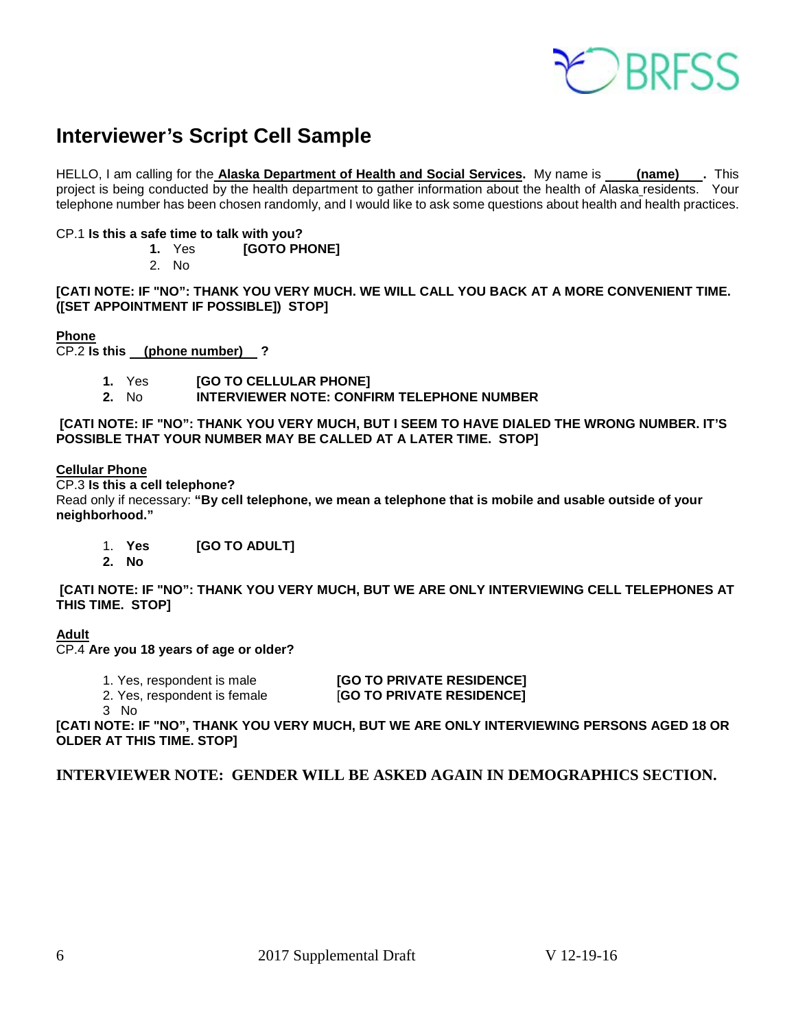# Interviewer's Script Cell Sample

HELLO, I am calling for the **Alaska Department of Health and Social Services.** My name is **(name)**. This project is being conducted by the health department to gather information about the health of Alaska residents. Your telephone number has been chosen randomly, and I would like to ask some questions about health and health practices.

CP.1 **Is this a safe time to talk with you?**

1. Yes **[GOTO PHONE]**
2. No

**[CATI NOTE: IF "NO": THANK YOU VERY MUCH. WE WILL CALL YOU BACK AT A MORE CONVENIENT TIME. ([SET APPOINTMENT IF POSSIBLE]) STOP]**

**Phone**

CP.2 **Is this (phone number) ?**

1. Yes **[GO TO CELLULAR PHONE]**
2. No **INTERVIEWER NOTE: CONFIRM TELEPHONE NUMBER**

**[CATI NOTE: IF "NO": THANK YOU VERY MUCH, BUT I SEEM TO HAVE DIALED THE WRONG NUMBER. IT'S POSSIBLE THAT YOUR NUMBER MAY BE CALLED AT A LATER TIME. STOP]**

**Cellular Phone**

CP.3 **Is this a cell telephone?**

Read only if necessary: **"By cell telephone, we mean a telephone that is mobile and usable outside of your neighborhood."**

1. **Yes** **[GO TO ADULT]**
2. **No**

**[CATI NOTE: IF "NO": THANK YOU VERY MUCH, BUT WE ARE ONLY INTERVIEWING CELL TELEPHONES AT THIS TIME. STOP]**

**Adult**

CP.4 **Are you 18 years of age or older?**

1. Yes, respondent is male **[GO TO PRIVATE RESIDENCE]**
2. Yes, respondent is female **[GO TO PRIVATE RESIDENCE]**
3. No

**[CATI NOTE: IF "NO", THANK YOU VERY MUCH, BUT WE ARE ONLY INTERVIEWING PERSONS AGED 18 OR OLDER AT THIS TIME. STOP]**

**INTERVIEWER NOTE: GENDER WILL BE ASKED AGAIN IN DEMOGRAPHICS SECTION.**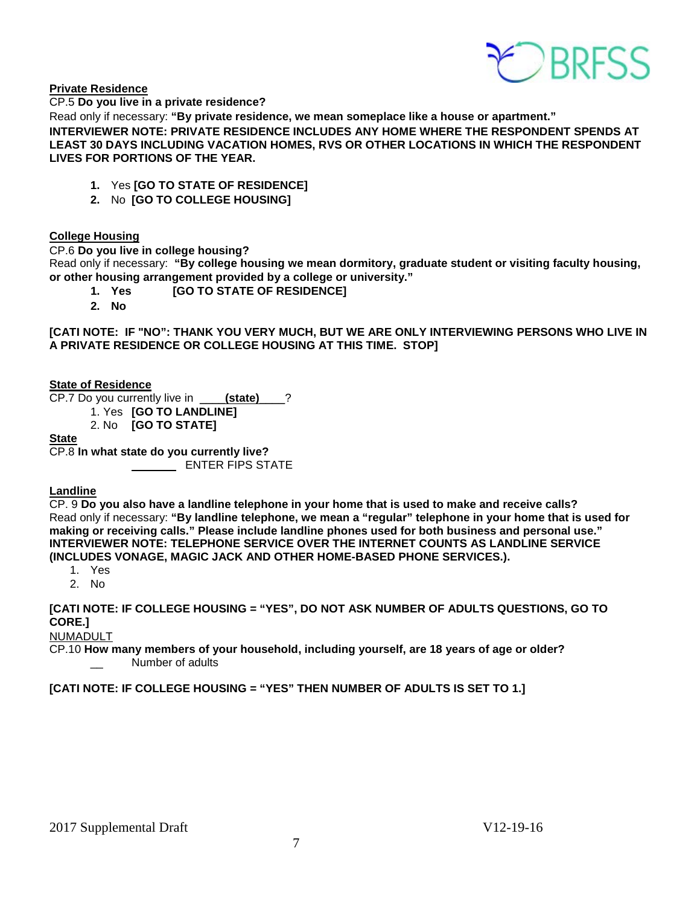**Private Residence**

CP.5 **Do you live in a private residence?**

Read only if necessary: **"By private residence, we mean someplace like a house or apartment."**

**INTERVIEWER NOTE: PRIVATE RESIDENCE INCLUDES ANY HOME WHERE THE RESPONDENT SPENDS AT LEAST 30 DAYS INCLUDING VACATION HOMES, RVS OR OTHER LOCATIONS IN WHICH THE RESPONDENT LIVES FOR PORTIONS OF THE YEAR.**

1. Yes **[GO TO STATE OF RESIDENCE]**
2. No **[GO TO COLLEGE HOUSING]**

**College Housing**

CP.6 **Do you live in college housing?**

Read only if necessary: **"By college housing we mean dormitory, graduate student or visiting faculty housing, or other housing arrangement provided by a college or university."**

1. **Yes [GO TO STATE OF RESIDENCE]**
2. **No**

**[CATI NOTE: IF "NO": THANK YOU VERY MUCH, BUT WE ARE ONLY INTERVIEWING PERSONS WHO LIVE IN A PRIVATE RESIDENCE OR COLLEGE HOUSING AT THIS TIME. STOP]**

**State of Residence**

CP.7 Do you currently live in ____**(state)**____?

1. Yes **[GO TO LANDLINE]**
2. No **[GO TO STATE]**

**State**

CP.8 **In what state do you currently live?**

_______ ENTER FIPS STATE

**Landline**

CP. 9 **Do you also have a landline telephone in your home that is used to make and receive calls?**

Read only if necessary: **"By landline telephone, we mean a "regular" telephone in your home that is used for making or receiving calls." Please include landline phones used for both business and personal use."**

**INTERVIEWER NOTE: TELEPHONE SERVICE OVER THE INTERNET COUNTS AS LANDLINE SERVICE (INCLUDES VONAGE, MAGIC JACK AND OTHER HOME-BASED PHONE SERVICES.).**

1. Yes
2. No

**[CATI NOTE: IF COLLEGE HOUSING = "YES", DO NOT ASK NUMBER OF ADULTS QUESTIONS, GO TO CORE.]**

NUMADULT

CP.10 **How many members of your household, including yourself, are 18 years of age or older?**

__ Number of adults

**[CATI NOTE: IF COLLEGE HOUSING = "YES" THEN NUMBER OF ADULTS IS SET TO 1.]**

2017 Supplemental Draft V12-19-16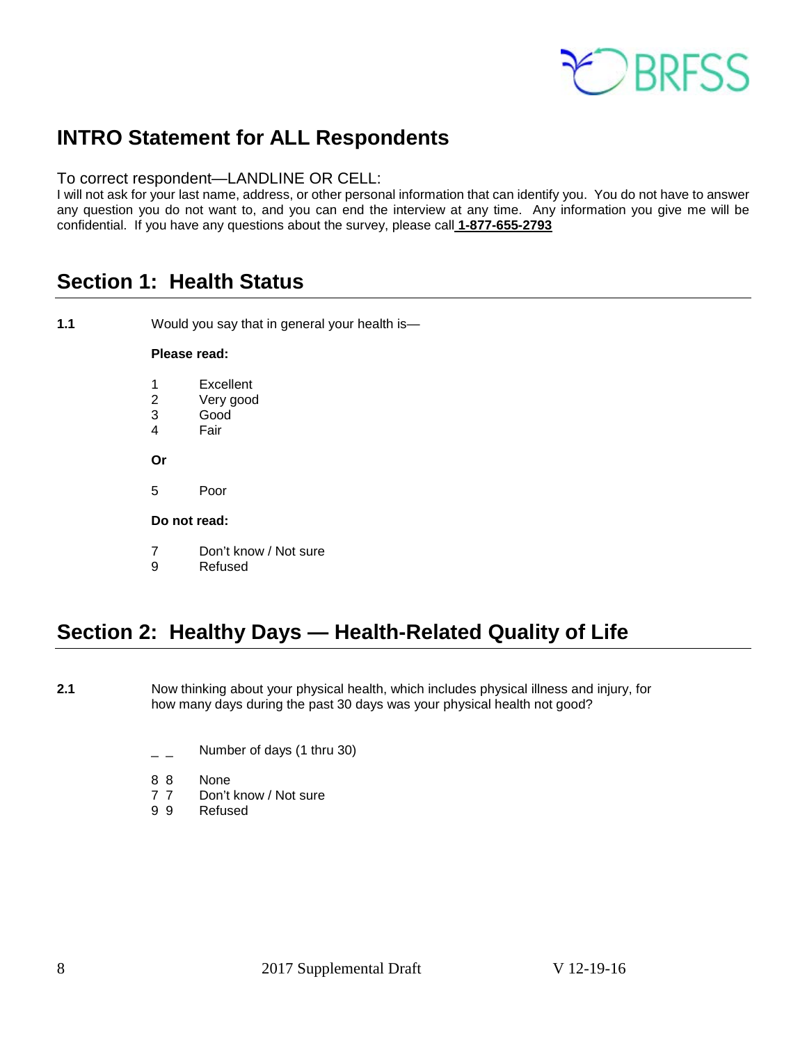## INTRO Statement for ALL Respondents

To correct respondent—LANDLINE OR CELL:

I will not ask for your last name, address, or other personal information that can identify you. You do not have to answer any question you do not want to, and you can end the interview at any time. Any information you give me will be confidential. If you have any questions about the survey, please call **1-877-655-2793**

## Section 1: Health Status

**1.1** Would you say that in general your health is—

**Please read:**

1 Excellent
2 Very good
3 Good
4 Fair

**Or**

5 Poor

**Do not read:**

7 Don't know / Not sure
9 Refused

## Section 2: Healthy Days — Health-Related Quality of Life

**2.1** Now thinking about your physical health, which includes physical illness and injury, for how many days during the past 30 days was your physical health not good?

_ _ Number of days (1 thru 30)

8 8 None
7 7 Don't know / Not sure
9 9 Refused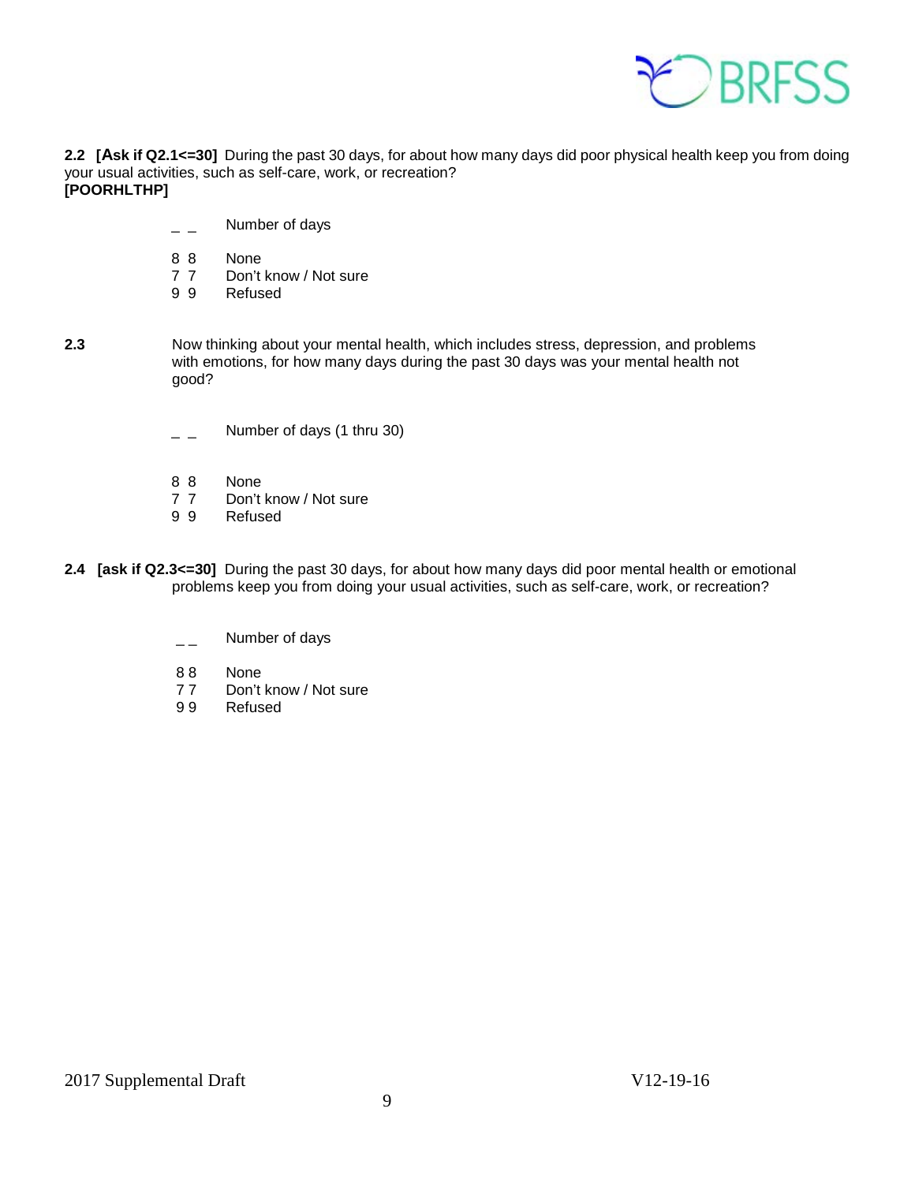**2.2 [Ask if Q2.1<=30]** During the past 30 days, for about how many days did poor physical health keep you from doing your usual activities, such as self-care, work, or recreation?
**[POORHLTHP]**

_ _ Number of days

8 8 None
7 7 Don't know / Not sure
9 9 Refused

**2.3** Now thinking about your mental health, which includes stress, depression, and problems with emotions, for how many days during the past 30 days was your mental health not good?

_ _ Number of days (1 thru 30)

8 8 None
7 7 Don't know / Not sure
9 9 Refused

**2.4 [ask if Q2.3<=30]** During the past 30 days, for about how many days did poor mental health or emotional problems keep you from doing your usual activities, such as self-care, work, or recreation?

_ _ Number of days

8 8 None
7 7 Don't know / Not sure
9 9 Refused

2017 Supplemental Draft V12-19-16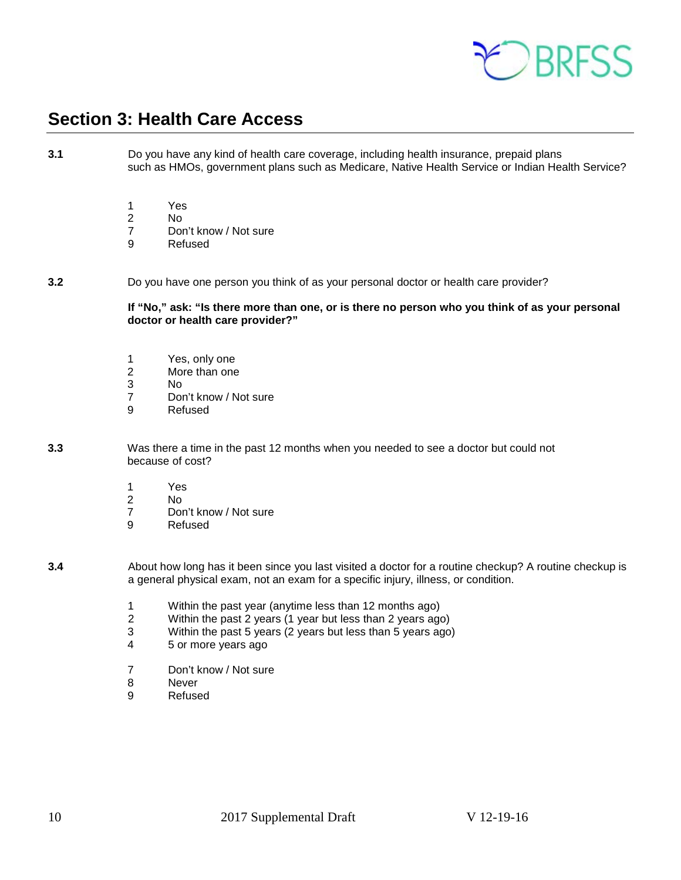## Section 3: Health Care Access

**3.1** Do you have any kind of health care coverage, including health insurance, prepaid plans such as HMOs, government plans such as Medicare, Native Health Service or Indian Health Service?

1 Yes
2 No
7 Don't know / Not sure
9 Refused

**3.2** Do you have one person you think of as your personal doctor or health care provider?

**If "No," ask: "Is there more than one, or is there no person who you think of as your personal doctor or health care provider?"**

1 Yes, only one
2 More than one
3 No
7 Don't know / Not sure
9 Refused

**3.3** Was there a time in the past 12 months when you needed to see a doctor but could not because of cost?

1 Yes
2 No
7 Don't know / Not sure
9 Refused

**3.4** About how long has it been since you last visited a doctor for a routine checkup? A routine checkup is a general physical exam, not an exam for a specific injury, illness, or condition.

1 Within the past year (anytime less than 12 months ago)
2 Within the past 2 years (1 year but less than 2 years ago)
3 Within the past 5 years (2 years but less than 5 years ago)
4 5 or more years ago

7 Don't know / Not sure
8 Never
9 Refused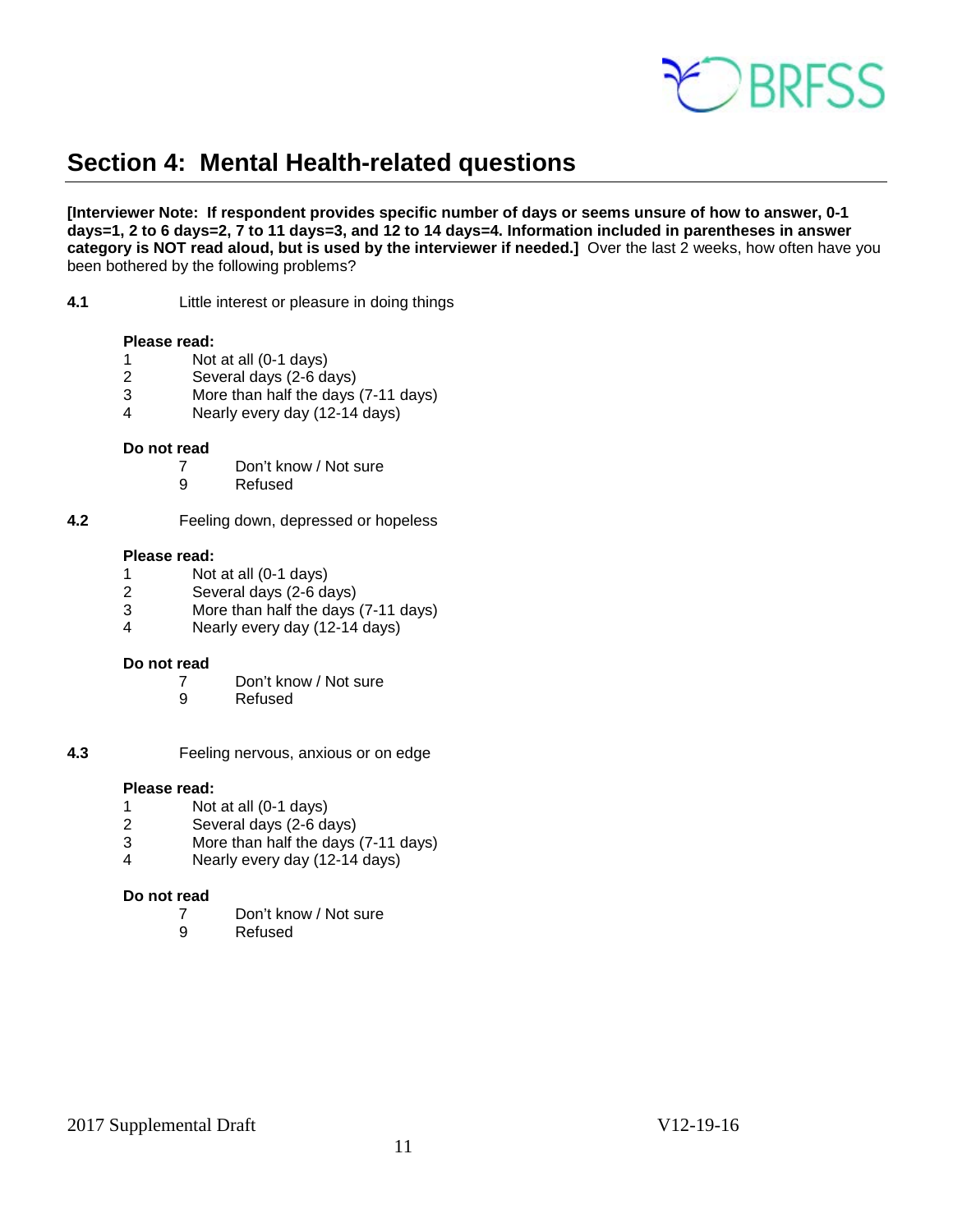## Section 4: Mental Health-related questions

**[Interviewer Note: If respondent provides specific number of days or seems unsure of how to answer, 0-1 days=1, 2 to 6 days=2, 7 to 11 days=3, and 12 to 14 days=4. Information included in parentheses in answer category is NOT read aloud, but is used by the interviewer if needed.]** Over the last 2 weeks, how often have you been bothered by the following problems?

**4.1** Little interest or pleasure in doing things

**Please read:**

1 Not at all (0-1 days)
2 Several days (2-6 days)
3 More than half the days (7-11 days)
4 Nearly every day (12-14 days)

**Do not read**

7 Don't know / Not sure
9 Refused

**4.2** Feeling down, depressed or hopeless

**Please read:**

1 Not at all (0-1 days)
2 Several days (2-6 days)
3 More than half the days (7-11 days)
4 Nearly every day (12-14 days)

**Do not read**

7 Don't know / Not sure
9 Refused

**4.3** Feeling nervous, anxious or on edge

**Please read:**

1 Not at all (0-1 days)
2 Several days (2-6 days)
3 More than half the days (7-11 days)
4 Nearly every day (12-14 days)

**Do not read**

7 Don't know / Not sure
9 Refused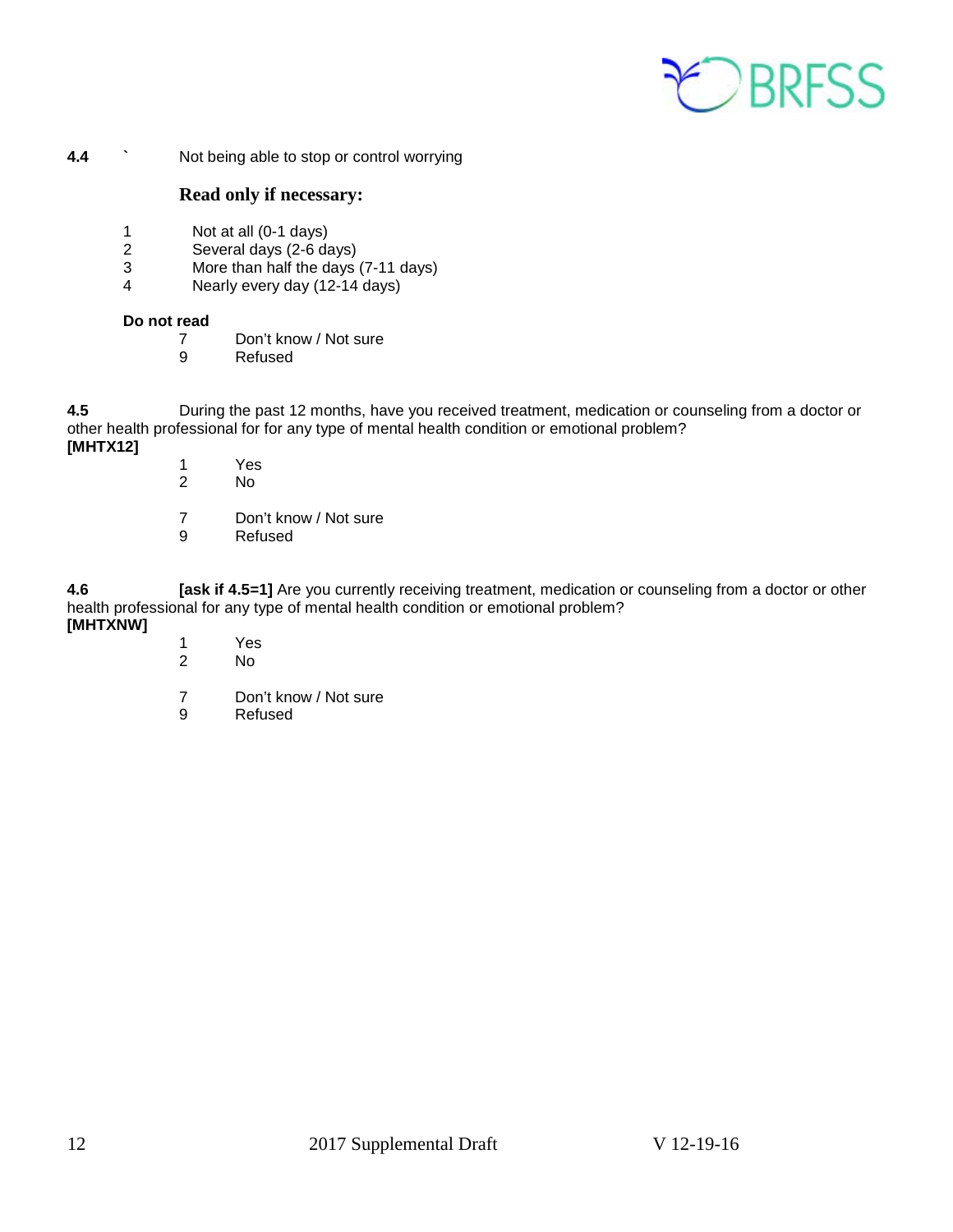**4.4** ` Not being able to stop or control worrying

**Read only if necessary:**

1 Not at all (0-1 days)
2 Several days (2-6 days)
3 More than half the days (7-11 days)
4 Nearly every day (12-14 days)

**Do not read**

7 Don't know / Not sure
9 Refused

**4.5** During the past 12 months, have you received treatment, medication or counseling from a doctor or other health professional for for any type of mental health condition or emotional problem?
**[MHTX12]**

1 Yes
2 No

7 Don't know / Not sure
9 Refused

**4.6** **[ask if 4.5=1]** Are you currently receiving treatment, medication or counseling from a doctor or other health professional for any type of mental health condition or emotional problem?
**[MHTXNW]**

1 Yes
2 No

7 Don't know / Not sure
9 Refused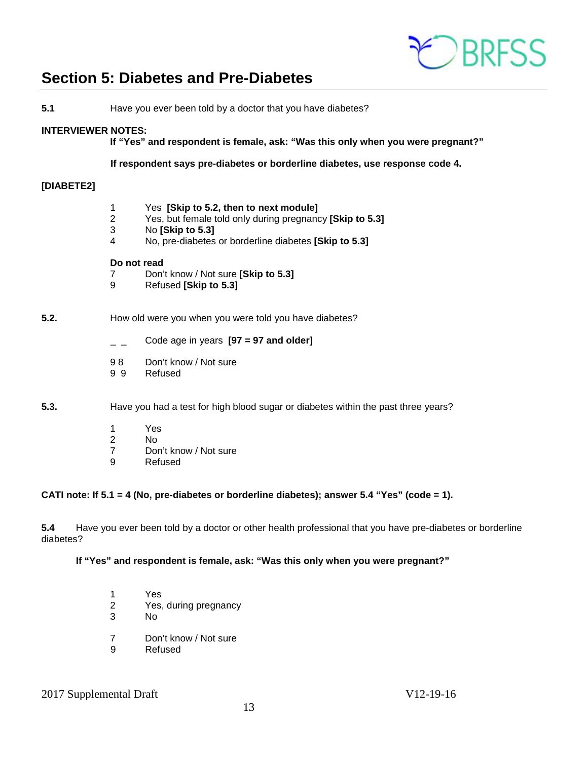# Section 5: Diabetes and Pre-Diabetes

**5.1** Have you ever been told by a doctor that you have diabetes?

**INTERVIEWER NOTES:**

**If "Yes" and respondent is female, ask: "Was this only when you were pregnant?"**

**If respondent says pre-diabetes or borderline diabetes, use response code 4.**

**[DIABETE2]**

1 Yes **[Skip to 5.2, then to next module]**
2 Yes, but female told only during pregnancy **[Skip to 5.3]**
3 No **[Skip to 5.3]**
4 No, pre-diabetes or borderline diabetes **[Skip to 5.3]**

**Do not read**

7 Don't know / Not sure **[Skip to 5.3]**
9 Refused **[Skip to 5.3]**

**5.2.** How old were you when you were told you have diabetes?

_ _ Code age in years **[97 = 97 and older]**

98 Don't know / Not sure
99 Refused

**5.3.** Have you had a test for high blood sugar or diabetes within the past three years?

1 Yes
2 No
7 Don't know / Not sure
9 Refused

**CATI note: If 5.1 = 4 (No, pre-diabetes or borderline diabetes); answer 5.4 "Yes" (code = 1).**

**5.4** Have you ever been told by a doctor or other health professional that you have pre-diabetes or borderline diabetes?

**If "Yes" and respondent is female, ask: "Was this only when you were pregnant?"**

1 Yes
2 Yes, during pregnancy
3 No

7 Don't know / Not sure
9 Refused

2017 Supplemental Draft V12-19-16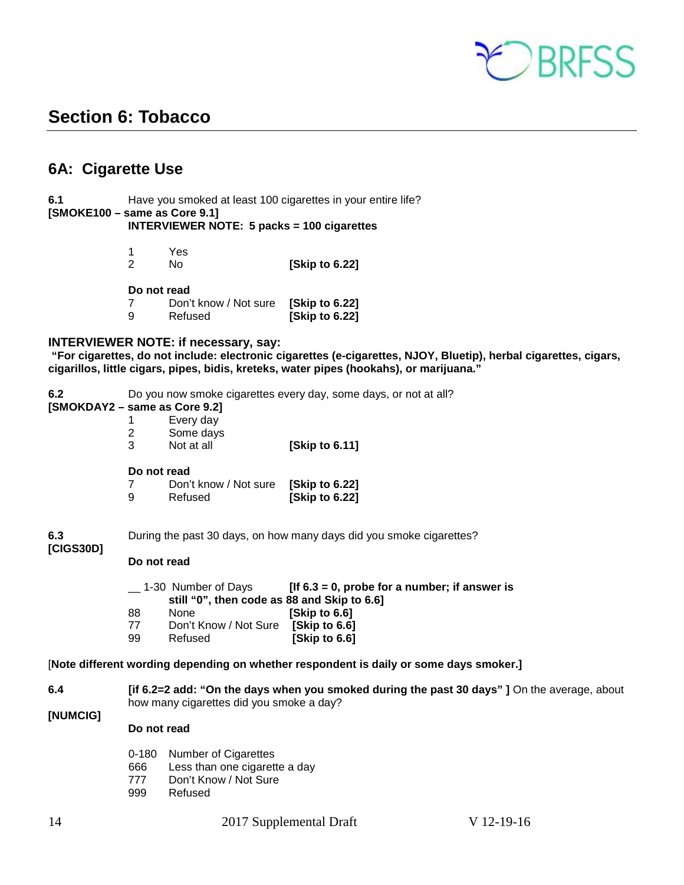## Section 6: Tobacco

### 6A: Cigarette Use

**6.1** Have you smoked at least 100 cigarettes in your entire life?
**[SMOKE100 – same as Core 9.1]**
**INTERVIEWER NOTE: 5 packs = 100 cigarettes**

| | | |
|---|---|---|
| 1 | Yes | |
| 2 | No | **[Skip to 6.22]** |

**Do not read**

| | | |
|---|---|---|
| 7 | Don't know / Not sure | **[Skip to 6.22]** |
| 9 | Refused | **[Skip to 6.22]** |

**INTERVIEWER NOTE: if necessary, say:**
**"For cigarettes, do not include: electronic cigarettes (e-cigarettes, NJOY, Bluetip), herbal cigarettes, cigars, cigarillos, little cigars, pipes, bidis, kreteks, water pipes (hookahs), or marijuana."**

**6.2** Do you now smoke cigarettes every day, some days, or not at all?
**[SMOKDAY2 – same as Core 9.2]**

| | | |
|---|---|---|
| 1 | Every day | |
| 2 | Some days | |
| 3 | Not at all | **[Skip to 6.11]** |

**Do not read**

| | | |
|---|---|---|
| 7 | Don't know / Not sure | **[Skip to 6.22]** |
| 9 | Refused | **[Skip to 6.22]** |

**6.3** During the past 30 days, on how many days did you smoke cigarettes?
**[CIGS30D]**

**Do not read**

| | | |
|---|---|---|
| __ 1-30 | Number of Days | **[If 6.3 = 0, probe for a number; if answer is still "0", then code as 88 and Skip to 6.6]** |
| 88 | None | **[Skip to 6.6]** |
| 77 | Don't Know / Not Sure | **[Skip to 6.6]** |
| 99 | Refused | **[Skip to 6.6]** |

[**Note different wording depending on whether respondent is daily or some days smoker.]**

**6.4** **[if 6.2=2 add: "On the days when you smoked during the past 30 days" ]** On the average, about how many cigarettes did you smoke a day?
**[NUMCIG]**

**Do not read**

| | |
|---|---|
| 0-180 | Number of Cigarettes |
| 666 | Less than one cigarette a day |
| 777 | Don't Know / Not Sure |
| 999 | Refused |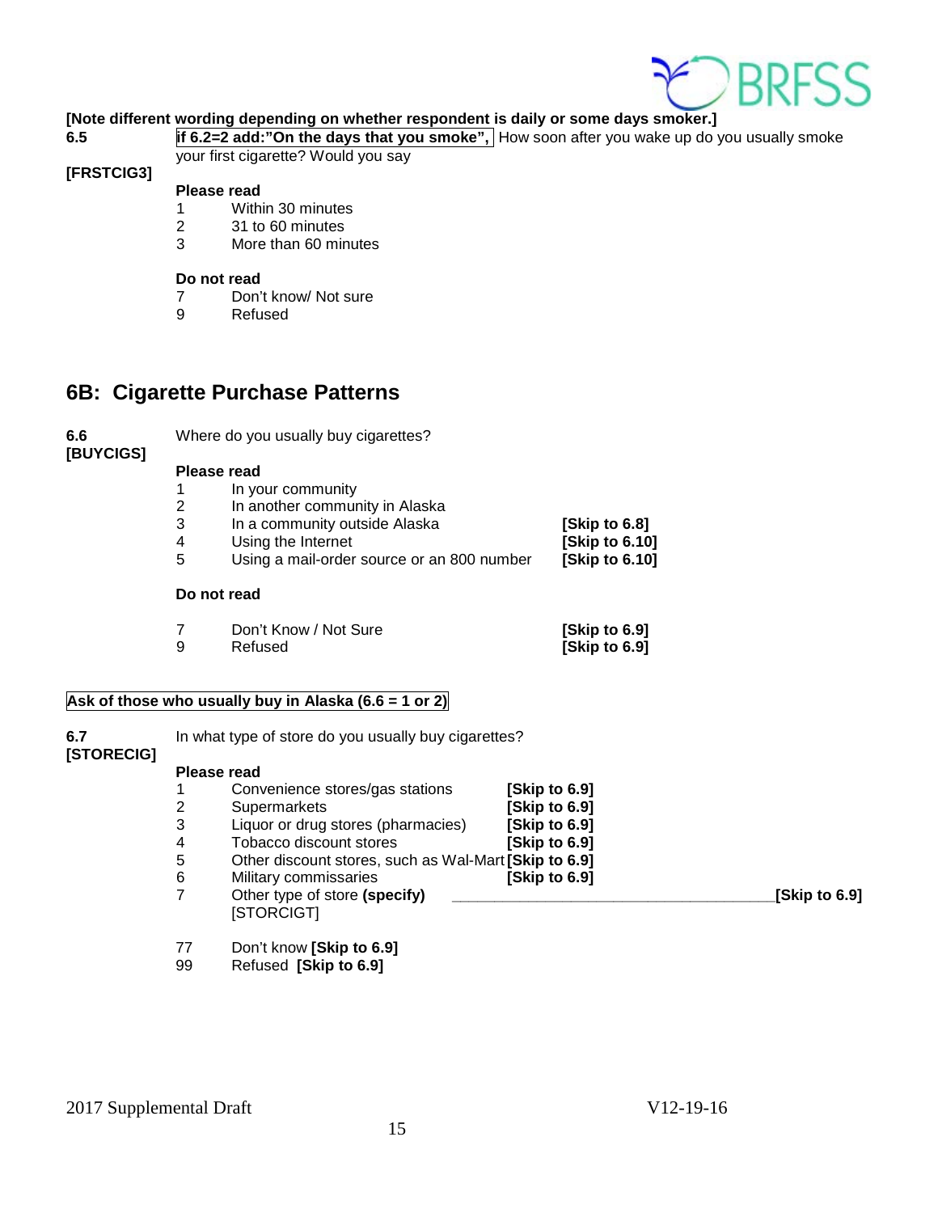**[Note different wording depending on whether respondent is daily or some days smoker.]**

**6.5** **if 6.2=2 add:"On the days that you smoke",** How soon after you wake up do you usually smoke your first cigarette? Would you say

**[FRSTCIG3]**

**Please read**

1 Within 30 minutes
2 31 to 60 minutes
3 More than 60 minutes

**Do not read**

7 Don't know/ Not sure
9 Refused

## 6B: Cigarette Purchase Patterns

**6.6** Where do you usually buy cigarettes?
**[BUYCIGS]**

**Please read**

1 In your community
2 In another community in Alaska
3 In a community outside Alaska **[Skip to 6.8]**
4 Using the Internet **[Skip to 6.10]**
5 Using a mail-order source or an 800 number **[Skip to 6.10]**

**Do not read**

7 Don't Know / Not Sure **[Skip to 6.9]**
9 Refused **[Skip to 6.9]**

**Ask of those who usually buy in Alaska (6.6 = 1 or 2)**

**6.7** In what type of store do you usually buy cigarettes?
**[STORECIG]**

**Please read**

1 Convenience stores/gas stations **[Skip to 6.9]**
2 Supermarkets **[Skip to 6.9]**
3 Liquor or drug stores (pharmacies) **[Skip to 6.9]**
4 Tobacco discount stores **[Skip to 6.9]**
5 Other discount stores, such as Wal-Mart **[Skip to 6.9]**
6 Military commissaries **[Skip to 6.9]**
7 Other type of store **(specify)** ____________________________________ **[Skip to 6.9]**
[STORCIGT]

77 Don't know **[Skip to 6.9]**
99 Refused **[Skip to 6.9]**

2017 Supplemental Draft V12-19-16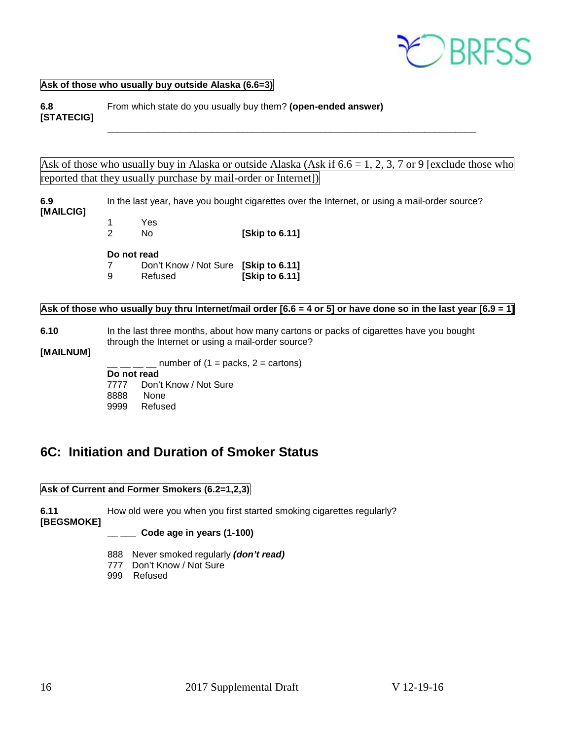**Ask of those who usually buy outside Alaska (6.6=3)**

**6.8**
**[STATECIG]**

From which state do you usually buy them? **(open-ended answer)**

\_\_\_\_\_\_\_\_\_\_\_\_\_\_\_\_\_\_\_\_\_\_\_\_\_\_\_\_\_\_\_\_\_\_\_\_\_\_\_\_\_\_\_\_\_\_\_\_\_\_\_\_\_\_\_\_\_\_\_\_\_\_\_\_\_\_\_\_

Ask of those who usually buy in Alaska or outside Alaska (Ask if 6.6 = 1, 2, 3, 7 or 9 [exclude those who reported that they usually purchase by mail-order or Internet])

**6.9**
**[MAILCIG]**

In the last year, have you bought cigarettes over the Internet, or using a mail-order source?

1 Yes
2 No **[Skip to 6.11]**

**Do not read**
7 Don't Know / Not Sure **[Skip to 6.11]**
9 Refused **[Skip to 6.11]**

**Ask of those who usually buy thru Internet/mail order [6.6 = 4 or 5] or have done so in the last year [6.9 = 1]**

**6.10**
**[MAILNUM]**

In the last three months, about how many cartons or packs of cigarettes have you bought through the Internet or using a mail-order source?

\_\_ \_\_ \_\_ \_\_ number of (1 = packs, 2 = cartons)

**Do not read**
7777 Don't Know / Not Sure
8888 None
9999 Refused

## 6C: Initiation and Duration of Smoker Status

**Ask of Current and Former Smokers (6.2=1,2,3)**

**6.11**
**[BEGSMOKE]**

How old were you when you first started smoking cigarettes regularly?

\_\_ \_\_\_ **Code age in years (1-100)**

888 Never smoked regularly ***(don't read)***
777 Don't Know / Not Sure
999 Refused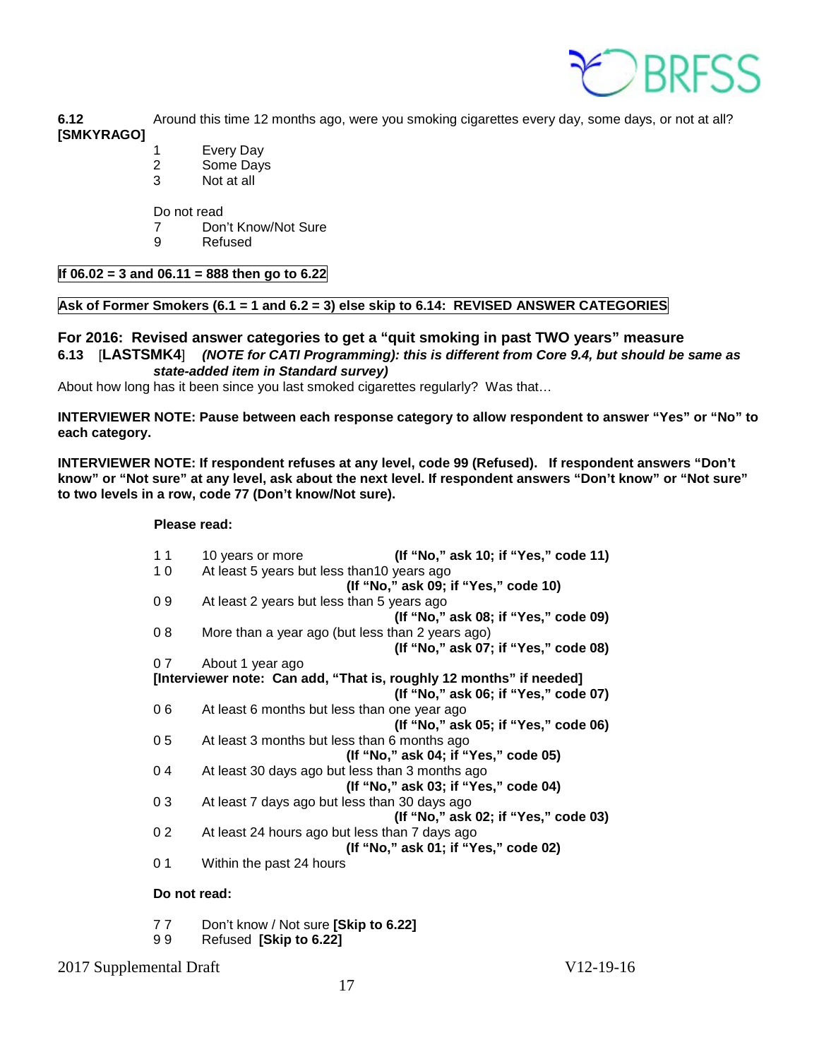**6.12** Around this time 12 months ago, were you smoking cigarettes every day, some days, or not at all?
**[SMKYRAGO]**

1 Every Day
2 Some Days
3 Not at all

Do not read
7 Don't Know/Not Sure
9 Refused

**If 06.02 = 3 and 06.11 = 888 then go to 6.22**

**Ask of Former Smokers (6.1 = 1 and 6.2 = 3) else skip to 6.14: REVISED ANSWER CATEGORIES**

**For 2016: Revised answer categories to get a "quit smoking in past TWO years" measure**
**6.13** [**LASTSMK4**] ***(NOTE for CATI Programming): this is different from Core 9.4, but should be same as state-added item in Standard survey)***
About how long has it been since you last smoked cigarettes regularly? Was that…

**INTERVIEWER NOTE: Pause between each response category to allow respondent to answer "Yes" or "No" to each category.**

**INTERVIEWER NOTE: If respondent refuses at any level, code 99 (Refused). If respondent answers "Don't know" or "Not sure" at any level, ask about the next level. If respondent answers "Don't know" or "Not sure" to two levels in a row, code 77 (Don't know/Not sure).**

**Please read:**

1 1 10 years or more **(If "No," ask 10; if "Yes," code 11)**
1 0 At least 5 years but less than10 years ago **(If "No," ask 09; if "Yes," code 10)**
0 9 At least 2 years but less than 5 years ago **(If "No," ask 08; if "Yes," code 09)**
0 8 More than a year ago (but less than 2 years ago) **(If "No," ask 07; if "Yes," code 08)**
0 7 About 1 year ago
**[Interviewer note: Can add, "That is, roughly 12 months" if needed]** **(If "No," ask 06; if "Yes," code 07)**
0 6 At least 6 months but less than one year ago **(If "No," ask 05; if "Yes," code 06)**
0 5 At least 3 months but less than 6 months ago **(If "No," ask 04; if "Yes," code 05)**
0 4 At least 30 days ago but less than 3 months ago **(If "No," ask 03; if "Yes," code 04)**
0 3 At least 7 days ago but less than 30 days ago **(If "No," ask 02; if "Yes," code 03)**
0 2 At least 24 hours ago but less than 7 days ago **(If "No," ask 01; if "Yes," code 02)**
0 1 Within the past 24 hours

**Do not read:**

7 7 Don't know / Not sure **[Skip to 6.22]**
9 9 Refused **[Skip to 6.22]**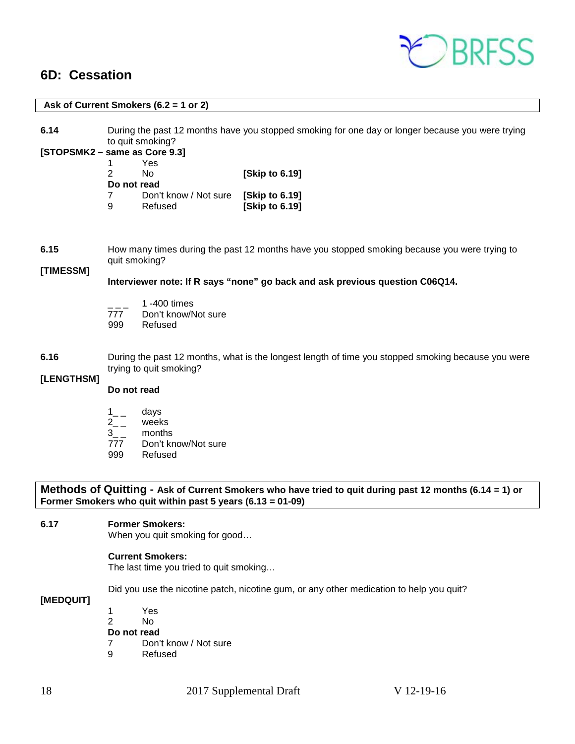## 6D: Cessation

**Ask of Current Smokers (6.2 = 1 or 2)**

**6.14** During the past 12 months have you stopped smoking for one day or longer because you were trying to quit smoking?

**[STOPSMK2 – same as Core 9.3]**

1 Yes
2 No **[Skip to 6.19]**
**Do not read**
7 Don't know / Not sure **[Skip to 6.19]**
9 Refused **[Skip to 6.19]**

**6.15** How many times during the past 12 months have you stopped smoking because you were trying to quit smoking?

**[TIMESSM]**

**Interviewer note: If R says "none" go back and ask previous question C06Q14.**

_ _ _ 1 -400 times
777 Don't know/Not sure
999 Refused

**6.16** During the past 12 months, what is the longest length of time you stopped smoking because you were trying to quit smoking?

**[LENGTHSM]**

**Do not read**

1_ _ days
2_ _ weeks
3_ _ months
777 Don't know/Not sure
999 Refused

**Methods of Quitting - Ask of Current Smokers who have tried to quit during past 12 months (6.14 = 1) or Former Smokers who quit within past 5 years (6.13 = 01-09)**

**6.17** **Former Smokers:**
When you quit smoking for good…

**Current Smokers:**
The last time you tried to quit smoking…

Did you use the nicotine patch, nicotine gum, or any other medication to help you quit?

**[MEDQUIT]**

1 Yes
2 No
**Do not read**
7 Don't know / Not sure
9 Refused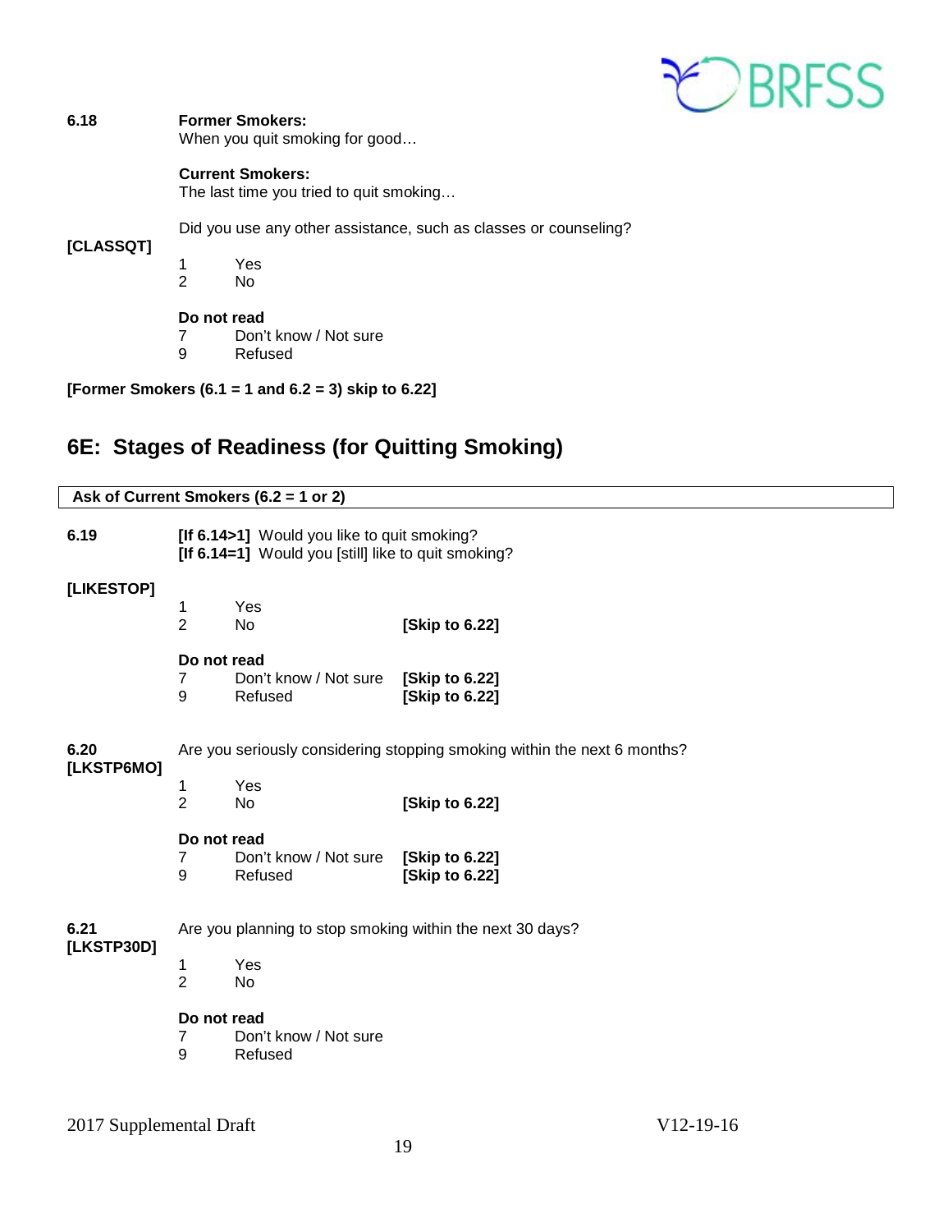**6.18** **Former Smokers:**
When you quit smoking for good…

**Current Smokers:**
The last time you tried to quit smoking…

Did you use any other assistance, such as classes or counseling?

**[CLASSQT]**

1 Yes
2 No

**Do not read**
7 Don't know / Not sure
9 Refused

**[Former Smokers (6.1 = 1 and 6.2 = 3) skip to 6.22]**

## 6E: Stages of Readiness (for Quitting Smoking)

**Ask of Current Smokers (6.2 = 1 or 2)**

**6.19** **[If 6.14>1]** Would you like to quit smoking?
**[If 6.14=1]** Would you [still] like to quit smoking?

**[LIKESTOP]**

1 Yes
2 No **[Skip to 6.22]**

**Do not read**
7 Don't know / Not sure **[Skip to 6.22]**
9 Refused **[Skip to 6.22]**

**6.20** Are you seriously considering stopping smoking within the next 6 months?
**[LKSTP6MO]**

1 Yes
2 No **[Skip to 6.22]**

**Do not read**
7 Don't know / Not sure **[Skip to 6.22]**
9 Refused **[Skip to 6.22]**

**6.21** Are you planning to stop smoking within the next 30 days?
**[LKSTP30D]**

1 Yes
2 No

**Do not read**
7 Don't know / Not sure
9 Refused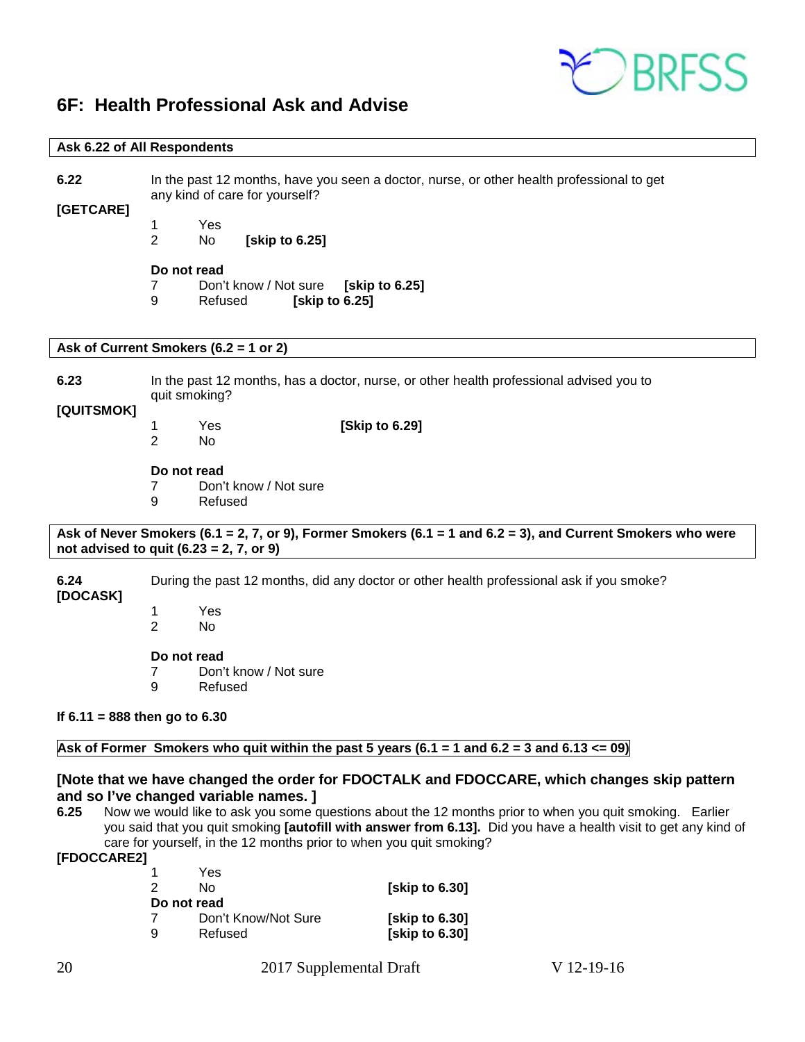## 6F: Health Professional Ask and Advise

**Ask 6.22 of All Respondents**

**6.22** In the past 12 months, have you seen a doctor, nurse, or other health professional to get any kind of care for yourself?

**[GETCARE]**

1 Yes
2 No **[skip to 6.25]**

**Do not read**
7 Don't know / Not sure **[skip to 6.25]**
9 Refused **[skip to 6.25]**

**Ask of Current Smokers (6.2 = 1 or 2)**

**6.23** In the past 12 months, has a doctor, nurse, or other health professional advised you to quit smoking?

**[QUITSMOK]**

1 Yes **[Skip to 6.29]**
2 No

**Do not read**
7 Don't know / Not sure
9 Refused

**Ask of Never Smokers (6.1 = 2, 7, or 9), Former Smokers (6.1 = 1 and 6.2 = 3), and Current Smokers who were not advised to quit (6.23 = 2, 7, or 9)**

**6.24** During the past 12 months, did any doctor or other health professional ask if you smoke?

**[DOCASK]**

1 Yes
2 No

**Do not read**
7 Don't know / Not sure
9 Refused

**If 6.11 = 888 then go to 6.30**

**Ask of Former Smokers who quit within the past 5 years (6.1 = 1 and 6.2 = 3 and 6.13 <= 09)**

### [Note that we have changed the order for FDOCTALK and FDOCCARE, which changes skip pattern and so I've changed variable names. ]

**6.25** Now we would like to ask you some questions about the 12 months prior to when you quit smoking. Earlier you said that you quit smoking **[autofill with answer from 6.13].** Did you have a health visit to get any kind of care for yourself, in the 12 months prior to when you quit smoking?

**[FDOCCARE2]**

1 Yes
2 No **[skip to 6.30]**

**Do not read**
7 Don't Know/Not Sure **[skip to 6.30]**
9 Refused **[skip to 6.30]**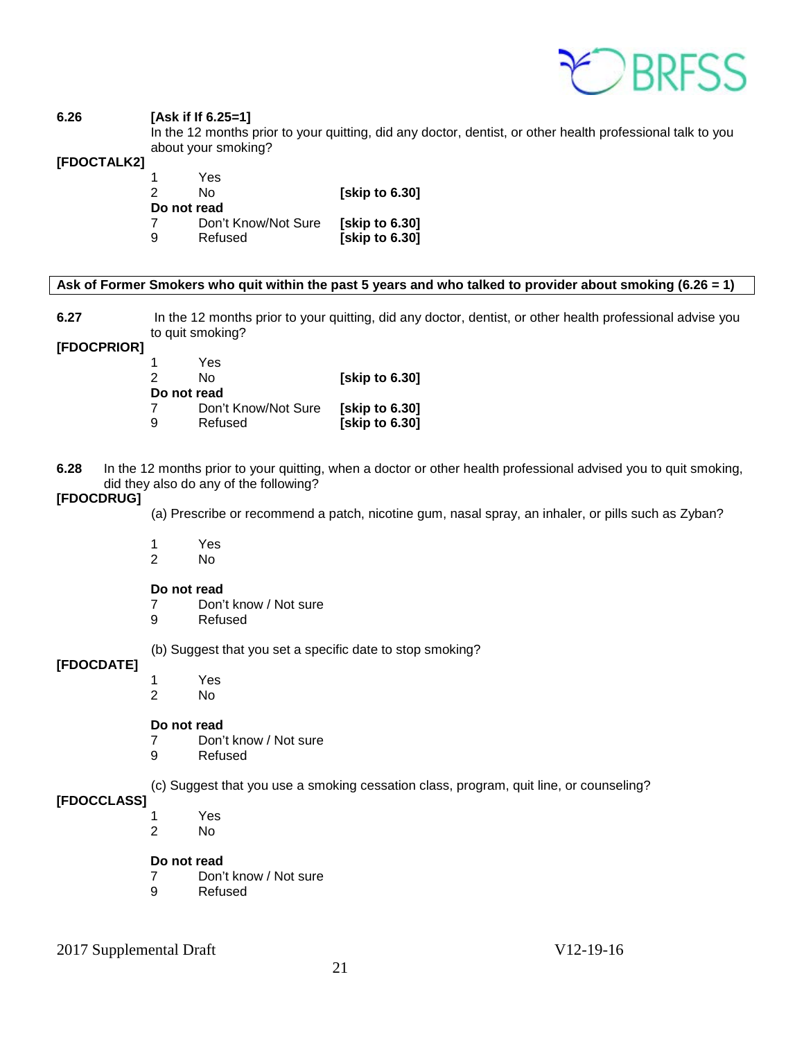**6.26** **[Ask if If 6.25=1]**
In the 12 months prior to your quitting, did any doctor, dentist, or other health professional talk to you about your smoking?

**[FDOCTALK2]**

1 Yes
2 No **[skip to 6.30]**

**Do not read**

7 Don't Know/Not Sure **[skip to 6.30]**
9 Refused **[skip to 6.30]**

**Ask of Former Smokers who quit within the past 5 years and who talked to provider about smoking (6.26 = 1)**

**6.27** In the 12 months prior to your quitting, did any doctor, dentist, or other health professional advise you to quit smoking?

**[FDOCPRIOR]**

1 Yes
2 No **[skip to 6.30]**

**Do not read**

7 Don't Know/Not Sure **[skip to 6.30]**
9 Refused **[skip to 6.30]**

**6.28** In the 12 months prior to your quitting, when a doctor or other health professional advised you to quit smoking, did they also do any of the following?

**[FDOCDRUG]**

(a) Prescribe or recommend a patch, nicotine gum, nasal spray, an inhaler, or pills such as Zyban?

1 Yes
2 No

**Do not read**

7 Don't know / Not sure
9 Refused

(b) Suggest that you set a specific date to stop smoking?

**[FDOCDATE]**

1 Yes
2 No

**Do not read**

7 Don't know / Not sure
9 Refused

(c) Suggest that you use a smoking cessation class, program, quit line, or counseling?

**[FDOCCLASS]**

1 Yes
2 No

**Do not read**

7 Don't know / Not sure
9 Refused

2017 Supplemental Draft V12-19-16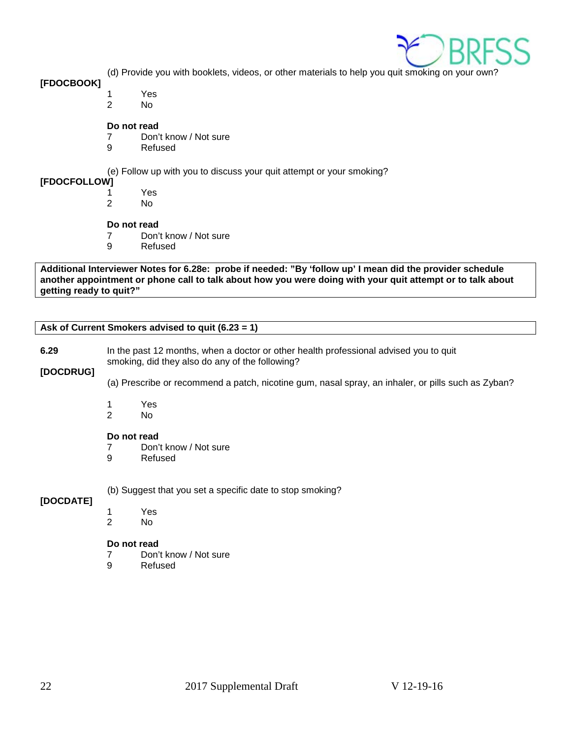(d) Provide you with booklets, videos, or other materials to help you quit smoking on your own?

**[FDOCBOOK]**

1 Yes
2 No

**Do not read**
7 Don't know / Not sure
9 Refused

(e) Follow up with you to discuss your quit attempt or your smoking?

**[FDOCFOLLOW]**

1 Yes
2 No

**Do not read**
7 Don't know / Not sure
9 Refused

**Additional Interviewer Notes for 6.28e: probe if needed: "By 'follow up' I mean did the provider schedule another appointment or phone call to talk about how you were doing with your quit attempt or to talk about getting ready to quit?"**

**Ask of Current Smokers advised to quit (6.23 = 1)**

**6.29** In the past 12 months, when a doctor or other health professional advised you to quit smoking, did they also do any of the following?

**[DOCDRUG]**

(a) Prescribe or recommend a patch, nicotine gum, nasal spray, an inhaler, or pills such as Zyban?

1 Yes
2 No

**Do not read**
7 Don't know / Not sure
9 Refused

(b) Suggest that you set a specific date to stop smoking?

**[DOCDATE]**

1 Yes
2 No

**Do not read**
7 Don't know / Not sure
9 Refused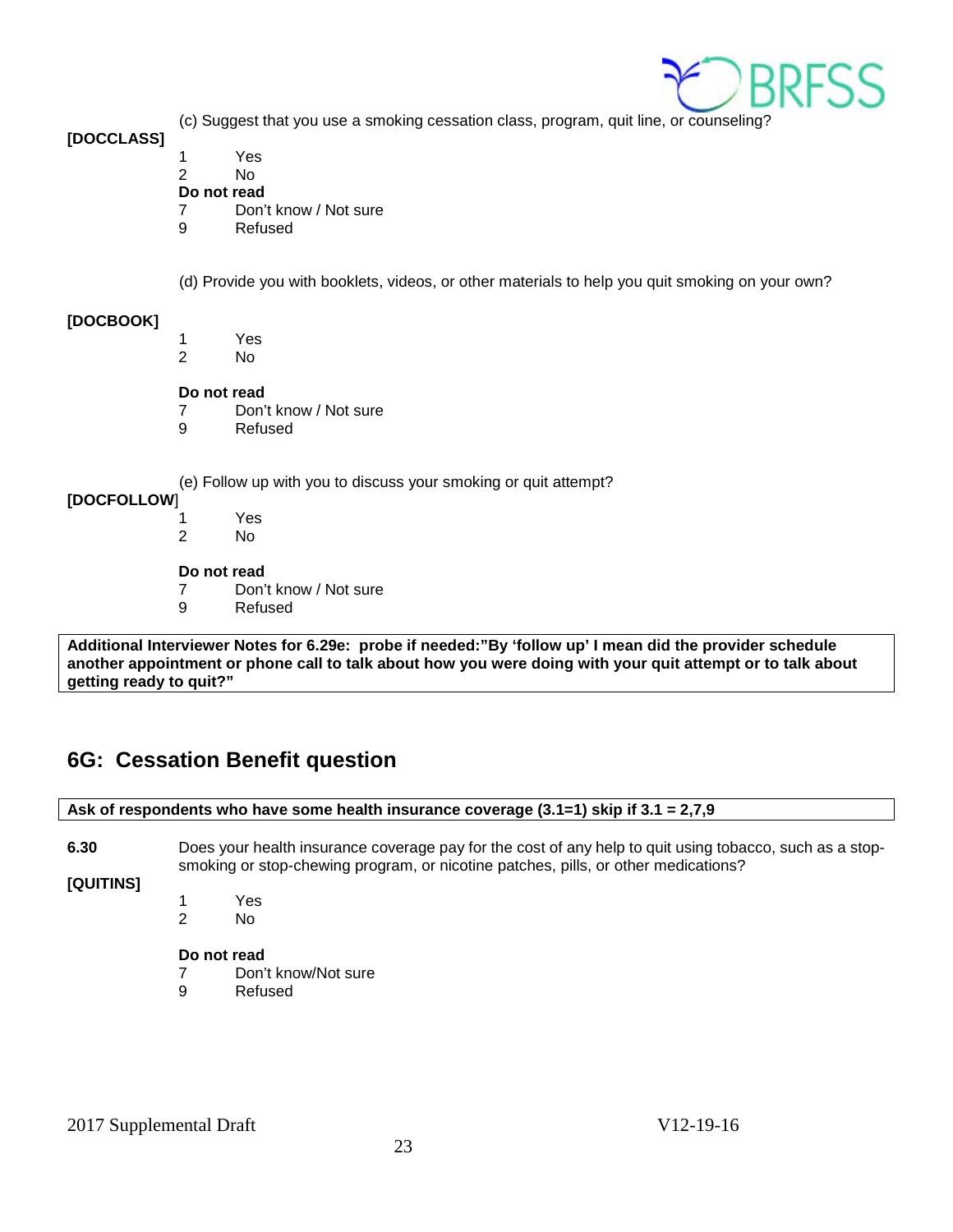(c) Suggest that you use a smoking cessation class, program, quit line, or counseling?

**[DOCCLASS]**

1 Yes
2 No

**Do not read**

7 Don't know / Not sure
9 Refused

(d) Provide you with booklets, videos, or other materials to help you quit smoking on your own?

**[DOCBOOK]**

1 Yes
2 No

**Do not read**

7 Don't know / Not sure
9 Refused

(e) Follow up with you to discuss your smoking or quit attempt?

**[DOCFOLLOW]**

1 Yes
2 No

**Do not read**

7 Don't know / Not sure
9 Refused

**Additional Interviewer Notes for 6.29e: probe if needed:"By 'follow up' I mean did the provider schedule another appointment or phone call to talk about how you were doing with your quit attempt or to talk about getting ready to quit?"**

## 6G: Cessation Benefit question

**Ask of respondents who have some health insurance coverage (3.1=1) skip if 3.1 = 2,7,9**

**6.30** Does your health insurance coverage pay for the cost of any help to quit using tobacco, such as a stop-smoking or stop-chewing program, or nicotine patches, pills, or other medications?

**[QUITINS]**

1 Yes
2 No

**Do not read**

7 Don't know/Not sure
9 Refused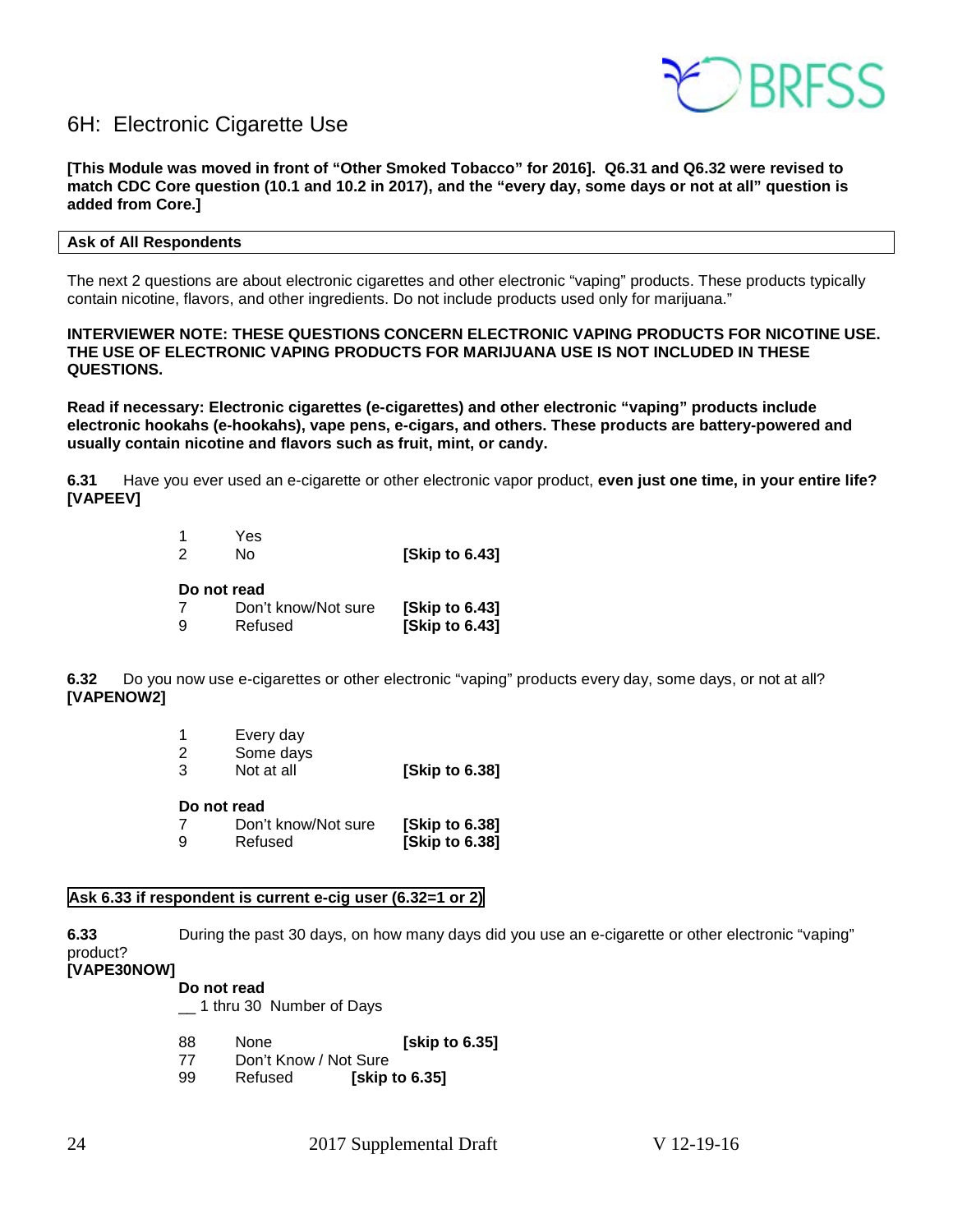## 6H: Electronic Cigarette Use

**[This Module was moved in front of "Other Smoked Tobacco" for 2016]. Q6.31 and Q6.32 were revised to match CDC Core question (10.1 and 10.2 in 2017), and the "every day, some days or not at all" question is added from Core.]**

| Ask of All Respondents |
|---|

The next 2 questions are about electronic cigarettes and other electronic "vaping" products. These products typically contain nicotine, flavors, and other ingredients. Do not include products used only for marijuana."

**INTERVIEWER NOTE: THESE QUESTIONS CONCERN ELECTRONIC VAPING PRODUCTS FOR NICOTINE USE. THE USE OF ELECTRONIC VAPING PRODUCTS FOR MARIJUANA USE IS NOT INCLUDED IN THESE QUESTIONS.**

**Read if necessary: Electronic cigarettes (e-cigarettes) and other electronic "vaping" products include electronic hookahs (e-hookahs), vape pens, e-cigars, and others. These products are battery-powered and usually contain nicotine and flavors such as fruit, mint, or candy.**

**6.31** Have you ever used an e-cigarette or other electronic vapor product, **even just one time, in your entire life? [VAPEEV]**

1 Yes
2 No **[Skip to 6.43]**

**Do not read**
7 Don't know/Not sure **[Skip to 6.43]**
9 Refused **[Skip to 6.43]**

**6.32** Do you now use e-cigarettes or other electronic "vaping" products every day, some days, or not at all? **[VAPENOW2]**

1 Every day
2 Some days
3 Not at all **[Skip to 6.38]**

**Do not read**
7 Don't know/Not sure **[Skip to 6.38]**
9 Refused **[Skip to 6.38]**

| Ask 6.33 if respondent is current e-cig user (6.32=1 or 2) |
|---|

**6.33** During the past 30 days, on how many days did you use an e-cigarette or other electronic "vaping" product?
**[VAPE30NOW]**

**Do not read**
__ 1 thru 30 Number of Days

88 None **[skip to 6.35]**
77 Don't Know / Not Sure
99 Refused **[skip to 6.35]**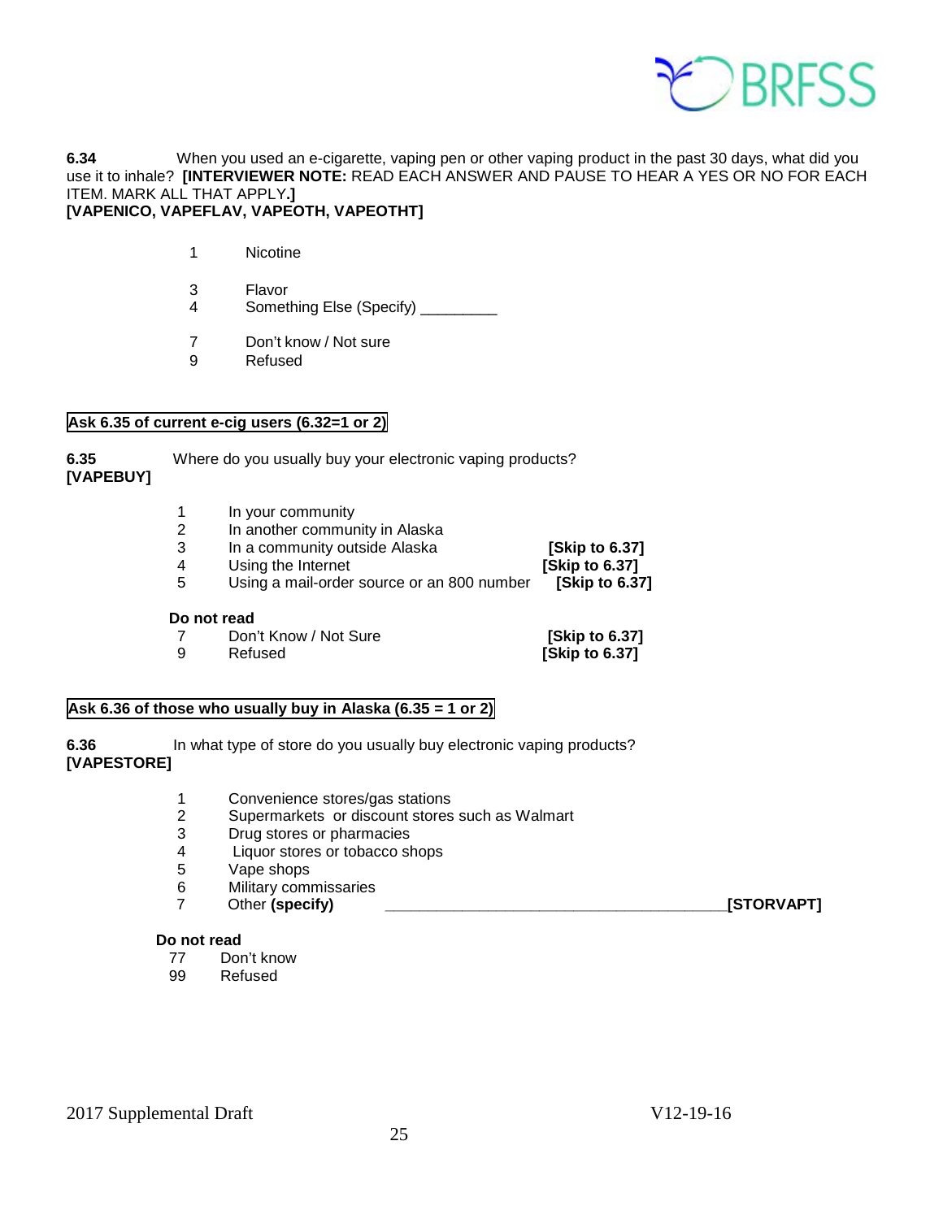**6.34** When you used an e-cigarette, vaping pen or other vaping product in the past 30 days, what did you use it to inhale? **[INTERVIEWER NOTE:** READ EACH ANSWER AND PAUSE TO HEAR A YES OR NO FOR EACH ITEM. MARK ALL THAT APPLY.**]**
**[VAPENICO, VAPEFLAV, VAPEOTH, VAPEOTHT]**

1 Nicotine

3 Flavor
4 Something Else (Specify) _________

7 Don't know / Not sure
9 Refused

**Ask 6.35 of current e-cig users (6.32=1 or 2)**

**6.35** Where do you usually buy your electronic vaping products?
**[VAPEBUY]**

1 In your community
2 In another community in Alaska
3 In a community outside Alaska **[Skip to 6.37]**
4 Using the Internet **[Skip to 6.37]**
5 Using a mail-order source or an 800 number **[Skip to 6.37]**

**Do not read**
7 Don't Know / Not Sure **[Skip to 6.37]**
9 Refused **[Skip to 6.37]**

**Ask 6.36 of those who usually buy in Alaska (6.35 = 1 or 2)**

**6.36** In what type of store do you usually buy electronic vaping products?
**[VAPESTORE]**

1 Convenience stores/gas stations
2 Supermarkets or discount stores such as Walmart
3 Drug stores or pharmacies
4 Liquor stores or tobacco shops
5 Vape shops
6 Military commissaries
7 Other **(specify)** ________________________________________**[STORVAPT]**

**Do not read**
77 Don't know
99 Refused

2017 Supplemental Draft V12-19-16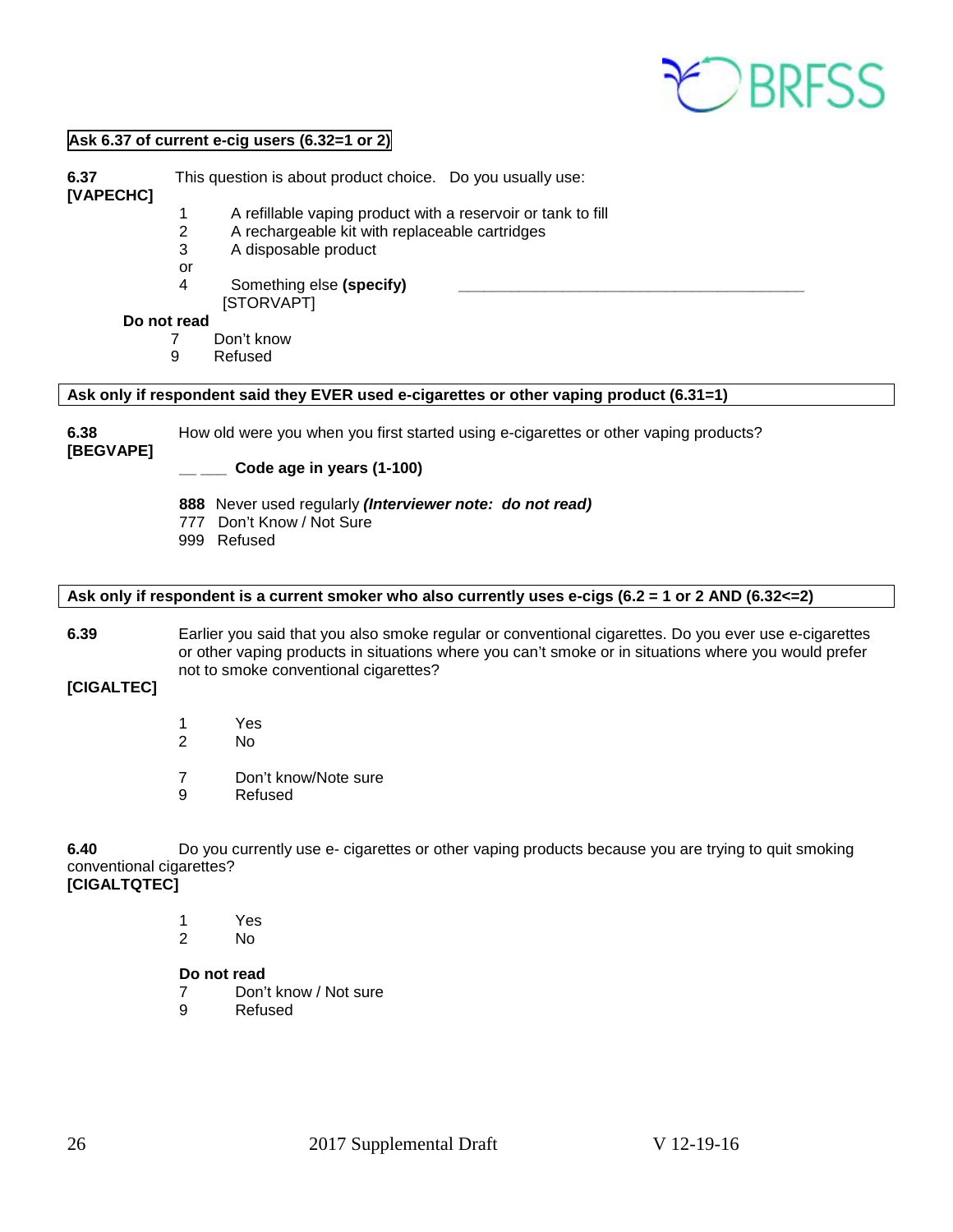**Ask 6.37 of current e-cig users (6.32=1 or 2)**

**6.37** This question is about product choice. Do you usually use:
**[VAPECHC]**

1 A refillable vaping product with a reservoir or tank to fill
2 A rechargeable kit with replaceable cartridges
3 A disposable product
or
4 Something else **(specify)** ________________________________________
[STORVAPT]

**Do not read**
7 Don't know
9 Refused

**Ask only if respondent said they EVER used e-cigarettes or other vaping product (6.31=1)**

**6.38** How old were you when you first started using e-cigarettes or other vaping products?
**[BEGVAPE]**

__ __ **Code age in years (1-100)**

**888** Never used regularly ***(Interviewer note: do not read)***
777 Don't Know / Not Sure
999 Refused

**Ask only if respondent is a current smoker who also currently uses e-cigs (6.2 = 1 or 2 AND (6.32<=2)**

**6.39** Earlier you said that you also smoke regular or conventional cigarettes. Do you ever use e-cigarettes or other vaping products in situations where you can't smoke or in situations where you would prefer not to smoke conventional cigarettes?
**[CIGALTEC]**

1 Yes
2 No

7 Don't know/Note sure
9 Refused

**6.40** Do you currently use e- cigarettes or other vaping products because you are trying to quit smoking conventional cigarettes?
**[CIGALTQTEC]**

1 Yes
2 No

**Do not read**
7 Don't know / Not sure
9 Refused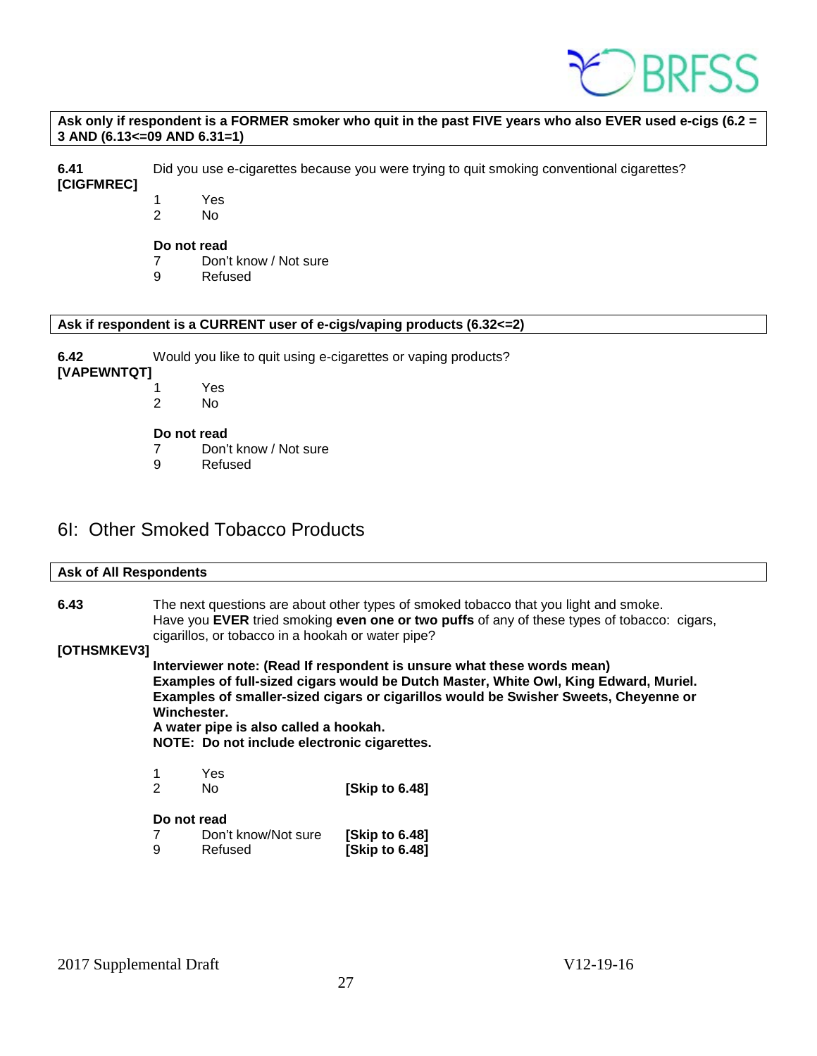**Ask only if respondent is a FORMER smoker who quit in the past FIVE years who also EVER used e-cigs (6.2 = 3 AND (6.13<=09 AND 6.31=1)**

**6.41**
**[CIGFMREC]**

Did you use e-cigarettes because you were trying to quit smoking conventional cigarettes?

1 Yes
2 No

**Do not read**
7 Don't know / Not sure
9 Refused

**Ask if respondent is a CURRENT user of e-cigs/vaping products (6.32<=2)**

**6.42**
**[VAPEWNTQT]**

Would you like to quit using e-cigarettes or vaping products?

1 Yes
2 No

**Do not read**
7 Don't know / Not sure
9 Refused

## 6I: Other Smoked Tobacco Products

**Ask of All Respondents**

**6.43**
**[OTHSMKEV3]**

The next questions are about other types of smoked tobacco that you light and smoke. Have you **EVER** tried smoking **even one or two puffs** of any of these types of tobacco: cigars, cigarillos, or tobacco in a hookah or water pipe?

**Interviewer note: (Read If respondent is unsure what these words mean)**
**Examples of full-sized cigars would be Dutch Master, White Owl, King Edward, Muriel.**
**Examples of smaller-sized cigars or cigarillos would be Swisher Sweets, Cheyenne or Winchester.**
**A water pipe is also called a hookah.**
**NOTE: Do not include electronic cigarettes.**

1 Yes
2 No **[Skip to 6.48]**

**Do not read**
7 Don't know/Not sure **[Skip to 6.48]**
9 Refused **[Skip to 6.48]**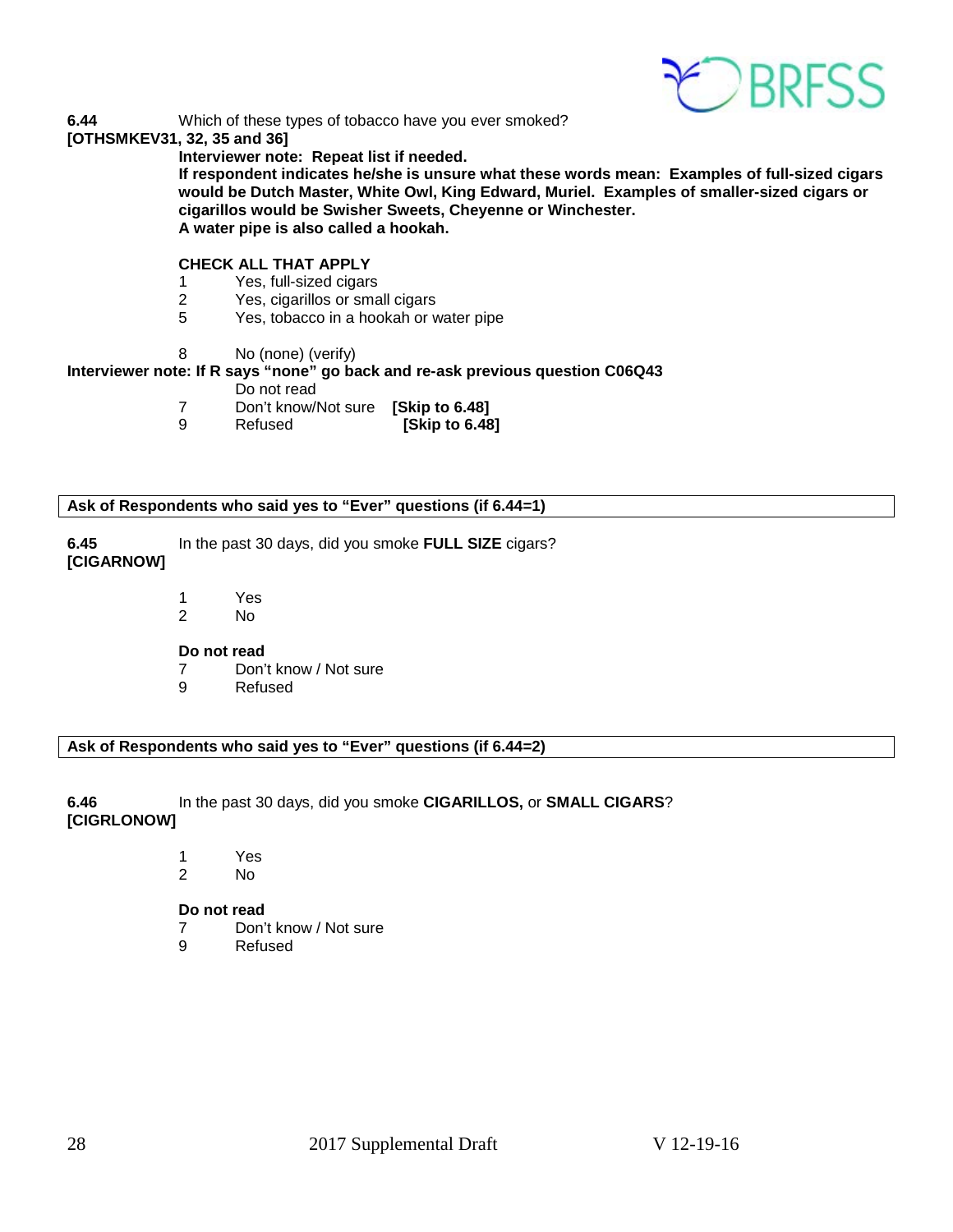**6.44** Which of these types of tobacco have you ever smoked?
**[OTHSMKEV31, 32, 35 and 36]**

**Interviewer note: Repeat list if needed.**
**If respondent indicates he/she is unsure what these words mean: Examples of full-sized cigars would be Dutch Master, White Owl, King Edward, Muriel. Examples of smaller-sized cigars or cigarillos would be Swisher Sweets, Cheyenne or Winchester.**
**A water pipe is also called a hookah.**

**CHECK ALL THAT APPLY**

1 Yes, full-sized cigars
2 Yes, cigarillos or small cigars
5 Yes, tobacco in a hookah or water pipe

8 No (none) (verify)

**Interviewer note: If R says "none" go back and re-ask previous question C06Q43**

Do not read

7 Don't know/Not sure **[Skip to 6.48]**
9 Refused **[Skip to 6.48]**

**Ask of Respondents who said yes to "Ever" questions (if 6.44=1)**

**6.45** In the past 30 days, did you smoke **FULL SIZE** cigars?
**[CIGARNOW]**

1 Yes
2 No

**Do not read**

7 Don't know / Not sure
9 Refused

**Ask of Respondents who said yes to "Ever" questions (if 6.44=2)**

**6.46** In the past 30 days, did you smoke **CIGARILLOS,** or **SMALL CIGARS**?
**[CIGRLONOW]**

1 Yes
2 No

**Do not read**

7 Don't know / Not sure
9 Refused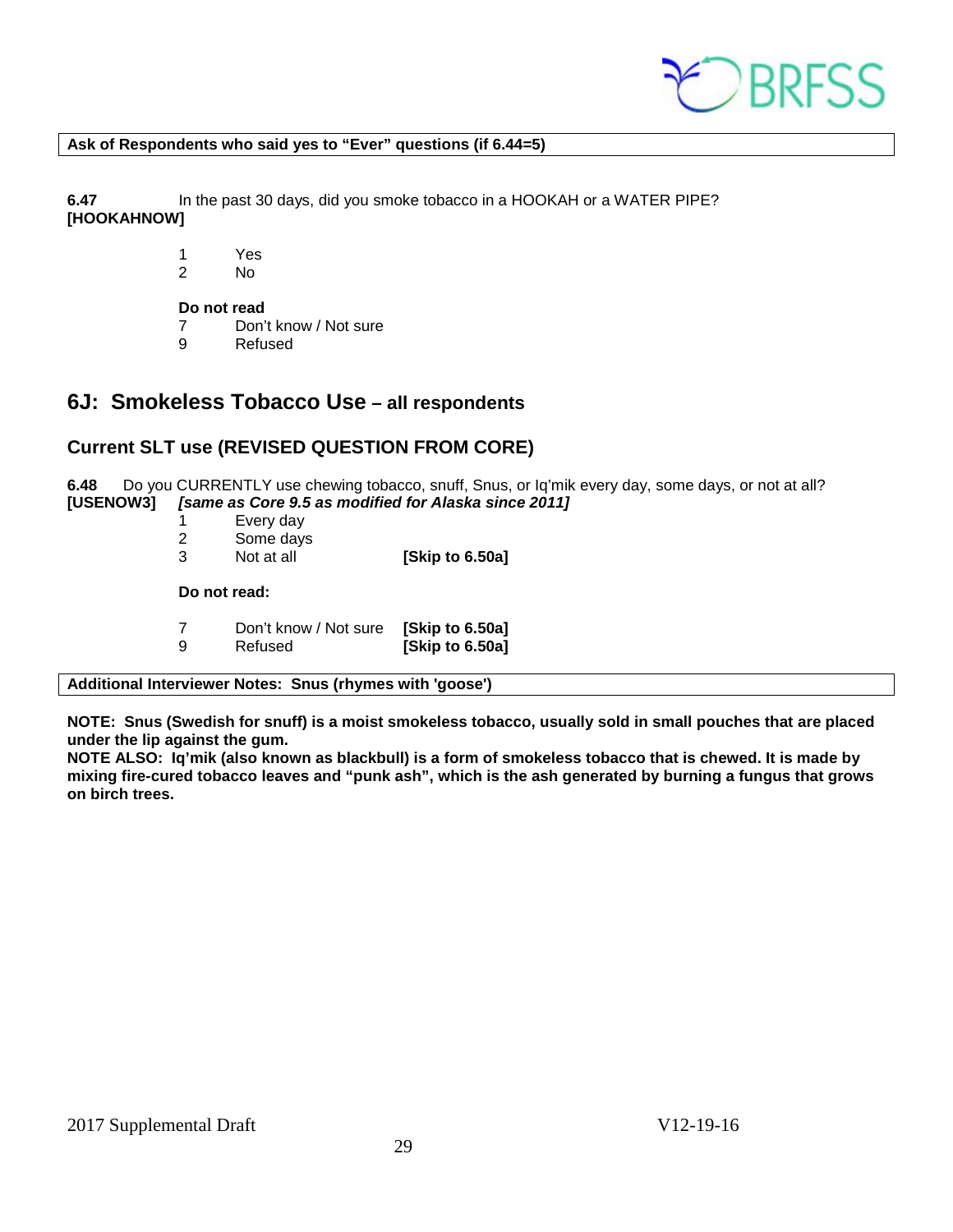**Ask of Respondents who said yes to "Ever" questions (if 6.44=5)**

**6.47** In the past 30 days, did you smoke tobacco in a HOOKAH or a WATER PIPE?
**[HOOKAHNOW]**

1 Yes
2 No

**Do not read**
7 Don't know / Not sure
9 Refused

## 6J: Smokeless Tobacco Use – all respondents

### Current SLT use (REVISED QUESTION FROM CORE)

**6.48** Do you CURRENTLY use chewing tobacco, snuff, Snus, or Iq'mik every day, some days, or not at all?
**[USENOW3]** ***[same as Core 9.5 as modified for Alaska since 2011]***

1 Every day
2 Some days
3 Not at all **[Skip to 6.50a]**

**Do not read:**

7 Don't know / Not sure **[Skip to 6.50a]**
9 Refused **[Skip to 6.50a]**

**Additional Interviewer Notes: Snus (rhymes with 'goose')**

**NOTE: Snus (Swedish for snuff) is a moist smokeless tobacco, usually sold in small pouches that are placed under the lip against the gum.**
**NOTE ALSO: Iq'mik (also known as blackbull) is a form of smokeless tobacco that is chewed. It is made by mixing fire-cured tobacco leaves and "punk ash", which is the ash generated by burning a fungus that grows on birch trees.**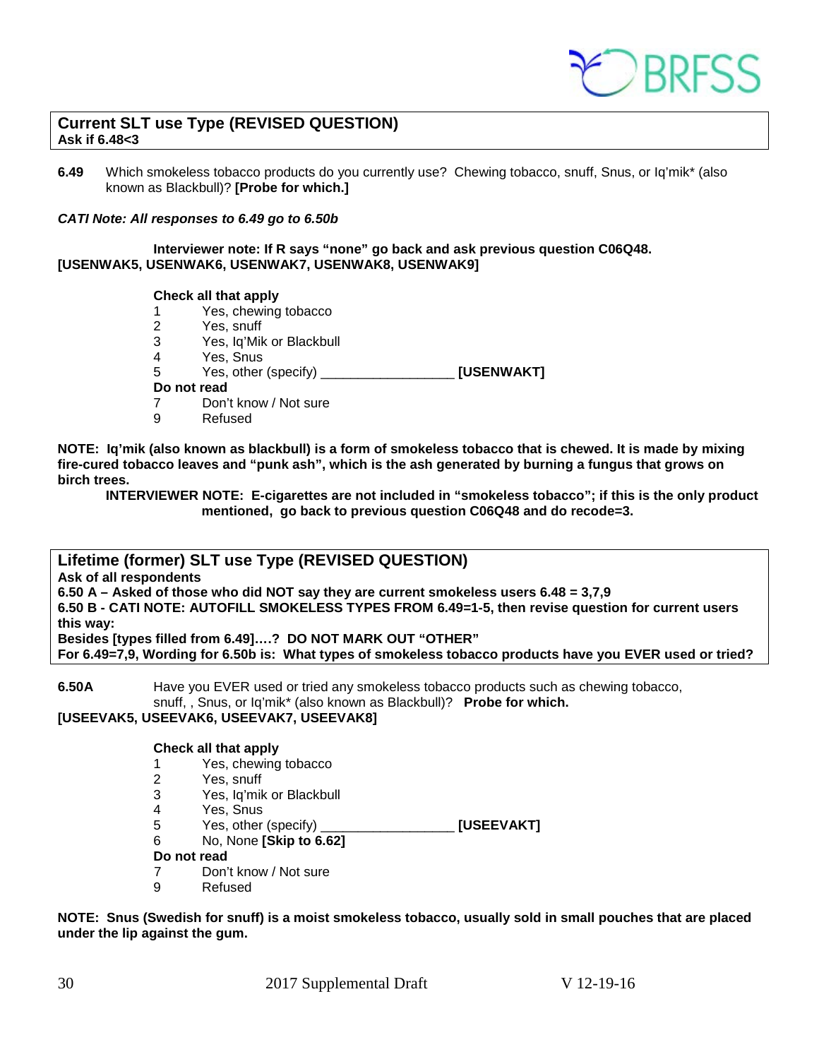**Current SLT use Type (REVISED QUESTION)**
**Ask if 6.48<3**

**6.49** Which smokeless tobacco products do you currently use? Chewing tobacco, snuff, Snus, or Iq'mik* (also known as Blackbull)? **[Probe for which.]**

***CATI Note: All responses to 6.49 go to 6.50b***

**Interviewer note: If R says "none" go back and ask previous question C06Q48.**
**[USENWAK5, USENWAK6, USENWAK7, USENWAK8, USENWAK9]**

**Check all that apply**

1 Yes, chewing tobacco
2 Yes, snuff
3 Yes, Iq'Mik or Blackbull
4 Yes, Snus
5 Yes, other (specify) _________________ **[USENWAKT]**

**Do not read**

7 Don't know / Not sure
9 Refused

**NOTE: Iq'mik (also known as blackbull) is a form of smokeless tobacco that is chewed. It is made by mixing fire-cured tobacco leaves and "punk ash", which is the ash generated by burning a fungus that grows on birch trees.**

**INTERVIEWER NOTE: E-cigarettes are not included in "smokeless tobacco"; if this is the only product mentioned, go back to previous question C06Q48 and do recode=3.**

**Lifetime (former) SLT use Type (REVISED QUESTION)**
**Ask of all respondents**
**6.50 A – Asked of those who did NOT say they are current smokeless users 6.48 = 3,7,9**
**6.50 B - CATI NOTE: AUTOFILL SMOKELESS TYPES FROM 6.49=1-5, then revise question for current users this way:**
**Besides [types filled from 6.49]….? DO NOT MARK OUT "OTHER"**
**For 6.49=7,9, Wording for 6.50b is: What types of smokeless tobacco products have you EVER used or tried?**

**6.50A** Have you EVER used or tried any smokeless tobacco products such as chewing tobacco, snuff, , Snus, or Iq'mik* (also known as Blackbull)? **Probe for which.**
**[USEEVAK5, USEEVAK6, USEEVAK7, USEEVAK8]**

**Check all that apply**

1 Yes, chewing tobacco
2 Yes, snuff
3 Yes, Iq'mik or Blackbull
4 Yes, Snus
5 Yes, other (specify) _________________ **[USEEVAKT]**
6 No, None **[Skip to 6.62]**

**Do not read**

7 Don't know / Not sure
9 Refused

**NOTE: Snus (Swedish for snuff) is a moist smokeless tobacco, usually sold in small pouches that are placed under the lip against the gum.**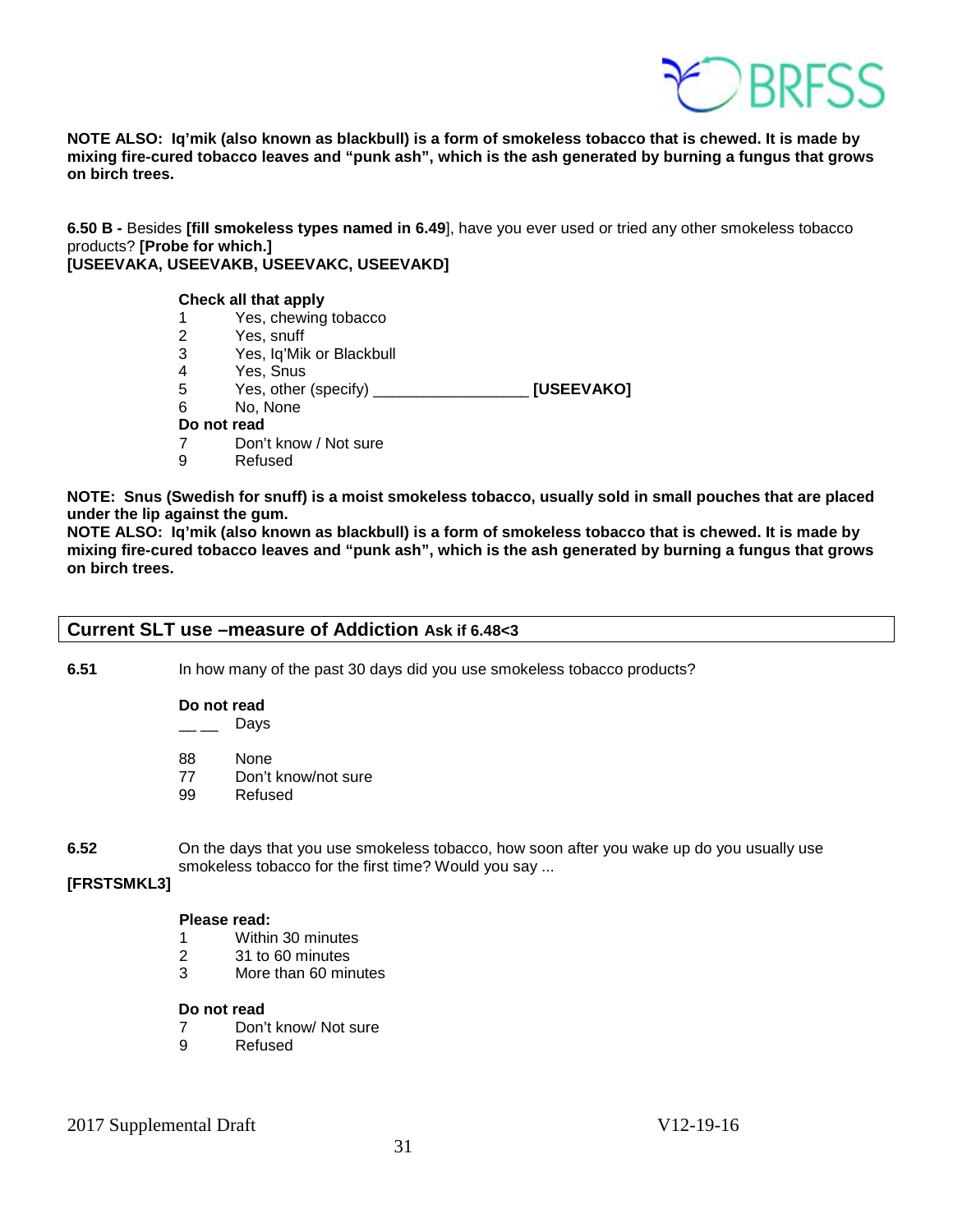**NOTE ALSO: Iq'mik (also known as blackbull) is a form of smokeless tobacco that is chewed. It is made by mixing fire-cured tobacco leaves and "punk ash", which is the ash generated by burning a fungus that grows on birch trees.**

**6.50 B -** Besides **[fill smokeless types named in 6.49]**, have you ever used or tried any other smokeless tobacco products? **[Probe for which.]**
**[USEEVAKA, USEEVAKB, USEEVAKC, USEEVAKD]**

**Check all that apply**
1 Yes, chewing tobacco
2 Yes, snuff
3 Yes, Iq'Mik or Blackbull
4 Yes, Snus
5 Yes, other (specify) __________________ **[USEEVAKO]**
6 No, None
**Do not read**
7 Don't know / Not sure
9 Refused

**NOTE: Snus (Swedish for snuff) is a moist smokeless tobacco, usually sold in small pouches that are placed under the lip against the gum.**
**NOTE ALSO: Iq'mik (also known as blackbull) is a form of smokeless tobacco that is chewed. It is made by mixing fire-cured tobacco leaves and "punk ash", which is the ash generated by burning a fungus that grows on birch trees.**

## Current SLT use –measure of Addiction Ask if 6.48<3

**6.51** In how many of the past 30 days did you use smokeless tobacco products?

**Do not read**
__ __ Days

88 None
77 Don't know/not sure
99 Refused

**6.52** On the days that you use smokeless tobacco, how soon after you wake up do you usually use smokeless tobacco for the first time? Would you say ...
**[FRSTSMKL3]**

**Please read:**
1 Within 30 minutes
2 31 to 60 minutes
3 More than 60 minutes

**Do not read**
7 Don't know/ Not sure
9 Refused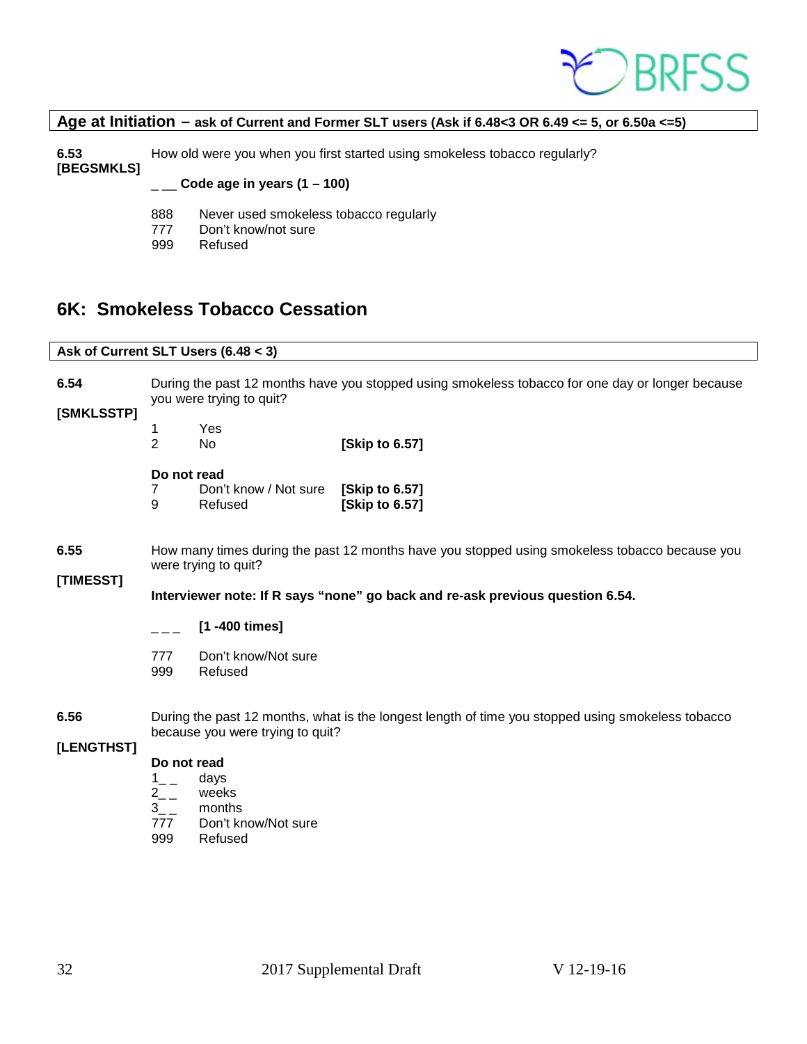**Age at Initiation – ask of Current and Former SLT users (Ask if 6.48<3 OR 6.49 <= 5, or 6.50a <=5)**

**6.53 [BEGSMKLS]** How old were you when you first started using smokeless tobacco regularly?

_ __ **Code age in years (1 – 100)**

888 Never used smokeless tobacco regularly
777 Don't know/not sure
999 Refused

## 6K: Smokeless Tobacco Cessation

**Ask of Current SLT Users (6.48 < 3)**

**6.54 [SMKLSSTP]** During the past 12 months have you stopped using smokeless tobacco for one day or longer because you were trying to quit?

1 Yes
2 No **[Skip to 6.57]**

**Do not read**
7 Don't know / Not sure **[Skip to 6.57]**
9 Refused **[Skip to 6.57]**

**6.55 [TIMESST]** How many times during the past 12 months have you stopped using smokeless tobacco because you were trying to quit?

**Interviewer note: If R says "none" go back and re-ask previous question 6.54.**

_ _ _ **[1 -400 times]**

777 Don't know/Not sure
999 Refused

**6.56 [LENGTHST]** During the past 12 months, what is the longest length of time you stopped using smokeless tobacco because you were trying to quit?

**Do not read**
1_ _ days
2_ _ weeks
3_ _ months
777 Don't know/Not sure
999 Refused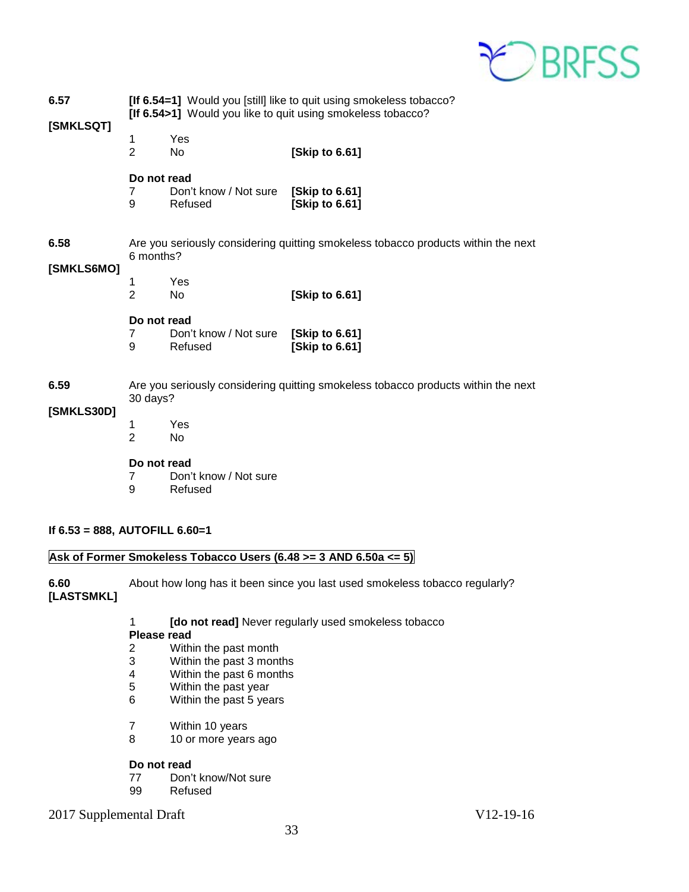**6.57**
**[SMKLSQT]**

**[If 6.54=1]** Would you [still] like to quit using smokeless tobacco?
**[If 6.54>1]** Would you like to quit using smokeless tobacco?

1 Yes
2 No **[Skip to 6.61]**

**Do not read**
7 Don't know / Not sure **[Skip to 6.61]**
9 Refused **[Skip to 6.61]**

**6.58**
**[SMKLS6MO]**

Are you seriously considering quitting smokeless tobacco products within the next 6 months?

1 Yes
2 No **[Skip to 6.61]**

**Do not read**
7 Don't know / Not sure **[Skip to 6.61]**
9 Refused **[Skip to 6.61]**

**6.59**
**[SMKLS30D]**

Are you seriously considering quitting smokeless tobacco products within the next 30 days?

1 Yes
2 No

**Do not read**
7 Don't know / Not sure
9 Refused

**If 6.53 = 888, AUTOFILL 6.60=1**

**Ask of Former Smokeless Tobacco Users (6.48 >= 3 AND 6.50a <= 5)**

**6.60**
**[LASTSMKL]**

About how long has it been since you last used smokeless tobacco regularly?

1 **[do not read]** Never regularly used smokeless tobacco
**Please read**
2 Within the past month
3 Within the past 3 months
4 Within the past 6 months
5 Within the past year
6 Within the past 5 years

7 Within 10 years
8 10 or more years ago

**Do not read**
77 Don't know/Not sure
99 Refused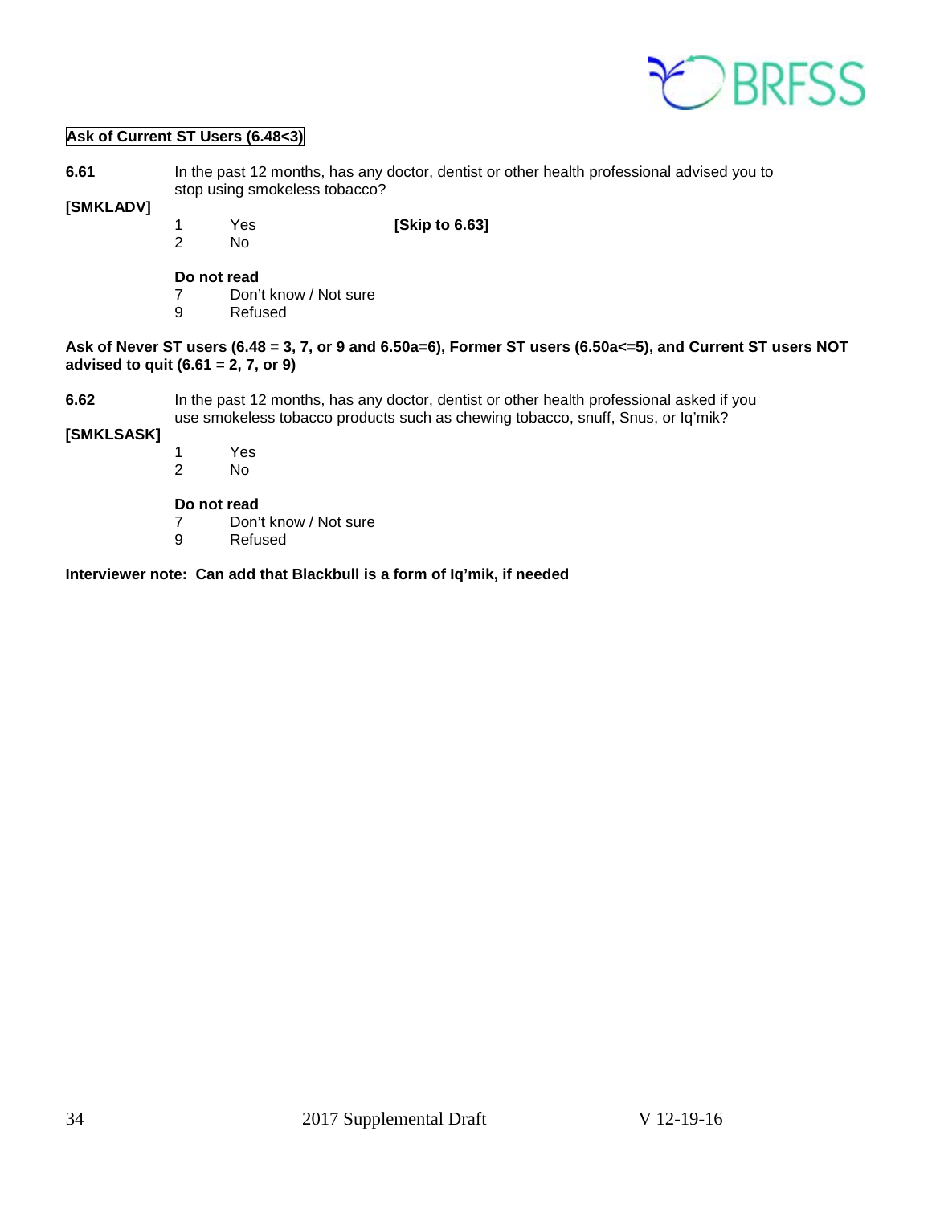**Ask of Current ST Users (6.48<3)**

**6.61** In the past 12 months, has any doctor, dentist or other health professional advised you to stop using smokeless tobacco?

**[SMKLADV]**

1 Yes **[Skip to 6.63]**
2 No

**Do not read**
7 Don't know / Not sure
9 Refused

**Ask of Never ST users (6.48 = 3, 7, or 9 and 6.50a=6), Former ST users (6.50a<=5), and Current ST users NOT advised to quit (6.61 = 2, 7, or 9)**

**6.62** In the past 12 months, has any doctor, dentist or other health professional asked if you use smokeless tobacco products such as chewing tobacco, snuff, Snus, or Iq'mik?

**[SMKLSASK]**

1 Yes
2 No

**Do not read**
7 Don't know / Not sure
9 Refused

**Interviewer note: Can add that Blackbull is a form of Iq'mik, if needed**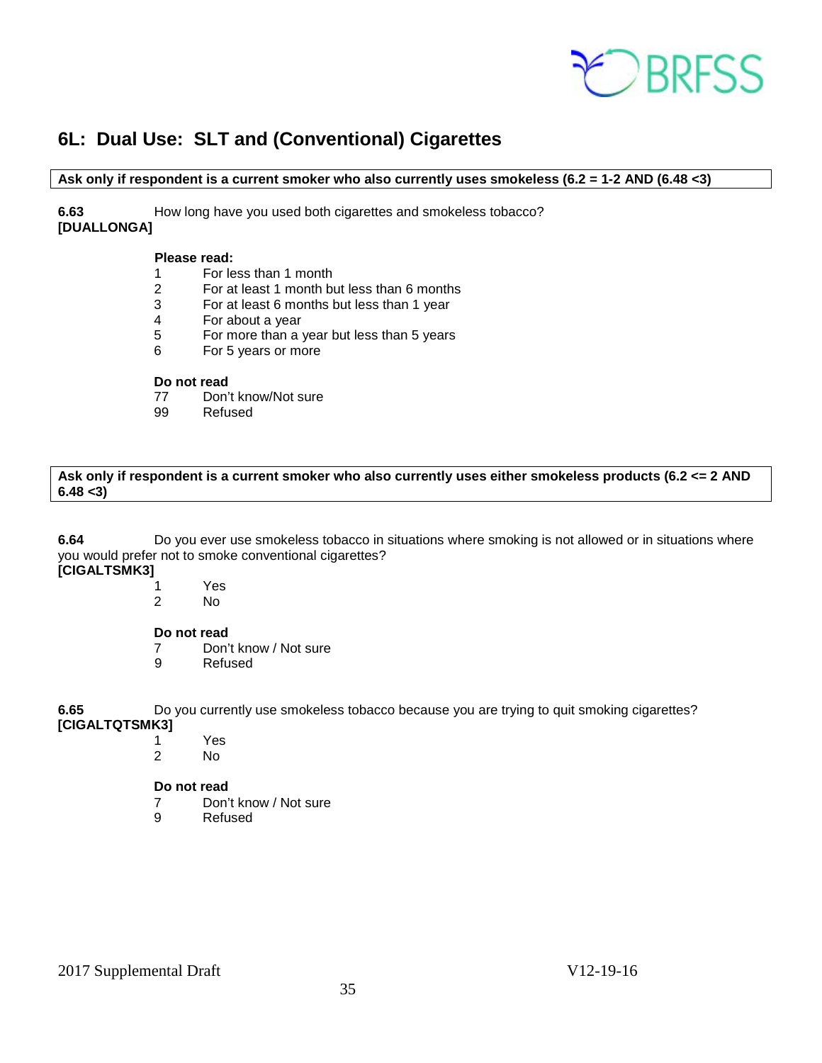## 6L: Dual Use: SLT and (Conventional) Cigarettes

**Ask only if respondent is a current smoker who also currently uses smokeless (6.2 = 1-2 AND (6.48 <3)**

**6.63** How long have you used both cigarettes and smokeless tobacco?
**[DUALLONGA]**

**Please read:**
1 For less than 1 month
2 For at least 1 month but less than 6 months
3 For at least 6 months but less than 1 year
4 For about a year
5 For more than a year but less than 5 years
6 For 5 years or more

**Do not read**
77 Don't know/Not sure
99 Refused

**Ask only if respondent is a current smoker who also currently uses either smokeless products (6.2 <= 2 AND 6.48 <3)**

**6.64** Do you ever use smokeless tobacco in situations where smoking is not allowed or in situations where you would prefer not to smoke conventional cigarettes?
**[CIGALTSMK3]**

1 Yes
2 No

**Do not read**
7 Don't know / Not sure
9 Refused

**6.65** Do you currently use smokeless tobacco because you are trying to quit smoking cigarettes?
**[CIGALTQTSMK3]**

1 Yes
2 No

**Do not read**
7 Don't know / Not sure
9 Refused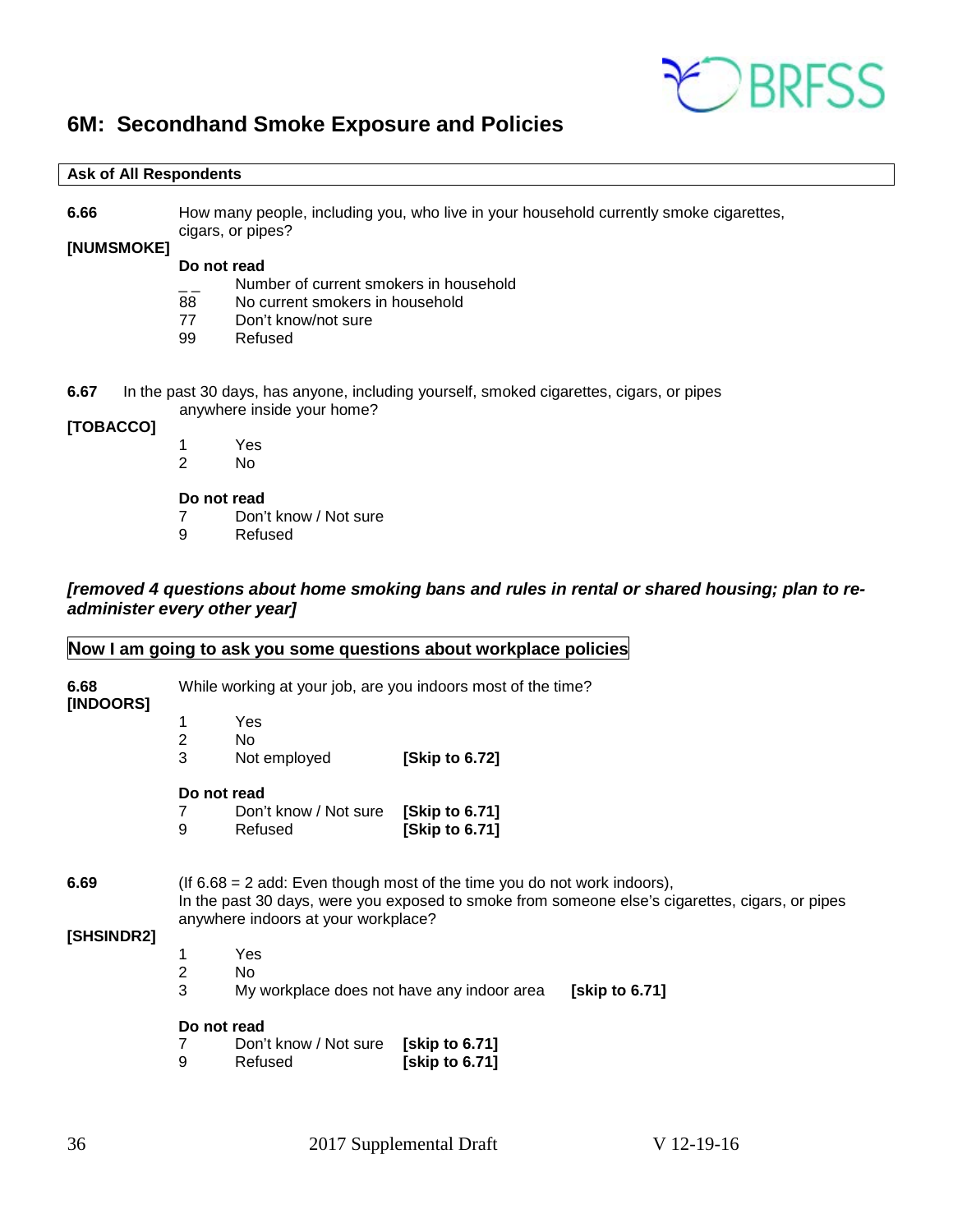## 6M: Secondhand Smoke Exposure and Policies

**Ask of All Respondents**

**6.66** How many people, including you, who live in your household currently smoke cigarettes, cigars, or pipes?

**[NUMSMOKE]**

**Do not read**

_ _ Number of current smokers in household
88 No current smokers in household
77 Don't know/not sure
99 Refused

**6.67** In the past 30 days, has anyone, including yourself, smoked cigarettes, cigars, or pipes anywhere inside your home?

**[TOBACCO]**

1 Yes
2 No

**Do not read**

7 Don't know / Not sure
9 Refused

***[removed 4 questions about home smoking bans and rules in rental or shared housing; plan to re-administer every other year]***

**Now I am going to ask you some questions about workplace policies**

**6.68** While working at your job, are you indoors most of the time?

**[INDOORS]**

1 Yes
2 No
3 Not employed **[Skip to 6.72]**

**Do not read**

7 Don't know / Not sure **[Skip to 6.71]**
9 Refused **[Skip to 6.71]**

**6.69** (If 6.68 = 2 add: Even though most of the time you do not work indoors), In the past 30 days, were you exposed to smoke from someone else's cigarettes, cigars, or pipes anywhere indoors at your workplace?

**[SHSINDR2]**

1 Yes
2 No
3 My workplace does not have any indoor area **[skip to 6.71]**

**Do not read**

7 Don't know / Not sure **[skip to 6.71]**
9 Refused **[skip to 6.71]**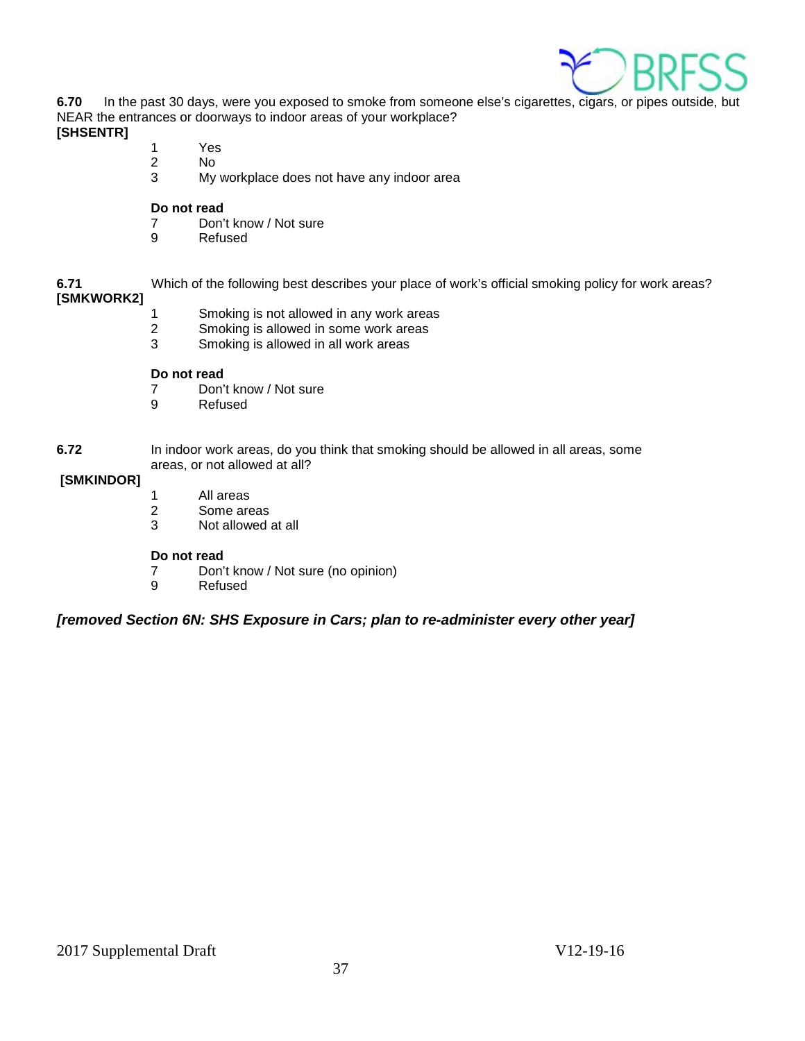**6.70** In the past 30 days, were you exposed to smoke from someone else's cigarettes, cigars, or pipes outside, but NEAR the entrances or doorways to indoor areas of your workplace?
**[SHSENTR]**

1 Yes
2 No
3 My workplace does not have any indoor area

**Do not read**
7 Don't know / Not sure
9 Refused

**6.71** Which of the following best describes your place of work's official smoking policy for work areas?
**[SMKWORK2]**

1 Smoking is not allowed in any work areas
2 Smoking is allowed in some work areas
3 Smoking is allowed in all work areas

**Do not read**
7 Don't know / Not sure
9 Refused

**6.72** In indoor work areas, do you think that smoking should be allowed in all areas, some areas, or not allowed at all?
**[SMKINDOR]**

1 All areas
2 Some areas
3 Not allowed at all

**Do not read**
7 Don't know / Not sure (no opinion)
9 Refused

***[removed Section 6N: SHS Exposure in Cars; plan to re-administer every other year]***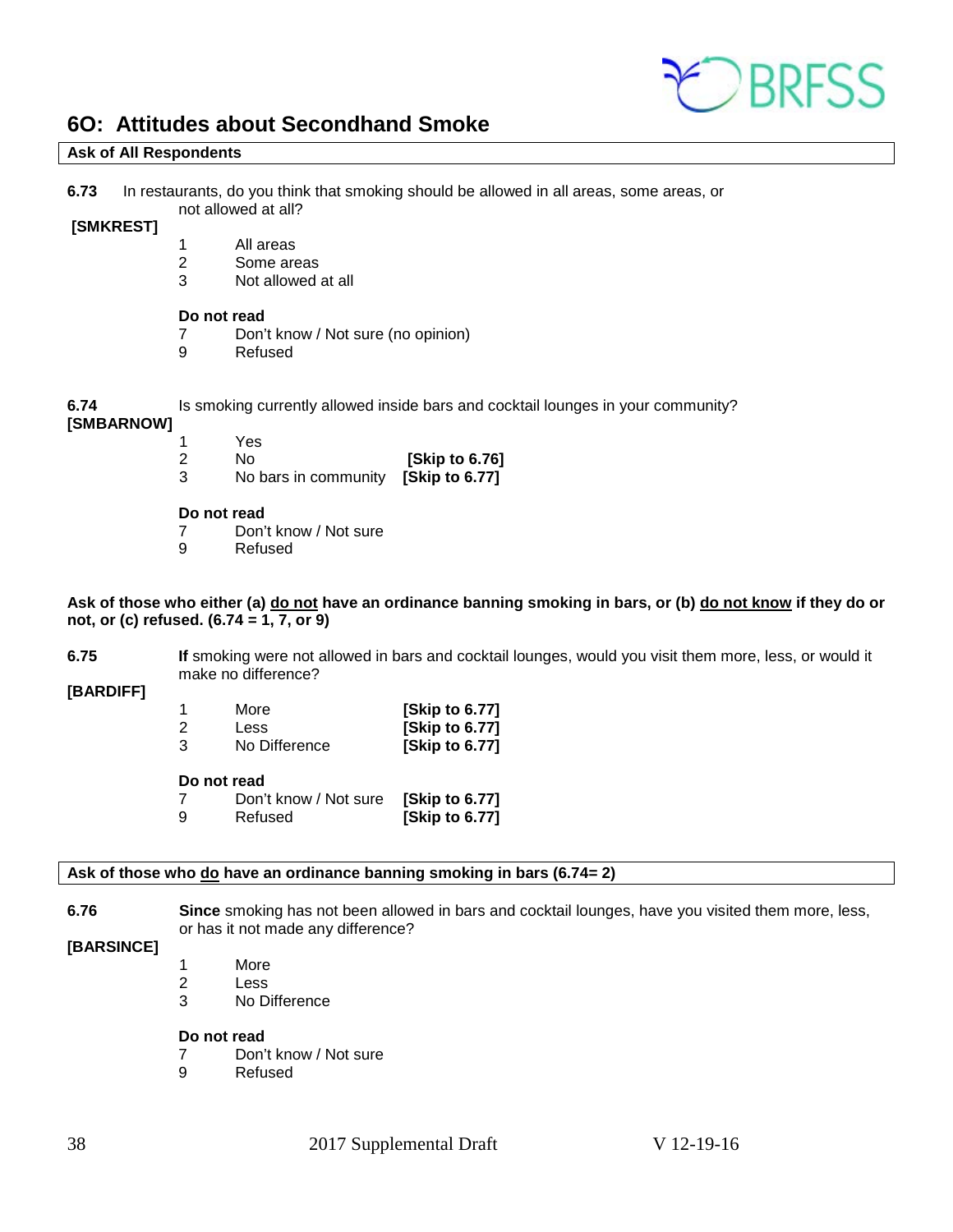## 6O: Attitudes about Secondhand Smoke

**Ask of All Respondents**

**6.73** In restaurants, do you think that smoking should be allowed in all areas, some areas, or not allowed at all?

**[SMKREST]**

1 All areas
2 Some areas
3 Not allowed at all

**Do not read**
7 Don't know / Not sure (no opinion)
9 Refused

**6.74** Is smoking currently allowed inside bars and cocktail lounges in your community?

**[SMBARNOW]**

1 Yes
2 No **[Skip to 6.76]**
3 No bars in community **[Skip to 6.77]**

**Do not read**
7 Don't know / Not sure
9 Refused

**Ask of those who either (a) do not have an ordinance banning smoking in bars, or (b) do not know if they do or not, or (c) refused. (6.74 = 1, 7, or 9)**

**6.75** **If** smoking were not allowed in bars and cocktail lounges, would you visit them more, less, or would it make no difference?

**[BARDIFF]**

1 More **[Skip to 6.77]**
2 Less **[Skip to 6.77]**
3 No Difference **[Skip to 6.77]**

**Do not read**
7 Don't know / Not sure **[Skip to 6.77]**
9 Refused **[Skip to 6.77]**

**Ask of those who do have an ordinance banning smoking in bars (6.74= 2)**

**6.76** **Since** smoking has not been allowed in bars and cocktail lounges, have you visited them more, less, or has it not made any difference?

**[BARSINCE]**

1 More
2 Less
3 No Difference

**Do not read**
7 Don't know / Not sure
9 Refused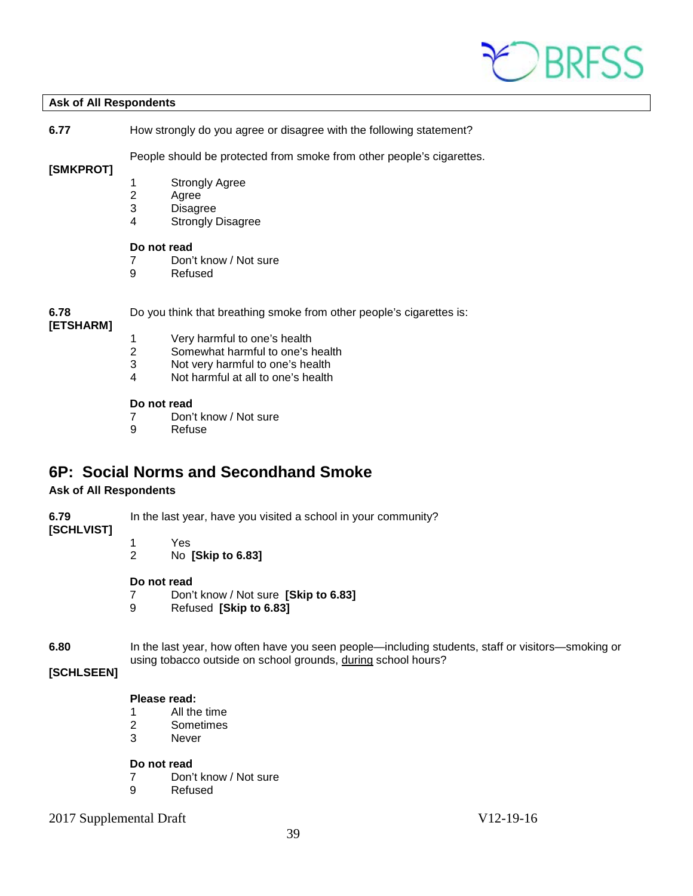**Ask of All Respondents**

**6.77** How strongly do you agree or disagree with the following statement?

People should be protected from smoke from other people's cigarettes.

**[SMKPROT]**

1 Strongly Agree
2 Agree
3 Disagree
4 Strongly Disagree

**Do not read**
7 Don't know / Not sure
9 Refused

**6.78** Do you think that breathing smoke from other people's cigarettes is:
**[ETSHARM]**

1 Very harmful to one's health
2 Somewhat harmful to one's health
3 Not very harmful to one's health
4 Not harmful at all to one's health

**Do not read**
7 Don't know / Not sure
9 Refuse

## 6P: Social Norms and Secondhand Smoke

**Ask of All Respondents**

**6.79** In the last year, have you visited a school in your community?
**[SCHLVIST]**

1 Yes
2 No **[Skip to 6.83]**

**Do not read**
7 Don't know / Not sure **[Skip to 6.83]**
9 Refused **[Skip to 6.83]**

**6.80** In the last year, how often have you seen people—including students, staff or visitors—smoking or using tobacco outside on school grounds, <u>during</u> school hours?

**[SCHLSEEN]**

**Please read:**
1 All the time
2 Sometimes
3 Never

**Do not read**
7 Don't know / Not sure
9 Refused

2017 Supplemental Draft V12-19-16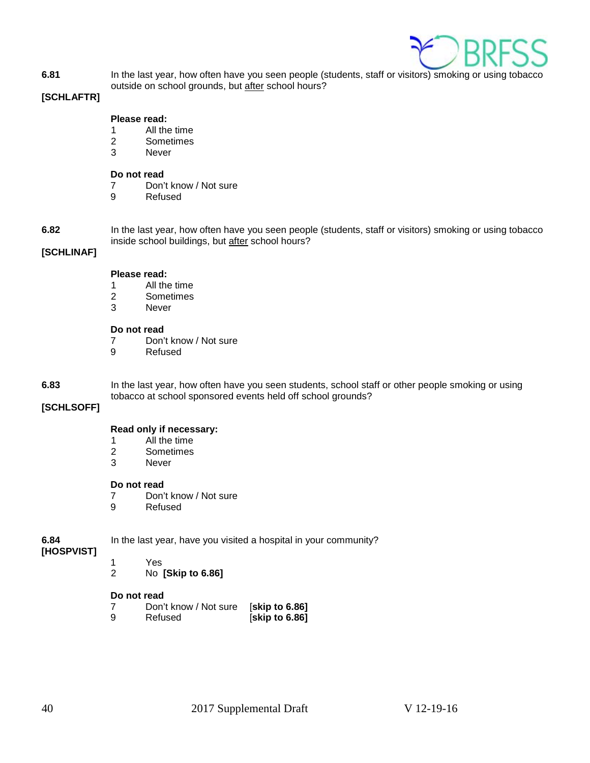**6.81** In the last year, how often have you seen people (students, staff or visitors) smoking or using tobacco outside on school grounds, but <u>after</u> school hours?

**[SCHLAFTR]**

**Please read:**
1 All the time
2 Sometimes
3 Never

**Do not read**
7 Don't know / Not sure
9 Refused

**6.82** In the last year, how often have you seen people (students, staff or visitors) smoking or using tobacco inside school buildings, but <u>after</u> school hours?

**[SCHLINAF]**

**Please read:**
1 All the time
2 Sometimes
3 Never

**Do not read**
7 Don't know / Not sure
9 Refused

**6.83** In the last year, how often have you seen students, school staff or other people smoking or using tobacco at school sponsored events held off school grounds?

**[SCHLSOFF]**

**Read only if necessary:**
1 All the time
2 Sometimes
3 Never

**Do not read**
7 Don't know / Not sure
9 Refused

**6.84** In the last year, have you visited a hospital in your community?
**[HOSPVIST]**

1 Yes
2 No **[Skip to 6.86]**

**Do not read**
7 Don't know / Not sure [**skip to 6.86]**
9 Refused [**skip to 6.86]**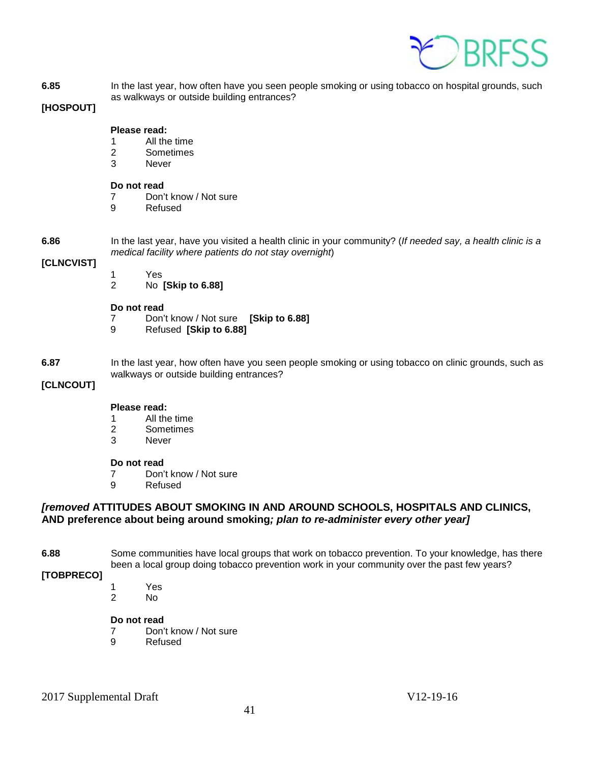**6.85**

**[HOSPOUT]**

In the last year, how often have you seen people smoking or using tobacco on hospital grounds, such as walkways or outside building entrances?

**Please read:**

1 All the time
2 Sometimes
3 Never

**Do not read**

7 Don't know / Not sure
9 Refused

**6.86**

**[CLNCVIST]**

In the last year, have you visited a health clinic in your community? (*If needed say, a health clinic is a medical facility where patients do not stay overnight*)

1 Yes
2 No **[Skip to 6.88]**

**Do not read**

7 Don't know / Not sure **[Skip to 6.88]**
9 Refused **[Skip to 6.88]**

**6.87**

**[CLNCOUT]**

In the last year, how often have you seen people smoking or using tobacco on clinic grounds, such as walkways or outside building entrances?

**Please read:**

1 All the time
2 Sometimes
3 Never

**Do not read**

7 Don't know / Not sure
9 Refused

***[removed* ATTITUDES ABOUT SMOKING IN AND AROUND SCHOOLS, HOSPITALS AND CLINICS, AND preference about being around smoking*; plan to re-administer every other year]***

**6.88**

**[TOBPRECO]**

Some communities have local groups that work on tobacco prevention. To your knowledge, has there been a local group doing tobacco prevention work in your community over the past few years?

1 Yes
2 No

**Do not read**

7 Don't know / Not sure
9 Refused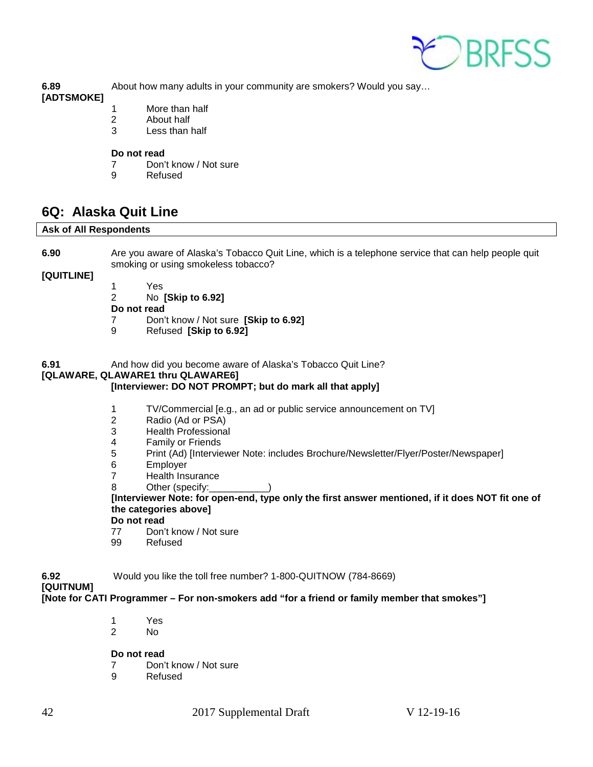**6.89** About how many adults in your community are smokers? Would you say…
**[ADTSMOKE]**

1 More than half
2 About half
3 Less than half

**Do not read**
7 Don't know / Not sure
9 Refused

## 6Q: Alaska Quit Line

**Ask of All Respondents**

**6.90** Are you aware of Alaska's Tobacco Quit Line, which is a telephone service that can help people quit smoking or using smokeless tobacco?
**[QUITLINE]**

1 Yes
2 No **[Skip to 6.92]**

**Do not read**
7 Don't know / Not sure **[Skip to 6.92]**
9 Refused **[Skip to 6.92]**

**6.91** And how did you become aware of Alaska's Tobacco Quit Line?
**[QLAWARE, QLAWARE1 thru QLAWARE6]**
**[Interviewer: DO NOT PROMPT; but do mark all that apply]**

1 TV/Commercial [e.g., an ad or public service announcement on TV]
2 Radio (Ad or PSA)
3 Health Professional
4 Family or Friends
5 Print (Ad) [Interviewer Note: includes Brochure/Newsletter/Flyer/Poster/Newspaper]
6 Employer
7 Health Insurance
8 Other (specify:___________)

**[Interviewer Note: for open-end, type only the first answer mentioned, if it does NOT fit one of the categories above]**

**Do not read**
77 Don't know / Not sure
99 Refused

**6.92** Would you like the toll free number? 1-800-QUITNOW (784-8669)
**[QUITNUM]**
**[Note for CATI Programmer – For non-smokers add "for a friend or family member that smokes"]**

1 Yes
2 No

**Do not read**
7 Don't know / Not sure
9 Refused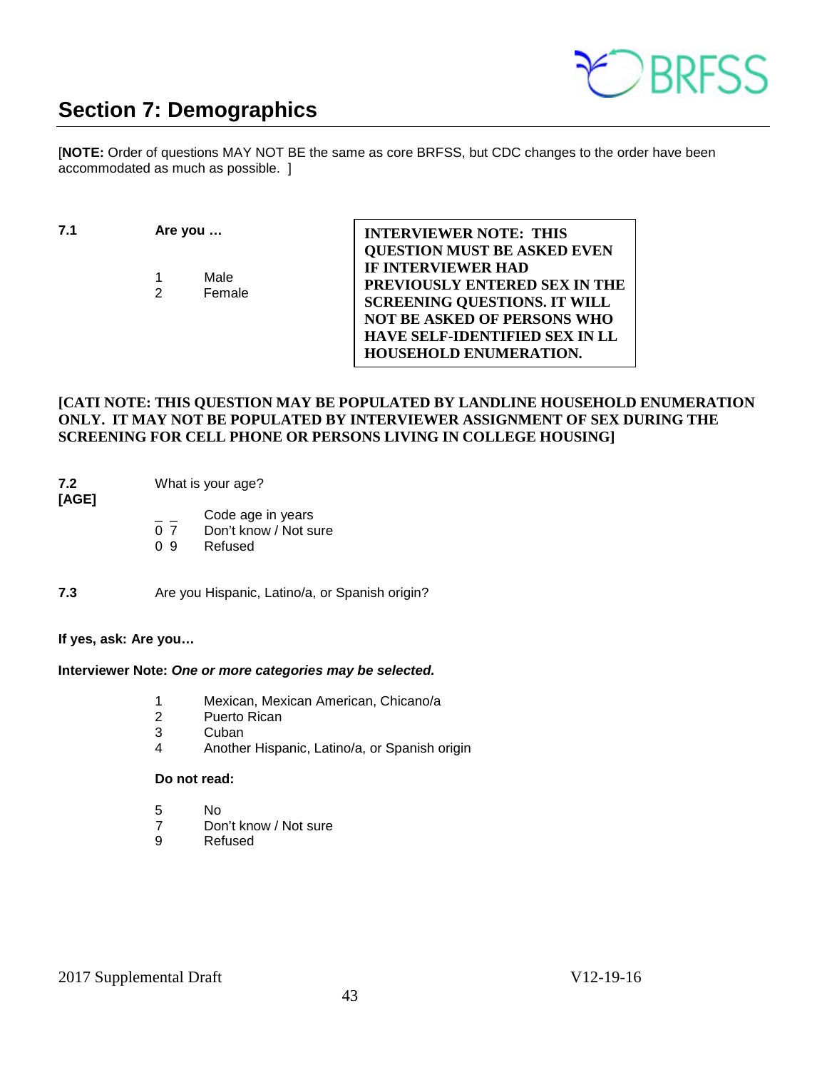## Section 7: Demographics

[**NOTE:** Order of questions MAY NOT BE the same as core BRFSS, but CDC changes to the order have been accommodated as much as possible. ]

**7.1** **Are you …**

1 Male
2 Female

**INTERVIEWER NOTE: THIS QUESTION MUST BE ASKED EVEN IF INTERVIEWER HAD PREVIOUSLY ENTERED SEX IN THE SCREENING QUESTIONS. IT WILL NOT BE ASKED OF PERSONS WHO HAVE SELF-IDENTIFIED SEX IN LL HOUSEHOLD ENUMERATION.**

**[CATI NOTE: THIS QUESTION MAY BE POPULATED BY LANDLINE HOUSEHOLD ENUMERATION ONLY. IT MAY NOT BE POPULATED BY INTERVIEWER ASSIGNMENT OF SEX DURING THE SCREENING FOR CELL PHONE OR PERSONS LIVING IN COLLEGE HOUSING]**

**7.2**
**[AGE]**

What is your age?

_ _ Code age in years
0 7 Don't know / Not sure
0 9 Refused

**7.3** Are you Hispanic, Latino/a, or Spanish origin?

**If yes, ask: Are you…**

**Interviewer Note:** ***One or more categories may be selected.***

1 Mexican, Mexican American, Chicano/a
2 Puerto Rican
3 Cuban
4 Another Hispanic, Latino/a, or Spanish origin

**Do not read:**

5 No
7 Don't know / Not sure
9 Refused

2017 Supplemental Draft V12-19-16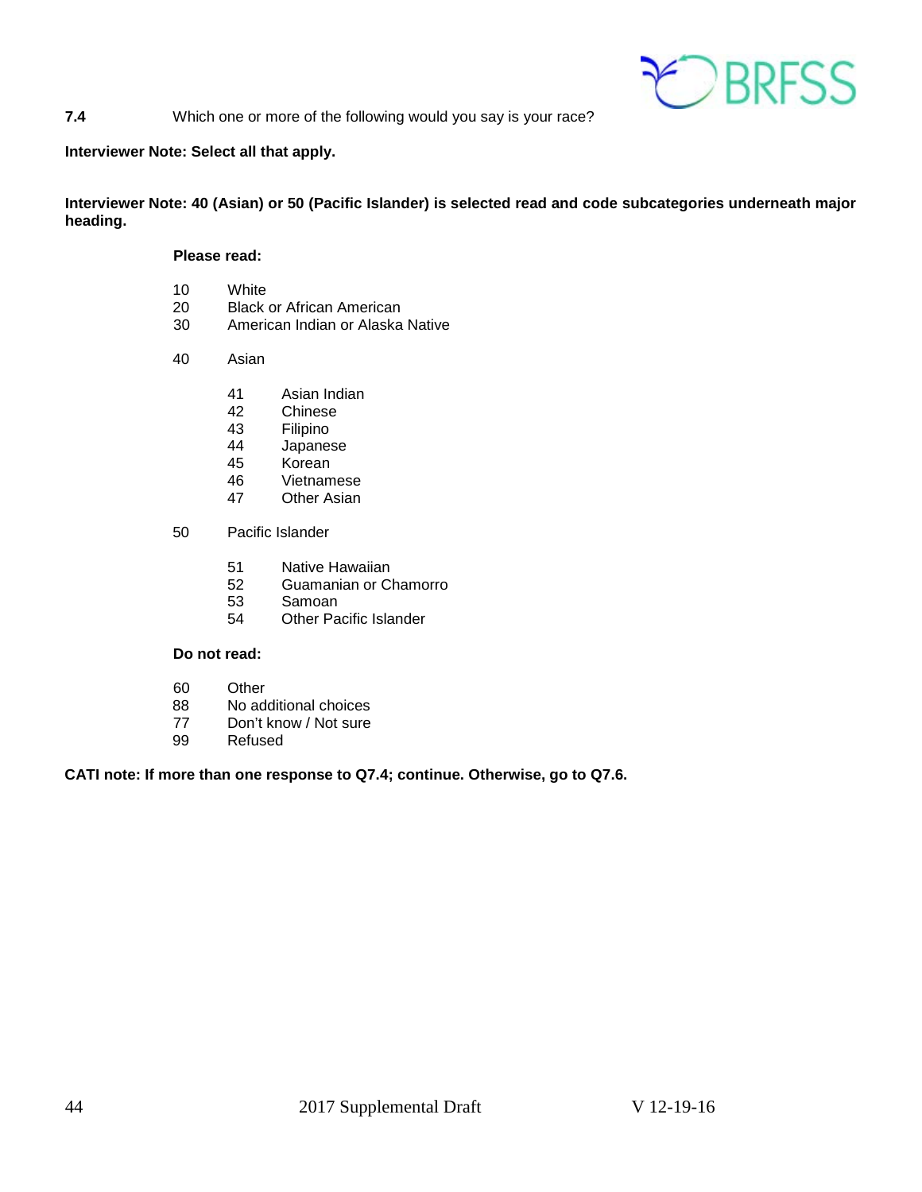**7.4** Which one or more of the following would you say is your race?

**Interviewer Note: Select all that apply.**

**Interviewer Note: 40 (Asian) or 50 (Pacific Islander) is selected read and code subcategories underneath major heading.**

**Please read:**

10 White
20 Black or African American
30 American Indian or Alaska Native

40 Asian

- 41 Asian Indian
- 42 Chinese
- 43 Filipino
- 44 Japanese
- 45 Korean
- 46 Vietnamese
- 47 Other Asian

50 Pacific Islander

- 51 Native Hawaiian
- 52 Guamanian or Chamorro
- 53 Samoan
- 54 Other Pacific Islander

**Do not read:**

60 Other
88 No additional choices
77 Don't know / Not sure
99 Refused

**CATI note: If more than one response to Q7.4; continue. Otherwise, go to Q7.6.**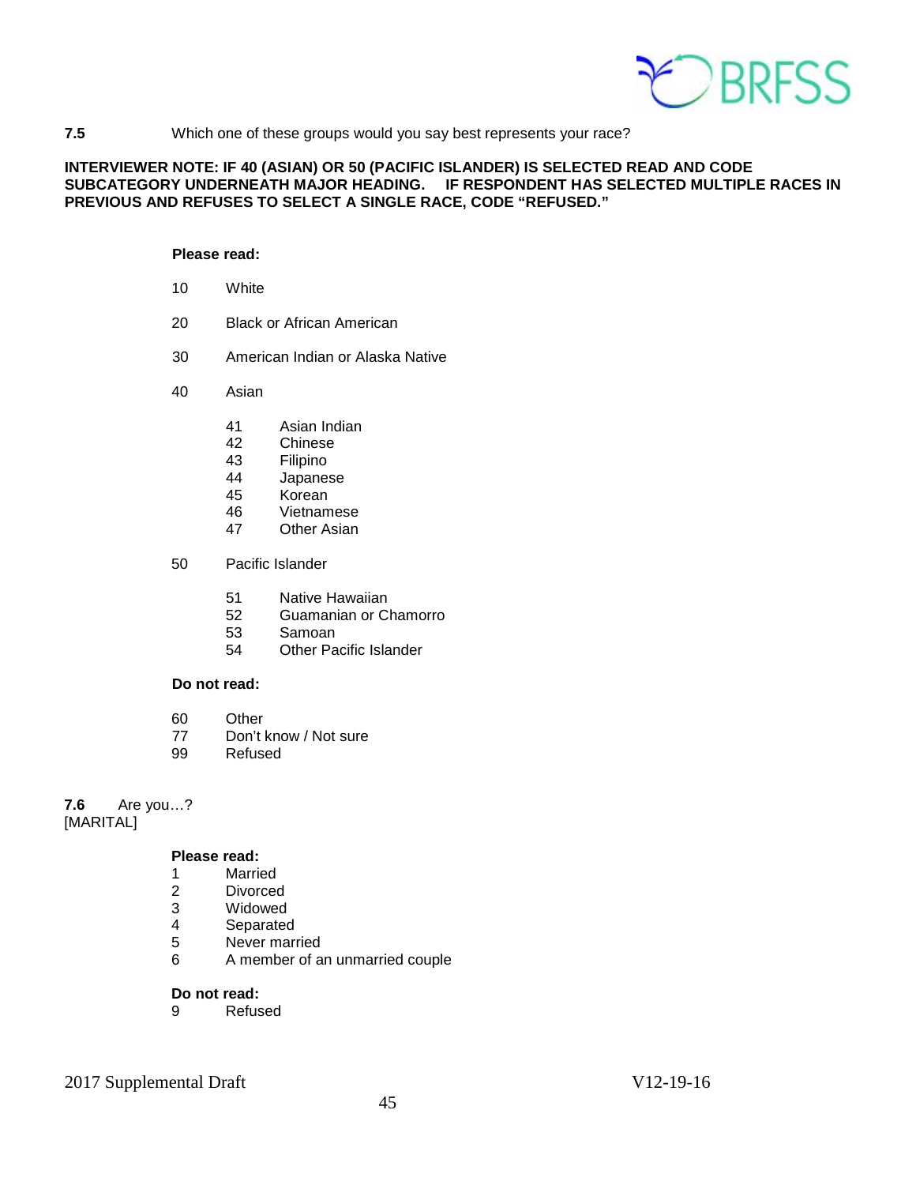**7.5** Which one of these groups would you say best represents your race?

**INTERVIEWER NOTE: IF 40 (ASIAN) OR 50 (PACIFIC ISLANDER) IS SELECTED READ AND CODE SUBCATEGORY UNDERNEATH MAJOR HEADING. IF RESPONDENT HAS SELECTED MULTIPLE RACES IN PREVIOUS AND REFUSES TO SELECT A SINGLE RACE, CODE "REFUSED."**

**Please read:**

10 White

20 Black or African American

30 American Indian or Alaska Native

40 Asian

- 41 Asian Indian
- 42 Chinese
- 43 Filipino
- 44 Japanese
- 45 Korean
- 46 Vietnamese
- 47 Other Asian

50 Pacific Islander

- 51 Native Hawaiian
- 52 Guamanian or Chamorro
- 53 Samoan
- 54 Other Pacific Islander

**Do not read:**

60 Other
77 Don't know / Not sure
99 Refused

**7.6** Are you…?
[MARITAL]

**Please read:**
1 Married
2 Divorced
3 Widowed
4 Separated
5 Never married
6 A member of an unmarried couple

**Do not read:**
9 Refused

2017 Supplemental Draft V12-19-16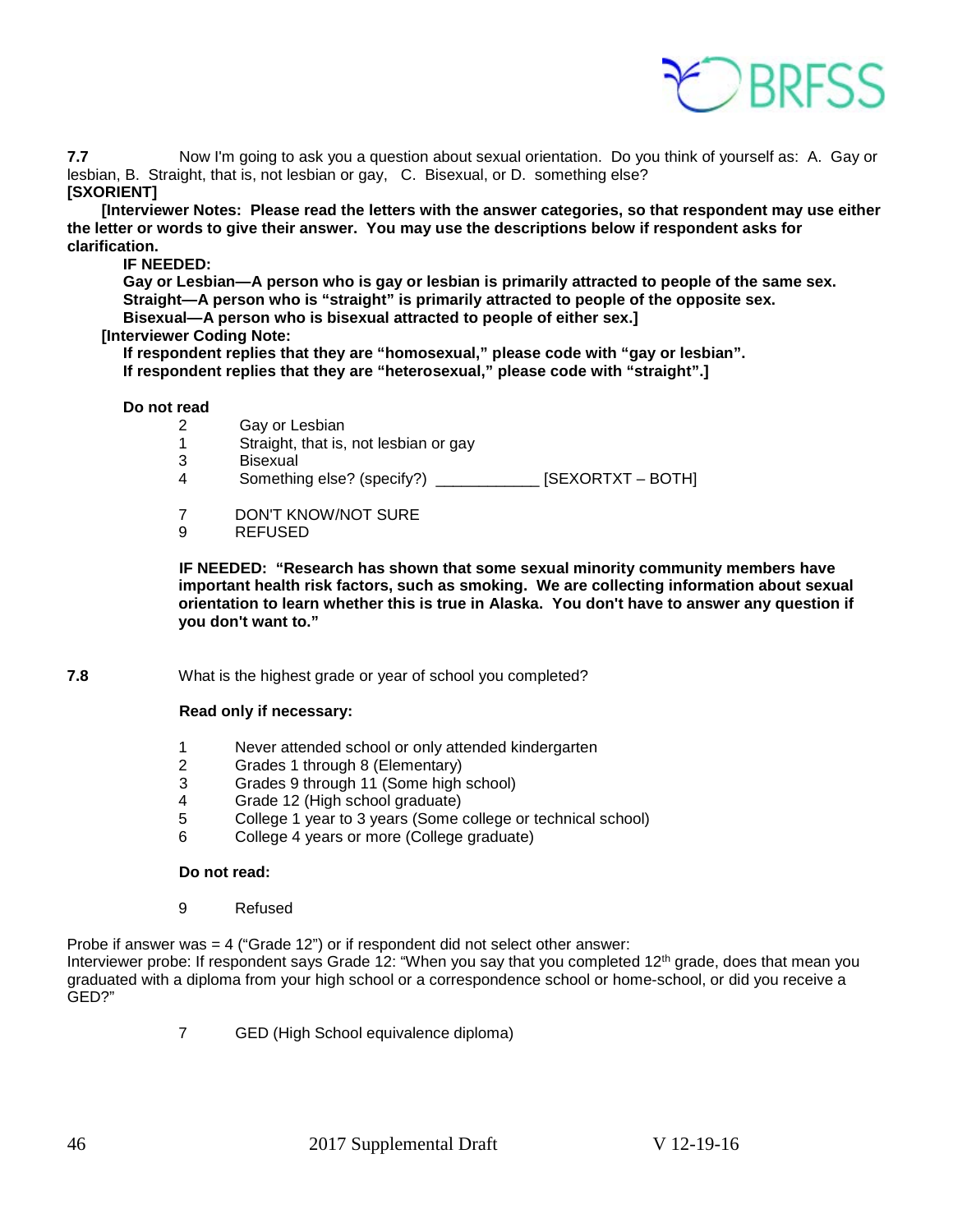**7.7** Now I'm going to ask you a question about sexual orientation. Do you think of yourself as: A. Gay or lesbian, B. Straight, that is, not lesbian or gay, C. Bisexual, or D. something else?
**[SXORIENT]**

**[Interviewer Notes: Please read the letters with the answer categories, so that respondent may use either the letter or words to give their answer. You may use the descriptions below if respondent asks for clarification.**

**IF NEEDED:**
**Gay or Lesbian—A person who is gay or lesbian is primarily attracted to people of the same sex.**
**Straight—A person who is "straight" is primarily attracted to people of the opposite sex.**
**Bisexual—A person who is bisexual attracted to people of either sex.]**

**[Interviewer Coding Note:**
**If respondent replies that they are "homosexual," please code with "gay or lesbian".**
**If respondent replies that they are "heterosexual," please code with "straight".]**

**Do not read**

2 Gay or Lesbian
1 Straight, that is, not lesbian or gay
3 Bisexual
4 Something else? (specify?) ____________ [SEXORTXT – BOTH]

7 DON'T KNOW/NOT SURE
9 REFUSED

**IF NEEDED: "Research has shown that some sexual minority community members have important health risk factors, such as smoking. We are collecting information about sexual orientation to learn whether this is true in Alaska. You don't have to answer any question if you don't want to."**

**7.8** What is the highest grade or year of school you completed?

**Read only if necessary:**

1 Never attended school or only attended kindergarten
2 Grades 1 through 8 (Elementary)
3 Grades 9 through 11 (Some high school)
4 Grade 12 (High school graduate)
5 College 1 year to 3 years (Some college or technical school)
6 College 4 years or more (College graduate)

**Do not read:**

9 Refused

Probe if answer was = 4 ("Grade 12") or if respondent did not select other answer:
Interviewer probe: If respondent says Grade 12: "When you say that you completed 12th grade, does that mean you graduated with a diploma from your high school or a correspondence school or home-school, or did you receive a GED?"

7 GED (High School equivalence diploma)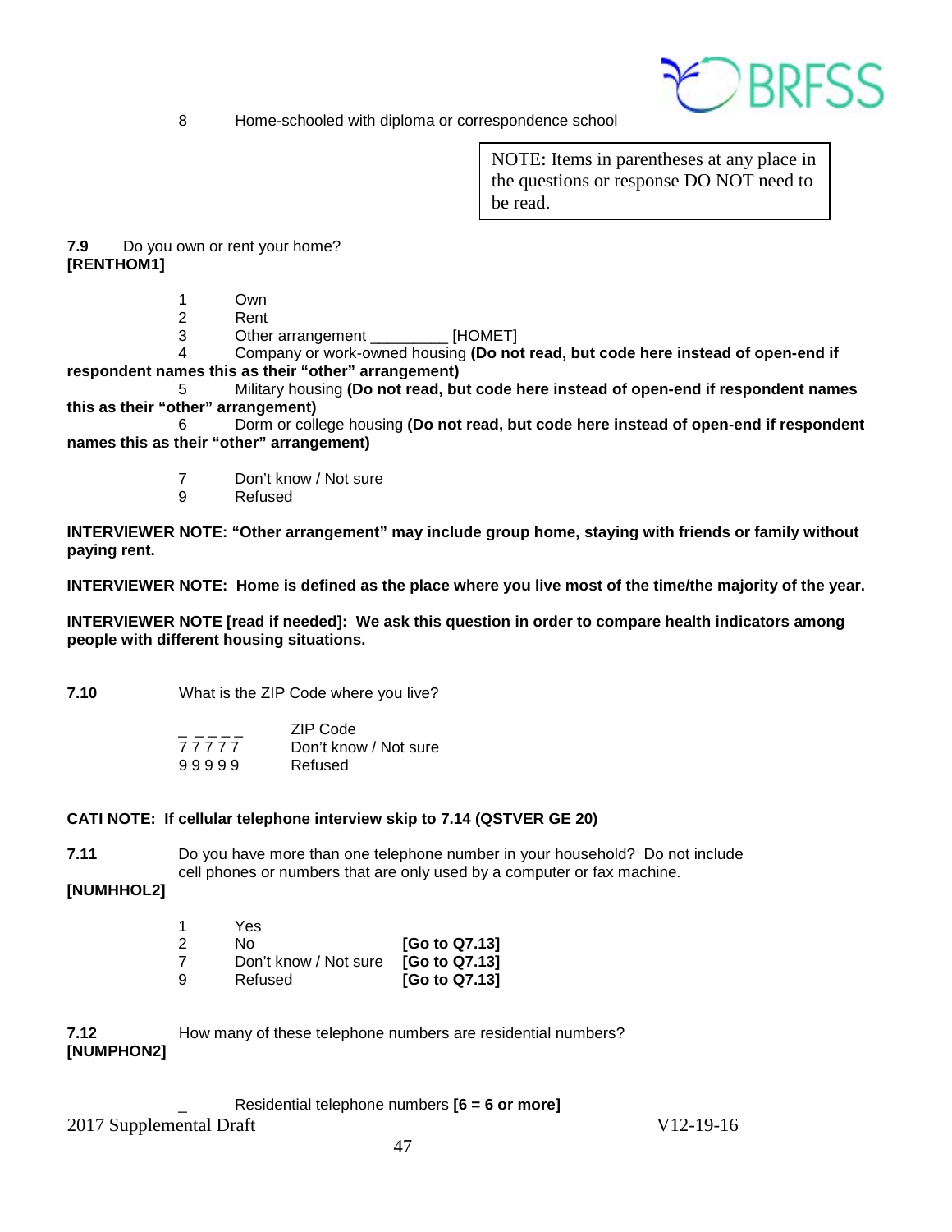8 Home-schooled with diploma or correspondence school

NOTE: Items in parentheses at any place in the questions or response DO NOT need to be read.

**7.9** Do you own or rent your home?
**[RENTHOM1]**

1 Own
2 Rent
3 Other arrangement _________ [HOMET]
4 Company or work-owned housing **(Do not read, but code here instead of open-end if respondent names this as their "other" arrangement)**
5 Military housing **(Do not read, but code here instead of open-end if respondent names this as their "other" arrangement)**
6 Dorm or college housing **(Do not read, but code here instead of open-end if respondent names this as their "other" arrangement)**

7 Don't know / Not sure
9 Refused

**INTERVIEWER NOTE: "Other arrangement" may include group home, staying with friends or family without paying rent.**

**INTERVIEWER NOTE: Home is defined as the place where you live most of the time/the majority of the year.**

**INTERVIEWER NOTE [read if needed]: We ask this question in order to compare health indicators among people with different housing situations.**

**7.10** What is the ZIP Code where you live?

_ _ _ _ _ ZIP Code
7 7 7 7 7 Don't know / Not sure
9 9 9 9 9 Refused

**CATI NOTE: If cellular telephone interview skip to 7.14 (QSTVER GE 20)**

**7.11** Do you have more than one telephone number in your household? Do not include cell phones or numbers that are only used by a computer or fax machine.
**[NUMHHOL2]**

1 Yes
2 No **[Go to Q7.13]**
7 Don't know / Not sure **[Go to Q7.13]**
9 Refused **[Go to Q7.13]**

**7.12** How many of these telephone numbers are residential numbers?
**[NUMPHON2]**

_ Residential telephone numbers **[6 = 6 or more]**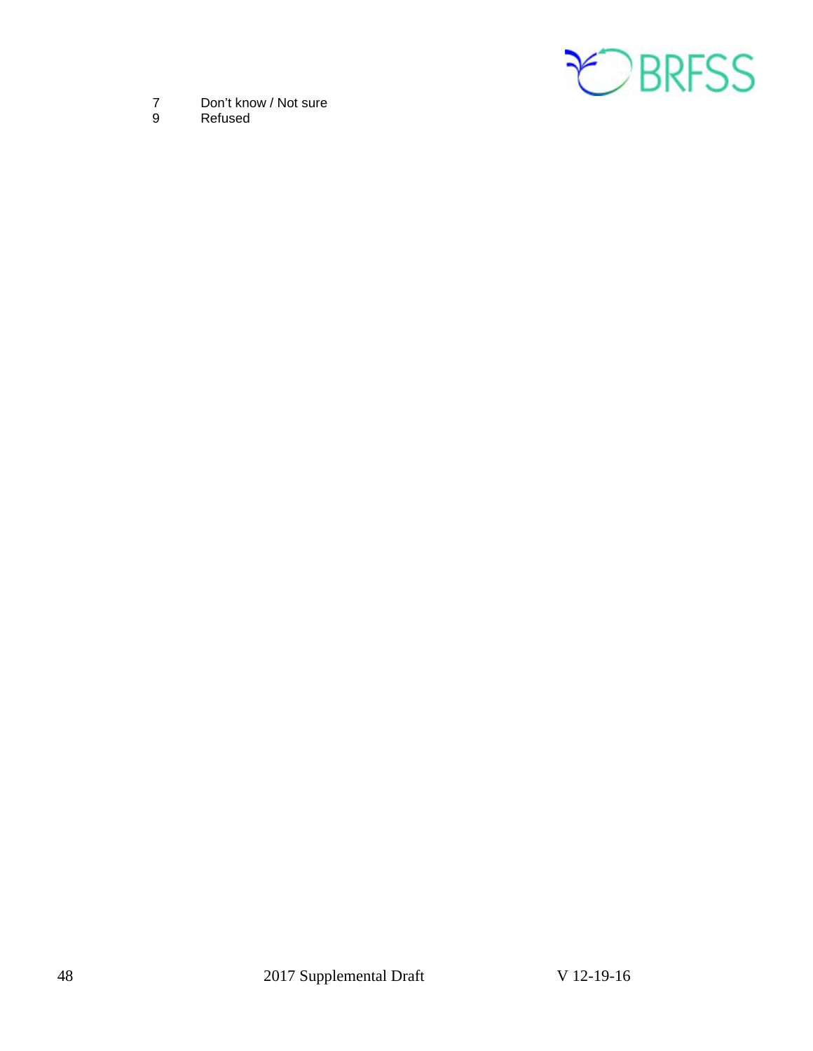7 Don't know / Not sure
9 Refused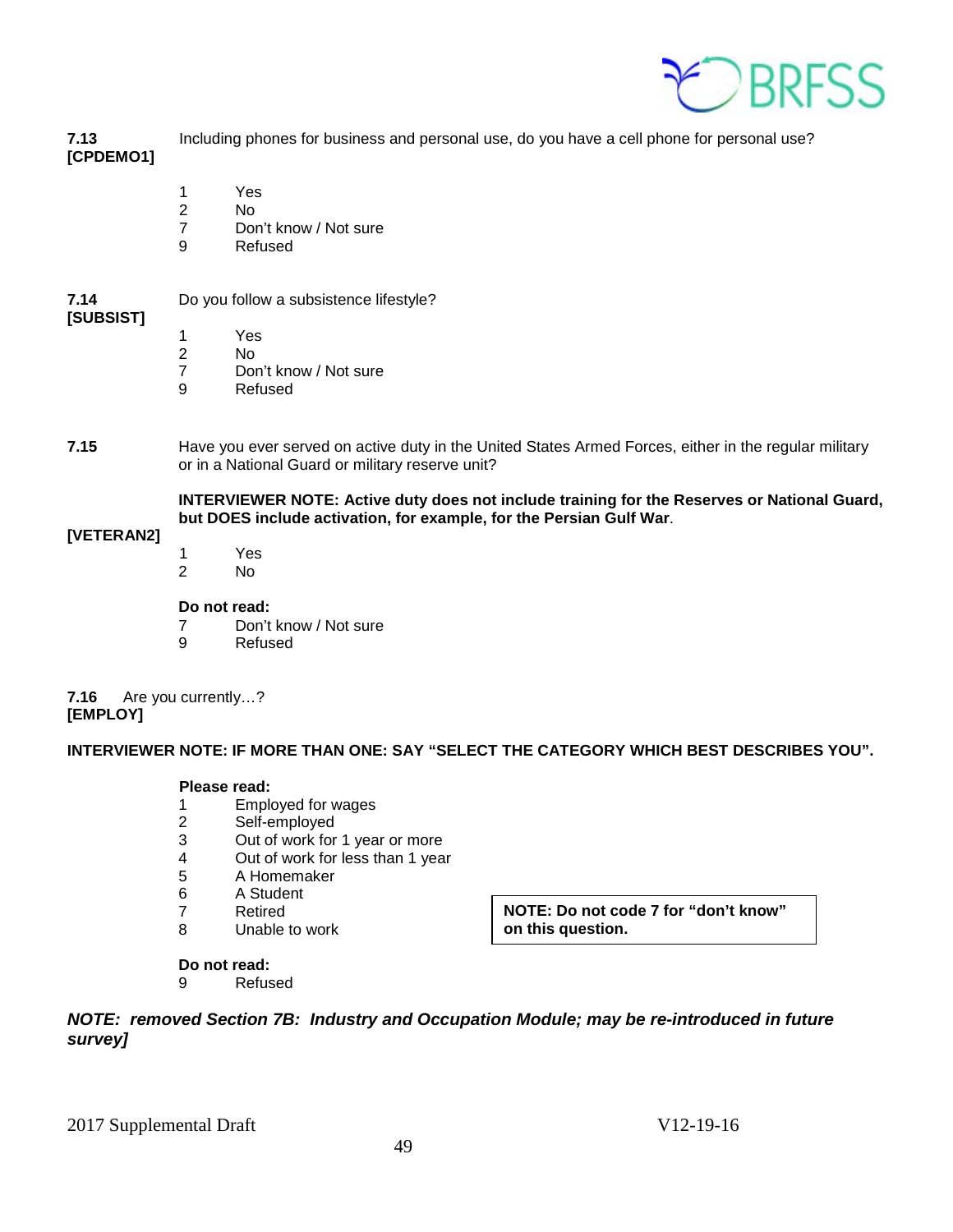**7.13**
**[CPDEMO1]**

Including phones for business and personal use, do you have a cell phone for personal use?

1 Yes
2 No
7 Don't know / Not sure
9 Refused

**7.14**
**[SUBSIST]**

Do you follow a subsistence lifestyle?

1 Yes
2 No
7 Don't know / Not sure
9 Refused

**7.15**

Have you ever served on active duty in the United States Armed Forces, either in the regular military or in a National Guard or military reserve unit?

**INTERVIEWER NOTE: Active duty does not include training for the Reserves or National Guard, but DOES include activation, for example, for the Persian Gulf War**.

**[VETERAN2]**

1 Yes
2 No

**Do not read:**
7 Don't know / Not sure
9 Refused

**7.16** Are you currently…?
**[EMPLOY]**

**INTERVIEWER NOTE: IF MORE THAN ONE: SAY "SELECT THE CATEGORY WHICH BEST DESCRIBES YOU".**

**Please read:**
1 Employed for wages
2 Self-employed
3 Out of work for 1 year or more
4 Out of work for less than 1 year
5 A Homemaker
6 A Student
7 Retired
8 Unable to work

**NOTE: Do not code 7 for "don't know" on this question.**

**Do not read:**
9 Refused

***NOTE: removed Section 7B: Industry and Occupation Module; may be re-introduced in future survey]***

2017 Supplemental Draft V12-19-16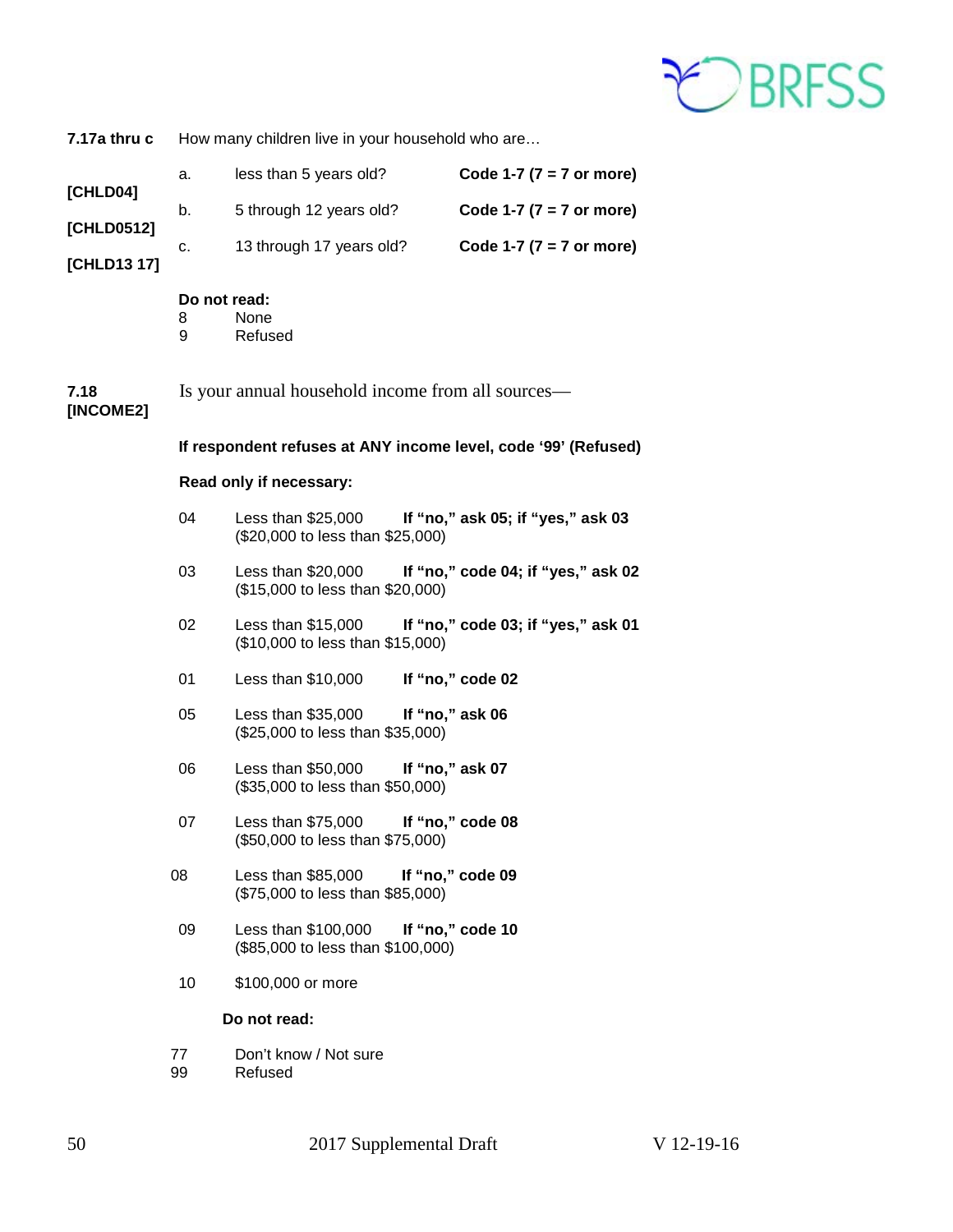**7.17a thru c** How many children live in your household who are…

| | | | |
|---|---|---|---|
| **[CHLD04]** | a. | less than 5 years old? | **Code 1-7 (7 = 7 or more)** |
| **[CHLD0512]** | b. | 5 through 12 years old? | **Code 1-7 (7 = 7 or more)** |
| **[CHLD13 17]** | c. | 13 through 17 years old? | **Code 1-7 (7 = 7 or more)** |

**Do not read:**

8 None
9 Refused

**7.18**
**[INCOME2]**

Is your annual household income from all sources—

**If respondent refuses at ANY income level, code '99' (Refused)**

**Read only if necessary:**

| Code | Response | Instruction |
|---|---|---|
| 04 | Less than $25,000 ($20,000 to less than $25,000) | **If "no," ask 05; if "yes," ask 03** |
| 03 | Less than $20,000 ($15,000 to less than $20,000) | **If "no," code 04; if "yes," ask 02** |
| 02 | Less than $15,000 ($10,000 to less than $15,000) | **If "no," code 03; if "yes," ask 01** |
| 01 | Less than $10,000 | **If "no," code 02** |
| 05 | Less than $35,000 ($25,000 to less than $35,000) | **If "no," ask 06** |
| 06 | Less than $50,000 ($35,000 to less than $50,000) | **If "no," ask 07** |
| 07 | Less than $75,000 ($50,000 to less than $75,000) | **If "no," code 08** |
| 08 | Less than $85,000 ($75,000 to less than $85,000) | **If "no," code 09** |
| 09 | Less than $100,000 ($85,000 to less than $100,000) | **If "no," code 10** |
| 10 | $100,000 or more | |

**Do not read:**

77 Don't know / Not sure
99 Refused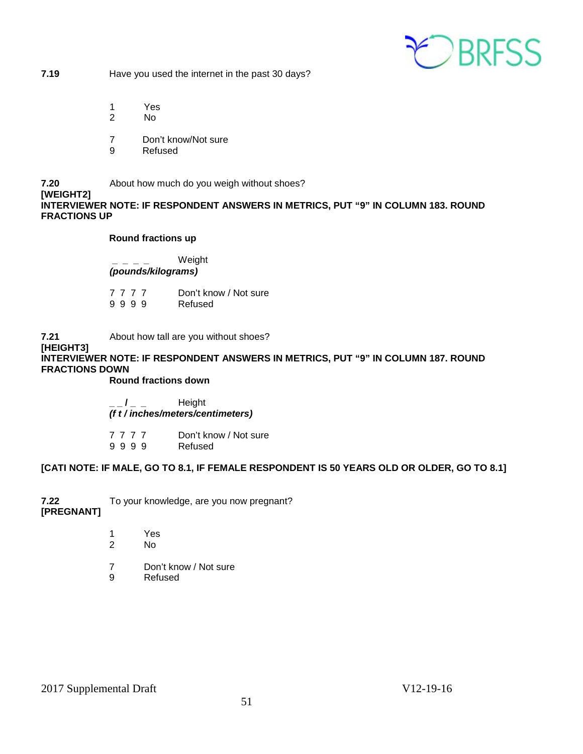**7.19** Have you used the internet in the past 30 days?

1 Yes
2 No

7 Don't know/Not sure
9 Refused

**7.20** About how much do you weigh without shoes?
**[WEIGHT2]**
**INTERVIEWER NOTE: IF RESPONDENT ANSWERS IN METRICS, PUT "9" IN COLUMN 183. ROUND FRACTIONS UP**

**Round fractions up**

_ _ _ _ Weight
***(pounds/kilograms)***

7 7 7 7 Don't know / Not sure
9 9 9 9 Refused

**7.21** About how tall are you without shoes?
**[HEIGHT3]**
**INTERVIEWER NOTE: IF RESPONDENT ANSWERS IN METRICS, PUT "9" IN COLUMN 187. ROUND FRACTIONS DOWN**
**Round fractions down**

_ _ **/** _ _ Height
***(f t / inches/meters/centimeters)***

7 7 7 7 Don't know / Not sure
9 9 9 9 Refused

**[CATI NOTE: IF MALE, GO TO 8.1, IF FEMALE RESPONDENT IS 50 YEARS OLD OR OLDER, GO TO 8.1]**

**7.22** To your knowledge, are you now pregnant?
**[PREGNANT]**

1 Yes
2 No

7 Don't know / Not sure
9 Refused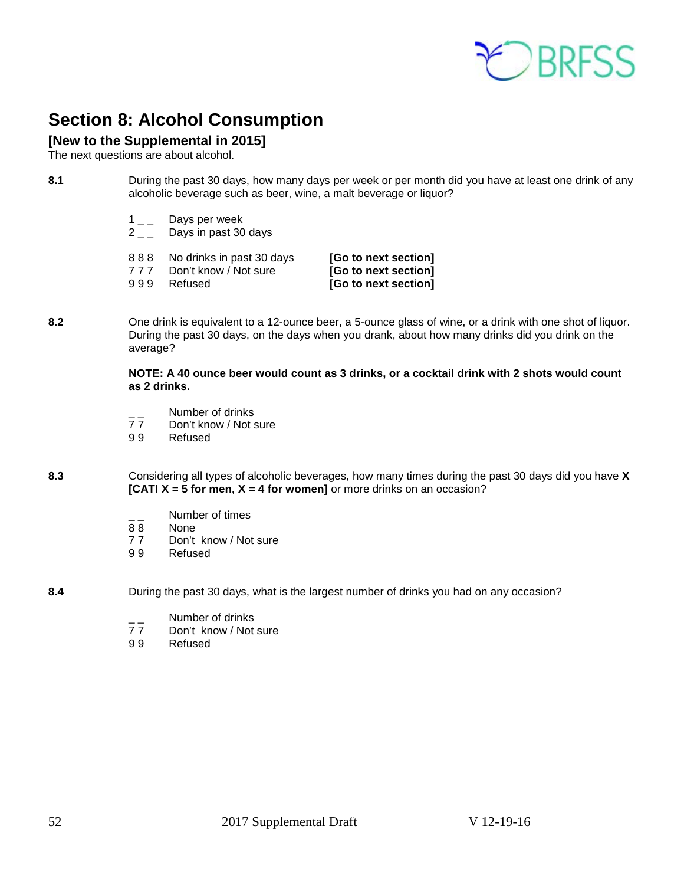# Section 8: Alcohol Consumption

**[New to the Supplemental in 2015]**

The next questions are about alcohol.

**8.1** During the past 30 days, how many days per week or per month did you have at least one drink of any alcoholic beverage such as beer, wine, a malt beverage or liquor?

1 _ _ Days per week
2 _ _ Days in past 30 days

8 8 8 No drinks in past 30 days **[Go to next section]**
7 7 7 Don't know / Not sure **[Go to next section]**
9 9 9 Refused **[Go to next section]**

**8.2** One drink is equivalent to a 12-ounce beer, a 5-ounce glass of wine, or a drink with one shot of liquor. During the past 30 days, on the days when you drank, about how many drinks did you drink on the average?

**NOTE: A 40 ounce beer would count as 3 drinks, or a cocktail drink with 2 shots would count as 2 drinks.**

_ _ Number of drinks
7 7 Don't know / Not sure
9 9 Refused

**8.3** Considering all types of alcoholic beverages, how many times during the past 30 days did you have **X [CATI X = 5 for men, X = 4 for women]** or more drinks on an occasion?

_ _ Number of times
8 8 None
7 7 Don't know / Not sure
9 9 Refused

**8.4** During the past 30 days, what is the largest number of drinks you had on any occasion?

_ _ Number of drinks
7 7 Don't know / Not sure
9 9 Refused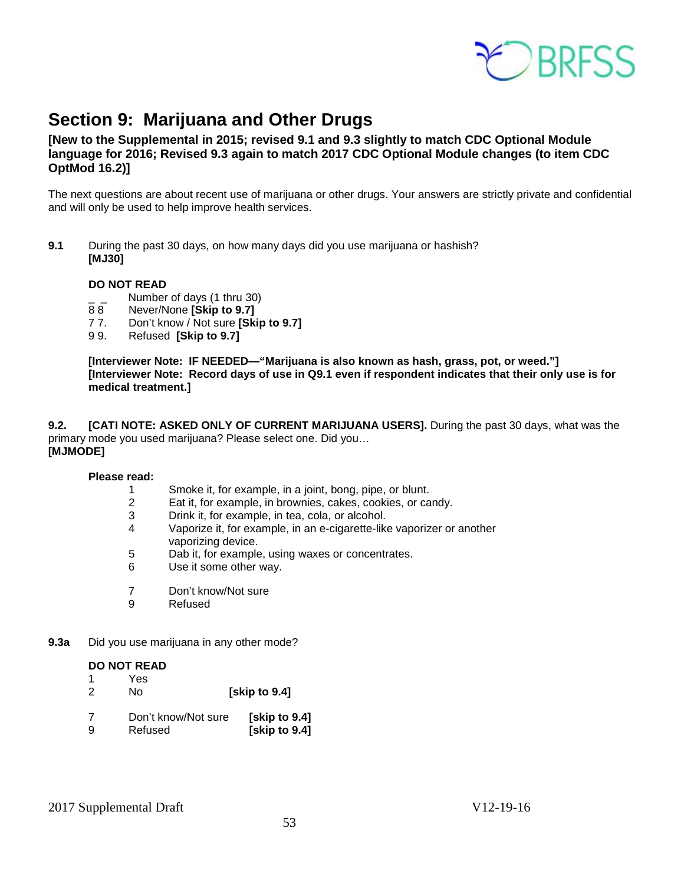# Section 9: Marijuana and Other Drugs

**[New to the Supplemental in 2015; revised 9.1 and 9.3 slightly to match CDC Optional Module language for 2016; Revised 9.3 again to match 2017 CDC Optional Module changes (to item CDC OptMod 16.2)]**

The next questions are about recent use of marijuana or other drugs. Your answers are strictly private and confidential and will only be used to help improve health services.

**9.1** During the past 30 days, on how many days did you use marijuana or hashish? **[MJ30]**

**DO NOT READ**

_ _ Number of days (1 thru 30)
8 8 Never/None **[Skip to 9.7]**
7 7. Don't know / Not sure **[Skip to 9.7]**
9 9. Refused **[Skip to 9.7]**

**[Interviewer Note: IF NEEDED—"Marijuana is also known as hash, grass, pot, or weed."]**
**[Interviewer Note: Record days of use in Q9.1 even if respondent indicates that their only use is for medical treatment.]**

**9.2.** **[CATI NOTE: ASKED ONLY OF CURRENT MARIJUANA USERS].** During the past 30 days, what was the primary mode you used marijuana? Please select one. Did you…
**[MJMODE]**

**Please read:**

1 Smoke it, for example, in a joint, bong, pipe, or blunt.
2 Eat it, for example, in brownies, cakes, cookies, or candy.
3 Drink it, for example, in tea, cola, or alcohol.
4 Vaporize it, for example, in an e-cigarette-like vaporizer or another vaporizing device.
5 Dab it, for example, using waxes or concentrates.
6 Use it some other way.

7 Don't know/Not sure
9 Refused

**9.3a** Did you use marijuana in any other mode?

**DO NOT READ**

1 Yes
2 No **[skip to 9.4]**

7 Don't know/Not sure **[skip to 9.4]**
9 Refused **[skip to 9.4]**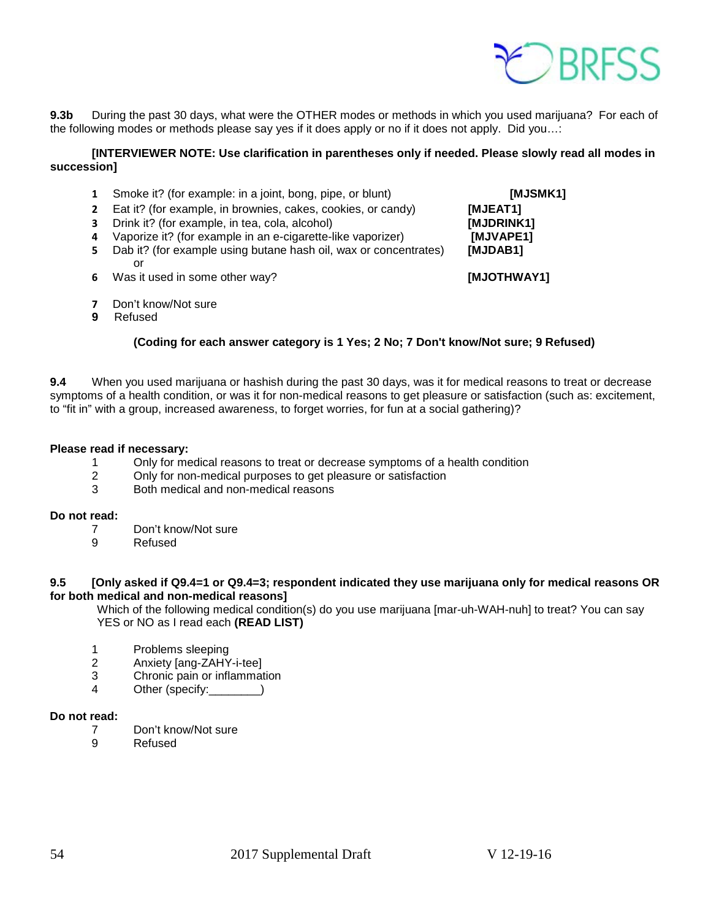**9.3b** During the past 30 days, what were the OTHER modes or methods in which you used marijuana? For each of the following modes or methods please say yes if it does apply or no if it does not apply. Did you…:

**[INTERVIEWER NOTE: Use clarification in parentheses only if needed. Please slowly read all modes in succession]**

| | | |
|---|---|---|
| **1** | Smoke it? (for example: in a joint, bong, pipe, or blunt) | **[MJSMK1]** |
| **2** | Eat it? (for example, in brownies, cakes, cookies, or candy) | **[MJEAT1]** |
| **3** | Drink it? (for example, in tea, cola, alcohol) | **[MJDRINK1]** |
| **4** | Vaporize it? (for example in an e-cigarette-like vaporizer) | **[MJVAPE1]** |
| **5** | Dab it? (for example using butane hash oil, wax or concentrates) or | **[MJDAB1]** |
| **6** | Was it used in some other way? | **[MJOTHWAY1]** |

**7** Don't know/Not sure
**9** Refused

**(Coding for each answer category is 1 Yes; 2 No; 7 Don't know/Not sure; 9 Refused)**

**9.4** When you used marijuana or hashish during the past 30 days, was it for medical reasons to treat or decrease symptoms of a health condition, or was it for non-medical reasons to get pleasure or satisfaction (such as: excitement, to "fit in" with a group, increased awareness, to forget worries, for fun at a social gathering)?

**Please read if necessary:**

1 Only for medical reasons to treat or decrease symptoms of a health condition
2 Only for non-medical purposes to get pleasure or satisfaction
3 Both medical and non-medical reasons

**Do not read:**

7 Don't know/Not sure
9 Refused

**9.5 [Only asked if Q9.4=1 or Q9.4=3; respondent indicated they use marijuana only for medical reasons OR for both medical and non-medical reasons]**

Which of the following medical condition(s) do you use marijuana [mar-uh-WAH-nuh] to treat? You can say YES or NO as I read each **(READ LIST)**

1 Problems sleeping
2 Anxiety [ang-ZAHY-i-tee]
3 Chronic pain or inflammation
4 Other (specify:________)

**Do not read:**

7 Don't know/Not sure
9 Refused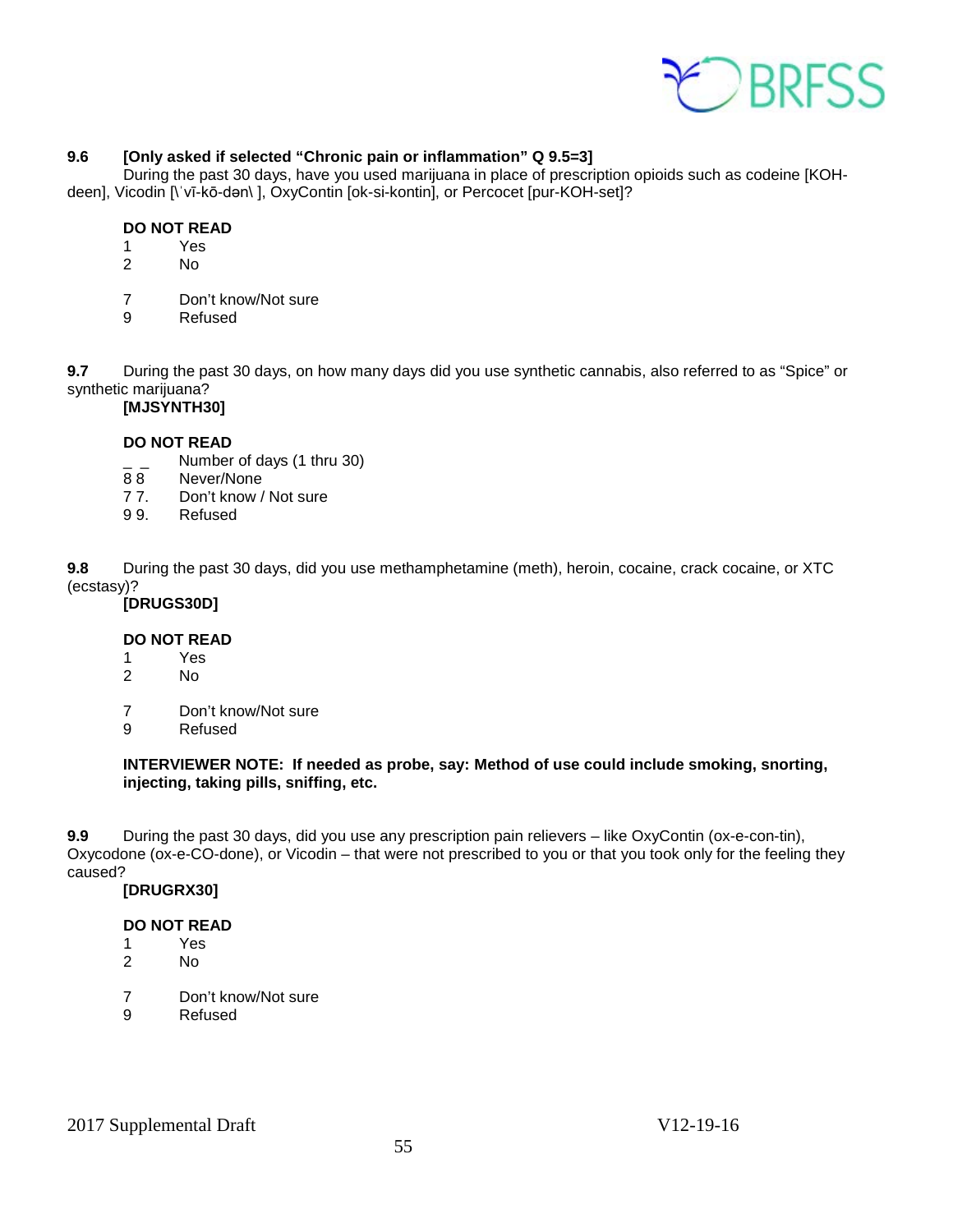**9.6 [Only asked if selected "Chronic pain or inflammation" Q 9.5=3]**
During the past 30 days, have you used marijuana in place of prescription opioids such as codeine [KOH-deen], Vicodin [\ˈvī-kō-dən\ ], OxyContin [ok-si-kontin], or Percocet [pur-KOH-set]?

**DO NOT READ**

1 Yes
2 No

7 Don't know/Not sure
9 Refused

**9.7** During the past 30 days, on how many days did you use synthetic cannabis, also referred to as "Spice" or synthetic marijuana?
**[MJSYNTH30]**

**DO NOT READ**

_ _ Number of days (1 thru 30)
8 8 Never/None
7 7. Don't know / Not sure
9 9. Refused

**9.8** During the past 30 days, did you use methamphetamine (meth), heroin, cocaine, crack cocaine, or XTC (ecstasy)?
**[DRUGS30D]**

**DO NOT READ**

1 Yes
2 No

7 Don't know/Not sure
9 Refused

**INTERVIEWER NOTE: If needed as probe, say: Method of use could include smoking, snorting, injecting, taking pills, sniffing, etc.**

**9.9** During the past 30 days, did you use any prescription pain relievers – like OxyContin (ox-e-con-tin), Oxycodone (ox-e-CO-done), or Vicodin – that were not prescribed to you or that you took only for the feeling they caused?
**[DRUGRX30]**

**DO NOT READ**

1 Yes
2 No

7 Don't know/Not sure
9 Refused

2017 Supplemental Draft V12-19-16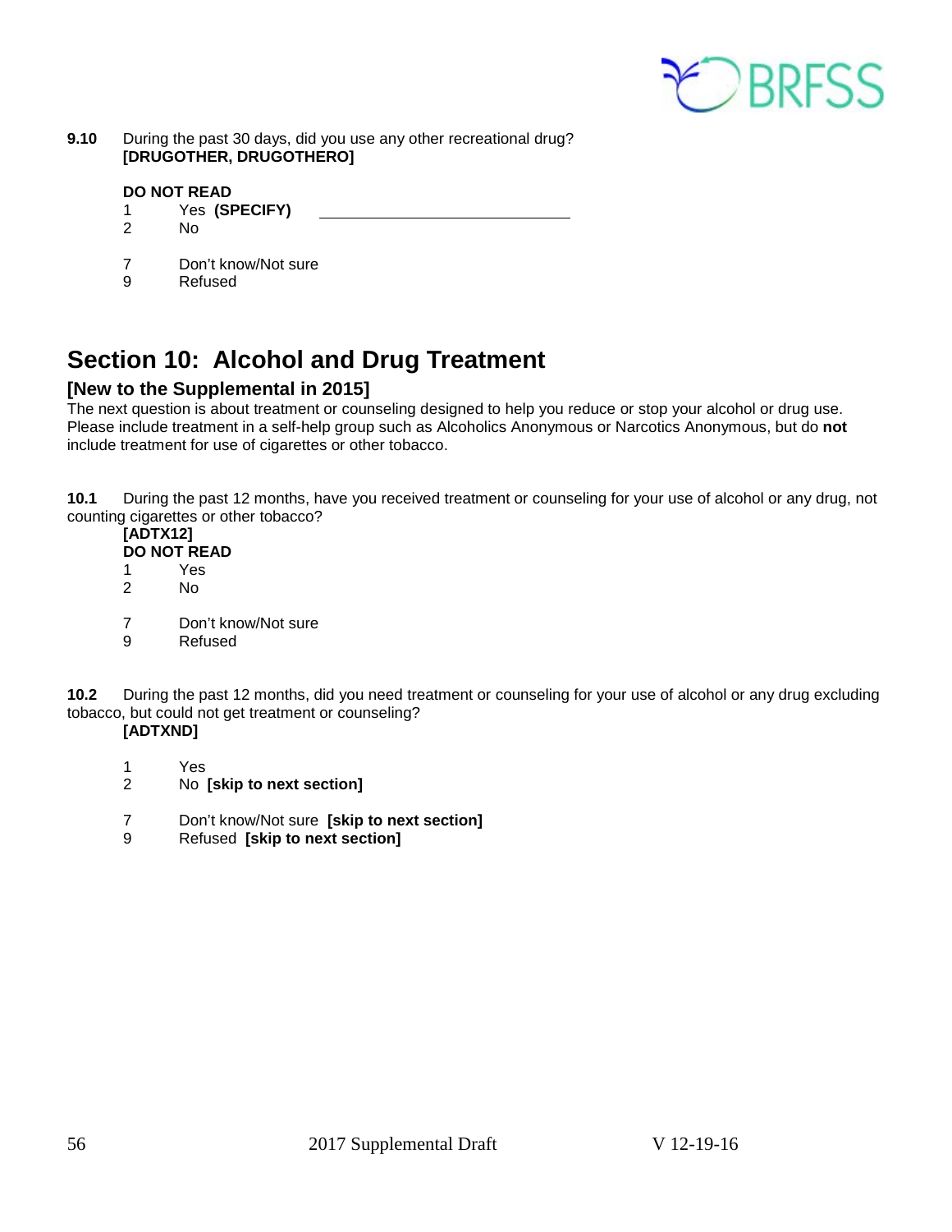**9.10** During the past 30 days, did you use any other recreational drug?
**[DRUGOTHER, DRUGOTHERO]**

**DO NOT READ**

1 Yes **(SPECIFY)** ______________________________

2 No

7 Don't know/Not sure

9 Refused

## Section 10: Alcohol and Drug Treatment

### [New to the Supplemental in 2015]

The next question is about treatment or counseling designed to help you reduce or stop your alcohol or drug use. Please include treatment in a self-help group such as Alcoholics Anonymous or Narcotics Anonymous, but do **not** include treatment for use of cigarettes or other tobacco.

**10.1** During the past 12 months, have you received treatment or counseling for your use of alcohol or any drug, not counting cigarettes or other tobacco?
**[ADTX12]**

**DO NOT READ**

1 Yes

2 No

7 Don't know/Not sure

9 Refused

**10.2** During the past 12 months, did you need treatment or counseling for your use of alcohol or any drug excluding tobacco, but could not get treatment or counseling?
**[ADTXND]**

1 Yes

2 No **[skip to next section]**

7 Don't know/Not sure **[skip to next section]**

9 Refused **[skip to next section]**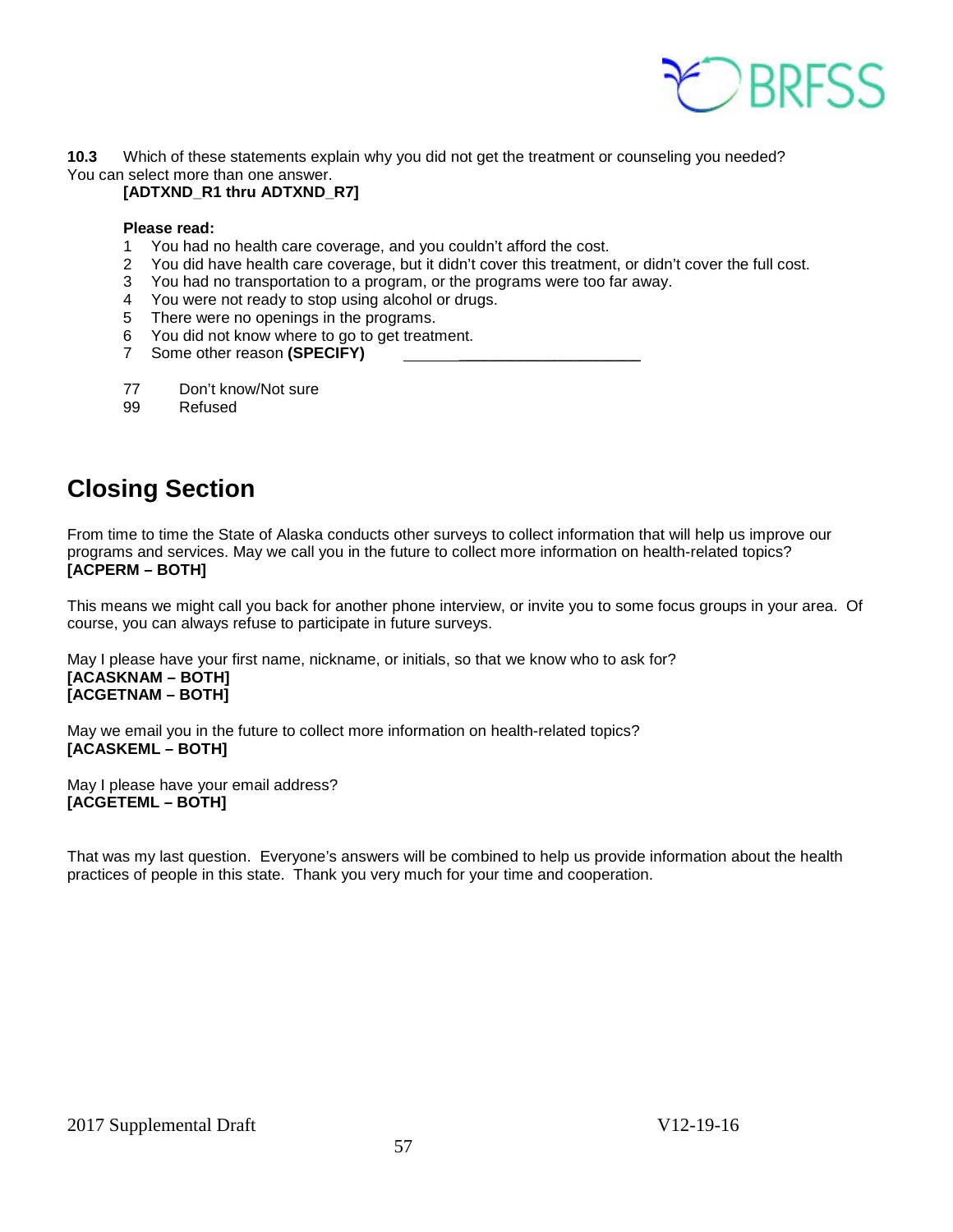**10.3** Which of these statements explain why you did not get the treatment or counseling you needed? You can select more than one answer.
**[ADTXND_R1 thru ADTXND_R7]**

**Please read:**

1 You had no health care coverage, and you couldn't afford the cost.
2 You did have health care coverage, but it didn't cover this treatment, or didn't cover the full cost.
3 You had no transportation to a program, or the programs were too far away.
4 You were not ready to stop using alcohol or drugs.
5 There were no openings in the programs.
6 You did not know where to go to get treatment.
7 Some other reason **(SPECIFY)** ____________________________

77 Don't know/Not sure
99 Refused

## Closing Section

From time to time the State of Alaska conducts other surveys to collect information that will help us improve our programs and services. May we call you in the future to collect more information on health-related topics?
**[ACPERM – BOTH]**

This means we might call you back for another phone interview, or invite you to some focus groups in your area. Of course, you can always refuse to participate in future surveys.

May I please have your first name, nickname, or initials, so that we know who to ask for?
**[ACASKNAM – BOTH]**
**[ACGETNAM – BOTH]**

May we email you in the future to collect more information on health-related topics?
**[ACASKEML – BOTH]**

May I please have your email address?
**[ACGETEML – BOTH]**

That was my last question. Everyone's answers will be combined to help us provide information about the health practices of people in this state. Thank you very much for your time and cooperation.